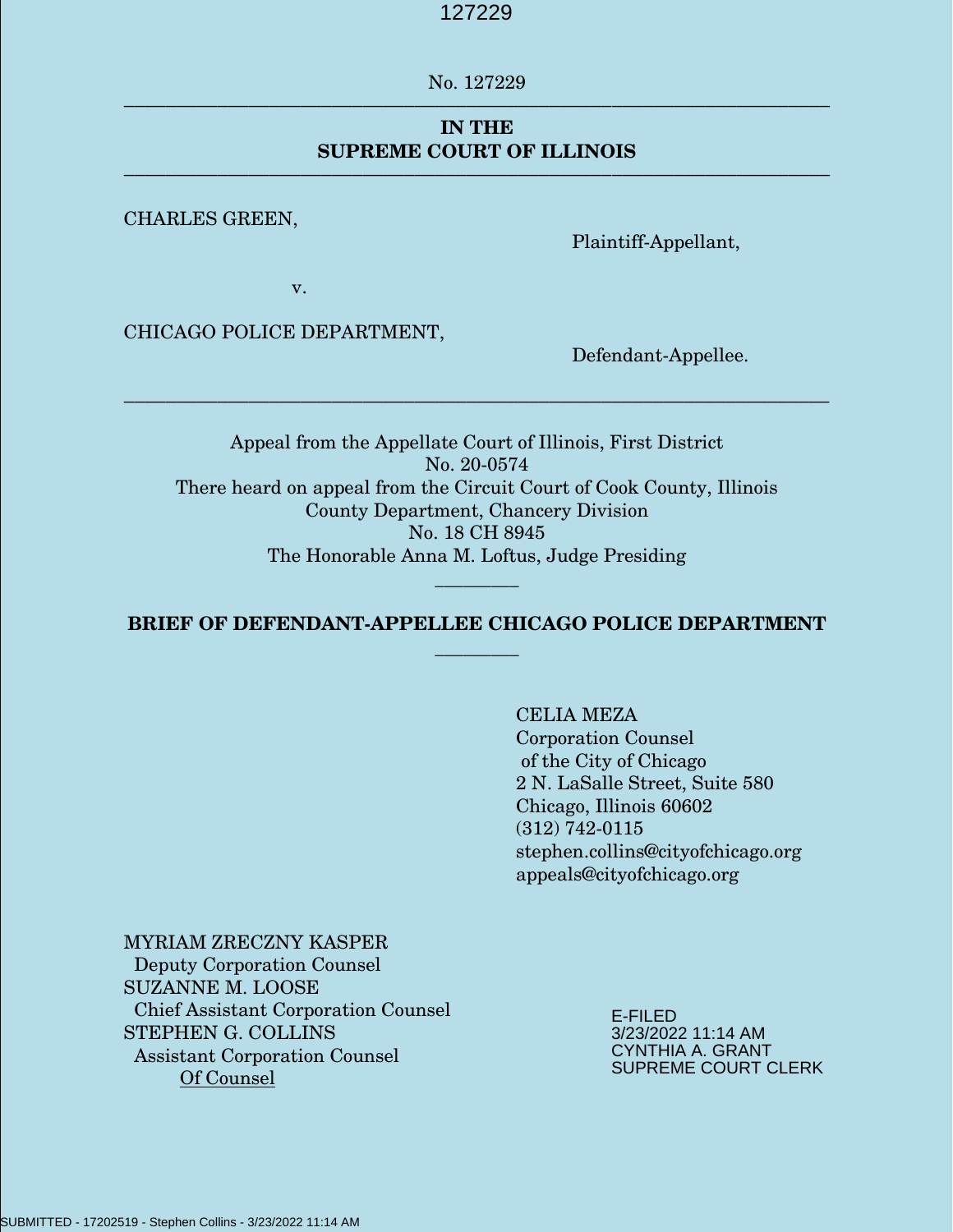No. 127229

---

**IN THE**
**SUPREME COURT OF ILLINOIS**

---

CHARLES GREEN,

Plaintiff-Appellant,

v.

CHICAGO POLICE DEPARTMENT,

Defendant-Appellee.

---

Appeal from the Appellate Court of Illinois, First District
No. 20-0574
There heard on appeal from the Circuit Court of Cook County, Illinois
County Department, Chancery Division
No. 18 CH 8945
The Honorable Anna M. Loftus, Judge Presiding

---

**BRIEF OF DEFENDANT-APPELLEE CHICAGO POLICE DEPARTMENT**

---

CELIA MEZA
Corporation Counsel
of the City of Chicago
2 N. LaSalle Street, Suite 580
Chicago, Illinois 60602
(312) 742-0115
stephen.collins@cityofchicago.org
appeals@cityofchicago.org

MYRIAM ZRECZNY KASPER
Deputy Corporation Counsel
SUZANNE M. LOOSE
Chief Assistant Corporation Counsel
STEPHEN G. COLLINS
Assistant Corporation Counsel
Of Counsel

E-FILED
3/23/2022 11:14 AM
CYNTHIA A. GRANT
SUPREME COURT CLERK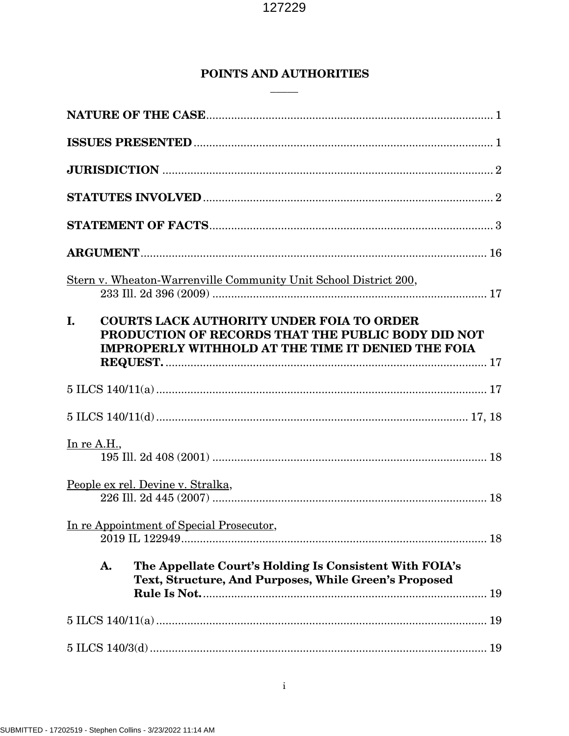# POINTS AND AUTHORITIES

**NATURE OF THE CASE** ........................................................................................ 1

**ISSUES PRESENTED** ........................................................................................ 1

**JURISDICTION** ........................................................................................ 2

**STATUTES INVOLVED** ........................................................................................ 2

**STATEMENT OF FACTS** ........................................................................................ 3

**ARGUMENT** ........................................................................................ 16

Stern v. Wheaton-Warrenville Community Unit School District 200, 233 Ill. 2d 396 (2009) ........................................................................................ 17

**I. COURTS LACK AUTHORITY UNDER FOIA TO ORDER PRODUCTION OF RECORDS THAT THE PUBLIC BODY DID NOT IMPROPERLY WITHHOLD AT THE TIME IT DENIED THE FOIA REQUEST.** ........................................................................................ 17

5 ILCS 140/11(a) ........................................................................................ 17

5 ILCS 140/11(d) ........................................................................................ 17, 18

In re A.H., 195 Ill. 2d 408 (2001) ........................................................................................ 18

People ex rel. Devine v. Stralka, 226 Ill. 2d 445 (2007) ........................................................................................ 18

In re Appointment of Special Prosecutor, 2019 IL 122949 ........................................................................................ 18

**A. The Appellate Court's Holding Is Consistent With FOIA's Text, Structure, And Purposes, While Green's Proposed Rule Is Not.** ........................................................................................ 19

5 ILCS 140/11(a) ........................................................................................ 19

5 ILCS 140/3(d) ........................................................................................ 19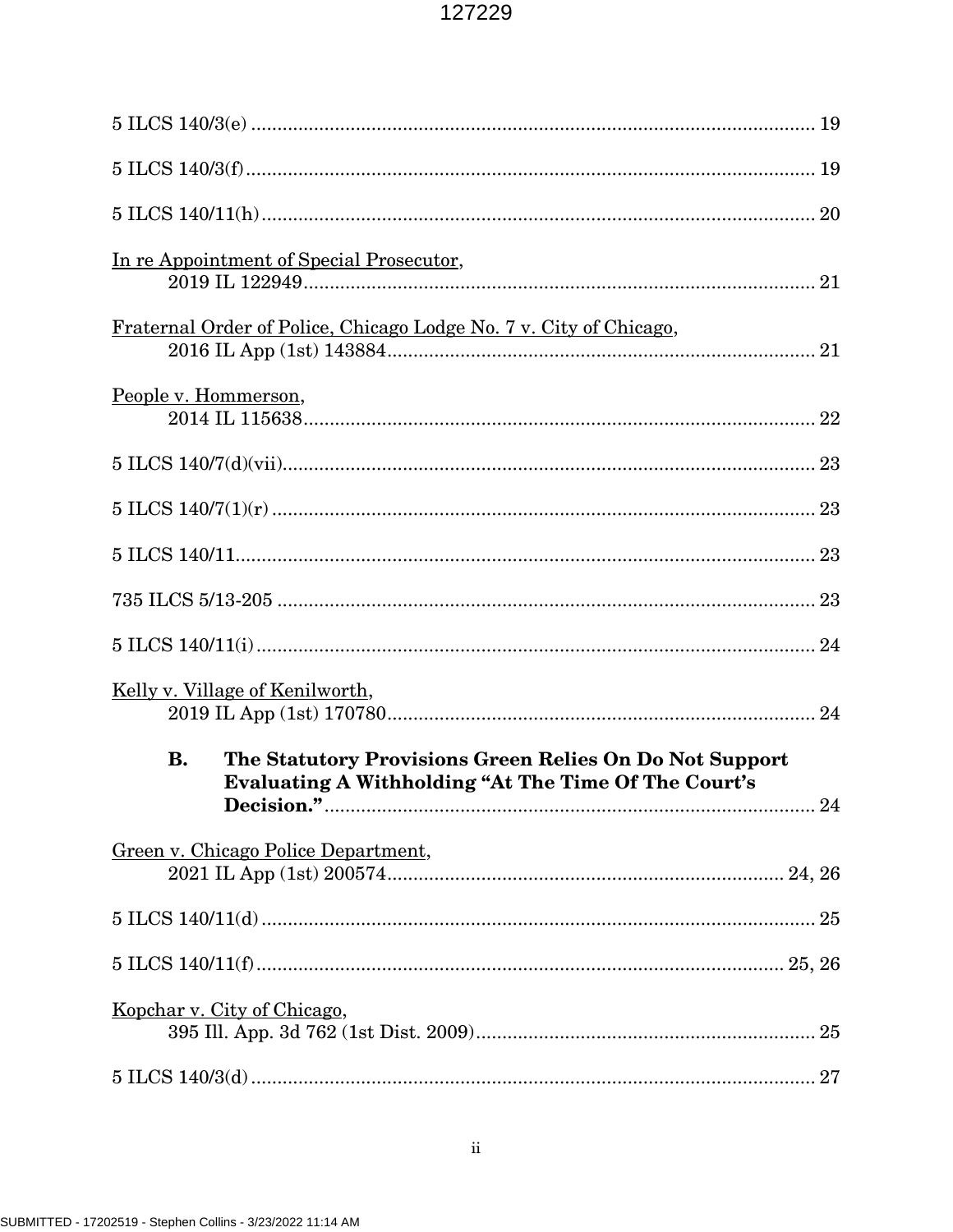5 ILCS 140/3(e) .......................................................................................................... 19

5 ILCS 140/3(f)........................................................................................................... 19

5 ILCS 140/11(h)......................................................................................................... 20

In re Appointment of Special Prosecutor,
2019 IL 122949................................................................................................. 21

Fraternal Order of Police, Chicago Lodge No. 7 v. City of Chicago,
2016 IL App (1st) 143884................................................................................. 21

People v. Hommerson,
2014 IL 115638................................................................................................. 22

5 ILCS 140/7(d)(vii)..................................................................................................... 23

5 ILCS 140/7(1)(r) ....................................................................................................... 23

5 ILCS 140/11.............................................................................................................. 23

735 ILCS 5/13-205 ...................................................................................................... 23

5 ILCS 140/11(i).......................................................................................................... 24

Kelly v. Village of Kenilworth,
2019 IL App (1st) 170780................................................................................. 24

**B. The Statutory Provisions Green Relies On Do Not Support Evaluating A Withholding "At The Time Of The Court's Decision."**............................................................................... 24

Green v. Chicago Police Department,
2021 IL App (1st) 200574........................................................................... 24, 26

5 ILCS 140/11(d)......................................................................................................... 25

5 ILCS 140/11(f)..................................................................................................... 25, 26

Kopchar v. City of Chicago,
395 Ill. App. 3d 762 (1st Dist. 2009)................................................................ 25

5 ILCS 140/3(d)........................................................................................................... 27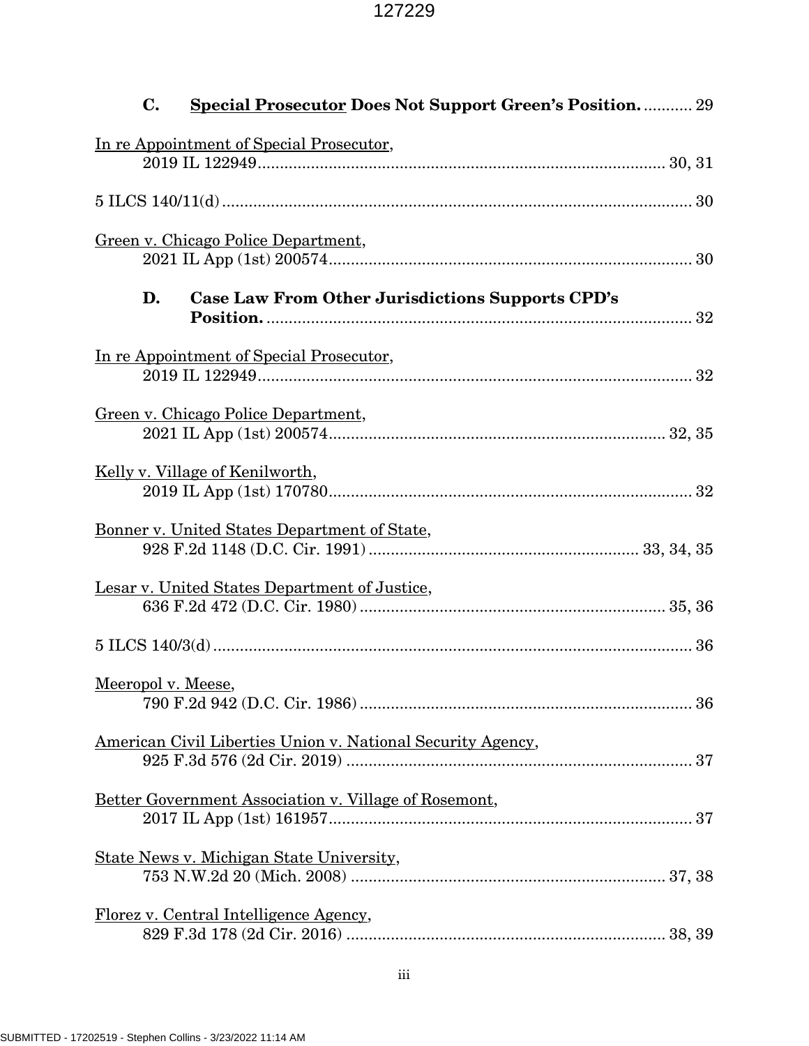**C. Special Prosecutor Does Not Support Green's Position.** ........... 29

In re Appointment of Special Prosecutor,
2019 IL 122949........................................................................................... 30, 31

5 ILCS 140/11(d)........................................................................................... 30

Green v. Chicago Police Department,
2021 IL App (1st) 200574.................................................................................. 30

**D. Case Law From Other Jurisdictions Supports CPD's Position.** ................................................................................. 32

In re Appointment of Special Prosecutor,
2019 IL 122949.................................................................................................. 32

Green v. Chicago Police Department,
2021 IL App (1st) 200574............................................................................ 32, 35

Kelly v. Village of Kenilworth,
2019 IL App (1st) 170780.................................................................................. 32

Bonner v. United States Department of State,
928 F.2d 1148 (D.C. Cir. 1991) ............................................................ 33, 34, 35

Lesar v. United States Department of Justice,
636 F.2d 472 (D.C. Cir. 1980) .................................................................... 35, 36

5 ILCS 140/3(d)................................................................................................ 36

Meeropol v. Meese,
790 F.2d 942 (D.C. Cir. 1986) ........................................................................... 36

American Civil Liberties Union v. National Security Agency,
925 F.3d 576 (2d Cir. 2019) .............................................................................. 37

Better Government Association v. Village of Rosemont,
2017 IL App (1st) 161957.................................................................................. 37

State News v. Michigan State University,
753 N.W.2d 20 (Mich. 2008) ....................................................................... 37, 38

Florez v. Central Intelligence Agency,
829 F.3d 178 (2d Cir. 2016) ........................................................................ 38, 39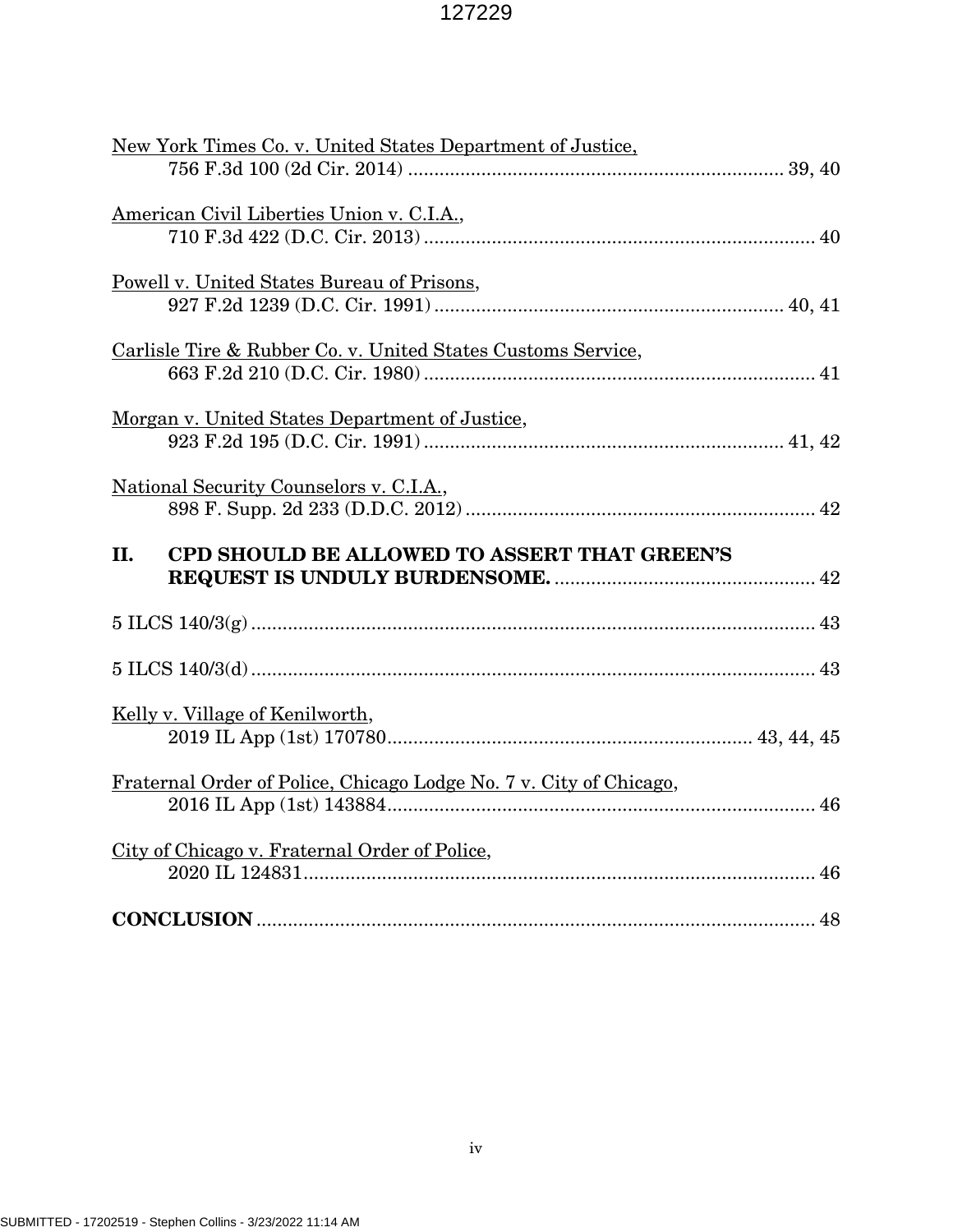New York Times Co. v. United States Department of Justice,
756 F.3d 100 (2d Cir. 2014) ........................................................................ 39, 40

American Civil Liberties Union v. C.I.A.,
710 F.3d 422 (D.C. Cir. 2013) ........................................................................... 40

Powell v. United States Bureau of Prisons,
927 F.2d 1239 (D.C. Cir. 1991) .................................................................... 40, 41

Carlisle Tire & Rubber Co. v. United States Customs Service,
663 F.2d 210 (D.C. Cir. 1980) ........................................................................... 41

Morgan v. United States Department of Justice,
923 F.2d 195 (D.C. Cir. 1991) ..................................................................... 41, 42

National Security Counselors v. C.I.A.,
898 F. Supp. 2d 233 (D.D.C. 2012) ................................................................... 42

**II. CPD SHOULD BE ALLOWED TO ASSERT THAT GREEN'S REQUEST IS UNDULY BURDENSOME.** .................................................. 42

5 ILCS 140/3(g) ............................................................................................................ 43

5 ILCS 140/3(d) ............................................................................................................ 43

Kelly v. Village of Kenilworth,
2019 IL App (1st) 170780..................................................................... 43, 44, 45

Fraternal Order of Police, Chicago Lodge No. 7 v. City of Chicago,
2016 IL App (1st) 143884.................................................................................. 46

City of Chicago v. Fraternal Order of Police,
2020 IL 124831................................................................................................... 46

**CONCLUSION** ............................................................................................................ 48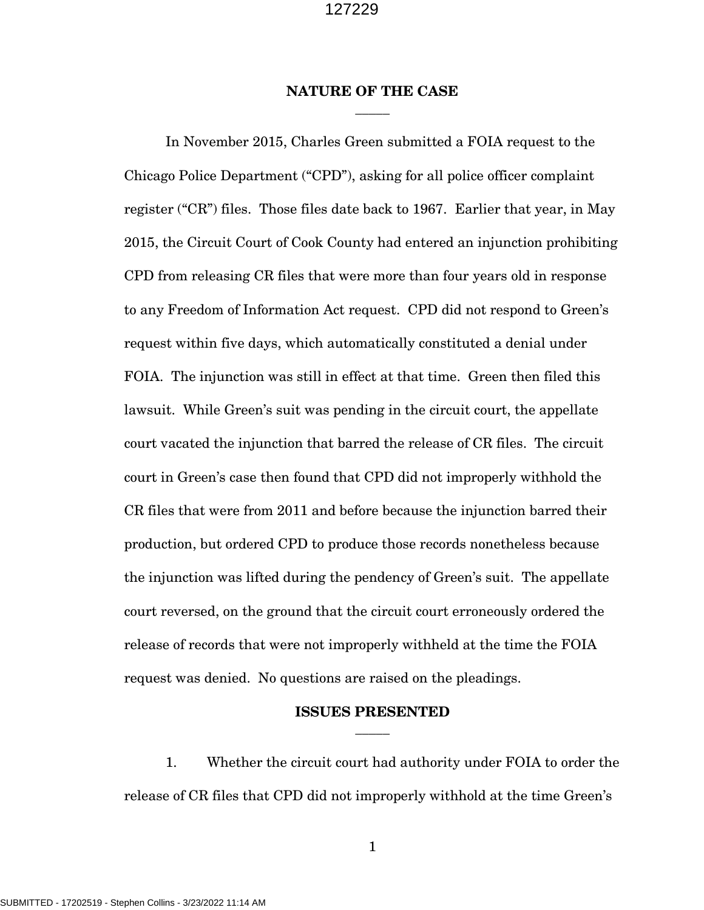## NATURE OF THE CASE

In November 2015, Charles Green submitted a FOIA request to the Chicago Police Department ("CPD"), asking for all police officer complaint register ("CR") files. Those files date back to 1967. Earlier that year, in May 2015, the Circuit Court of Cook County had entered an injunction prohibiting CPD from releasing CR files that were more than four years old in response to any Freedom of Information Act request. CPD did not respond to Green's request within five days, which automatically constituted a denial under FOIA. The injunction was still in effect at that time. Green then filed this lawsuit. While Green's suit was pending in the circuit court, the appellate court vacated the injunction that barred the release of CR files. The circuit court in Green's case then found that CPD did not improperly withhold the CR files that were from 2011 and before because the injunction barred their production, but ordered CPD to produce those records nonetheless because the injunction was lifted during the pendency of Green's suit. The appellate court reversed, on the ground that the circuit court erroneously ordered the release of records that were not improperly withheld at the time the FOIA request was denied. No questions are raised on the pleadings.

## ISSUES PRESENTED

1. Whether the circuit court had authority under FOIA to order the release of CR files that CPD did not improperly withhold at the time Green's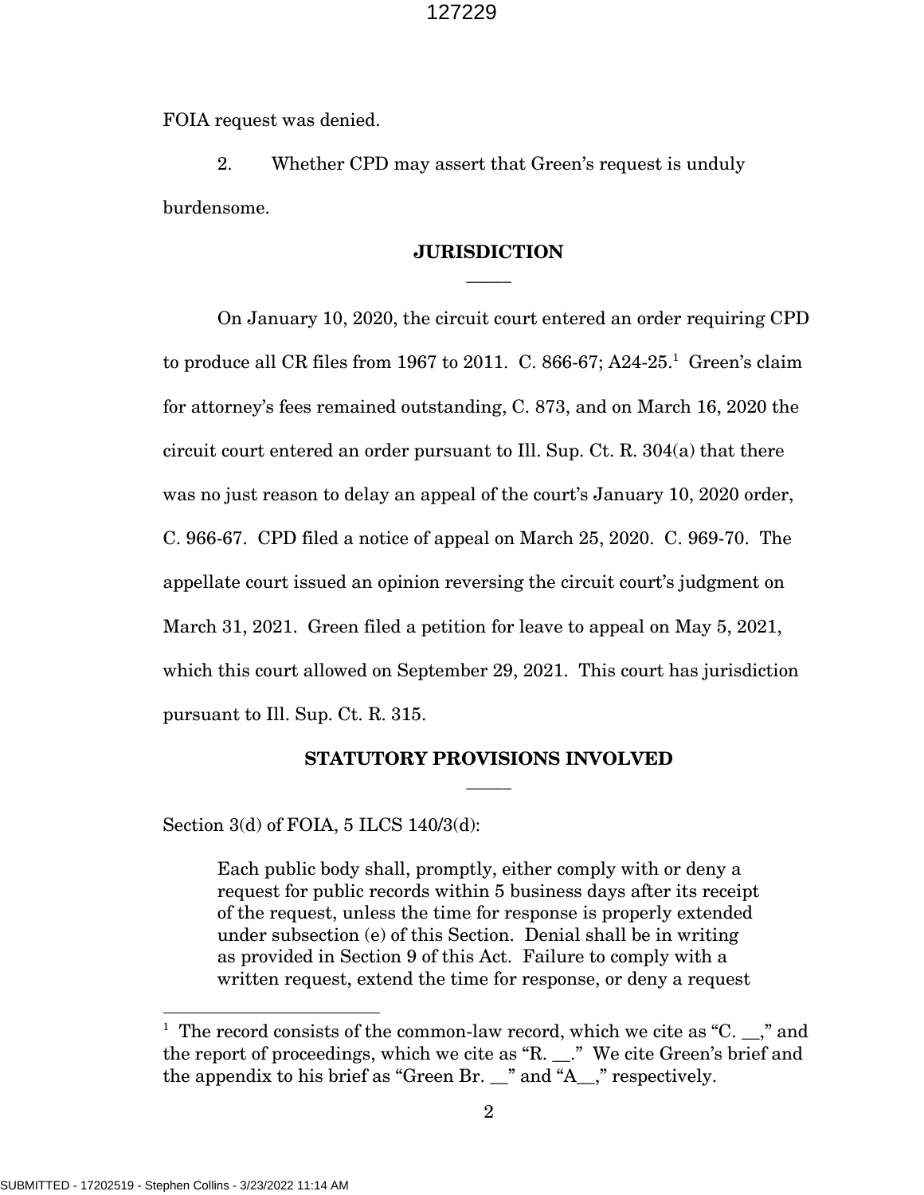FOIA request was denied.

2. Whether CPD may assert that Green's request is unduly burdensome.

## JURISDICTION

On January 10, 2020, the circuit court entered an order requiring CPD to produce all CR files from 1967 to 2011. C. 866-67; A24-25.[1] Green's claim for attorney's fees remained outstanding, C. 873, and on March 16, 2020 the circuit court entered an order pursuant to Ill. Sup. Ct. R. 304(a) that there was no just reason to delay an appeal of the court's January 10, 2020 order, C. 966-67. CPD filed a notice of appeal on March 25, 2020. C. 969-70. The appellate court issued an opinion reversing the circuit court's judgment on March 31, 2021. Green filed a petition for leave to appeal on May 5, 2021, which this court allowed on September 29, 2021. This court has jurisdiction pursuant to Ill. Sup. Ct. R. 315.

## STATUTORY PROVISIONS INVOLVED

Section 3(d) of FOIA, 5 ILCS 140/3(d):

> Each public body shall, promptly, either comply with or deny a request for public records within 5 business days after its receipt of the request, unless the time for response is properly extended under subsection (e) of this Section. Denial shall be in writing as provided in Section 9 of this Act. Failure to comply with a written request, extend the time for response, or deny a request

[1] The record consists of the common-law record, which we cite as "C. __," and the report of proceedings, which we cite as "R. __." We cite Green's brief and the appendix to his brief as "Green Br. __" and "A__," respectively.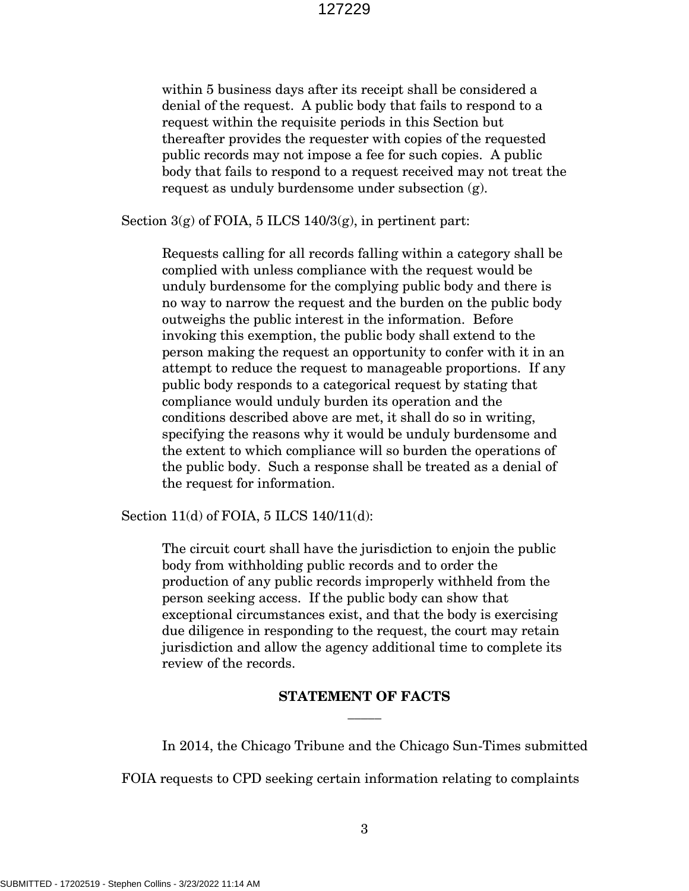> within 5 business days after its receipt shall be considered a denial of the request. A public body that fails to respond to a request within the requisite periods in this Section but thereafter provides the requester with copies of the requested public records may not impose a fee for such copies. A public body that fails to respond to a request received may not treat the request as unduly burdensome under subsection (g).

Section 3(g) of FOIA, 5 ILCS 140/3(g), in pertinent part:

> Requests calling for all records falling within a category shall be complied with unless compliance with the request would be unduly burdensome for the complying public body and there is no way to narrow the request and the burden on the public body outweighs the public interest in the information. Before invoking this exemption, the public body shall extend to the person making the request an opportunity to confer with it in an attempt to reduce the request to manageable proportions. If any public body responds to a categorical request by stating that compliance would unduly burden its operation and the conditions described above are met, it shall do so in writing, specifying the reasons why it would be unduly burdensome and the extent to which compliance will so burden the operations of the public body. Such a response shall be treated as a denial of the request for information.

Section 11(d) of FOIA, 5 ILCS 140/11(d):

> The circuit court shall have the jurisdiction to enjoin the public body from withholding public records and to order the production of any public records improperly withheld from the person seeking access. If the public body can show that exceptional circumstances exist, and that the body is exercising due diligence in responding to the request, the court may retain jurisdiction and allow the agency additional time to complete its review of the records.

## STATEMENT OF FACTS

In 2014, the Chicago Tribune and the Chicago Sun-Times submitted FOIA requests to CPD seeking certain information relating to complaints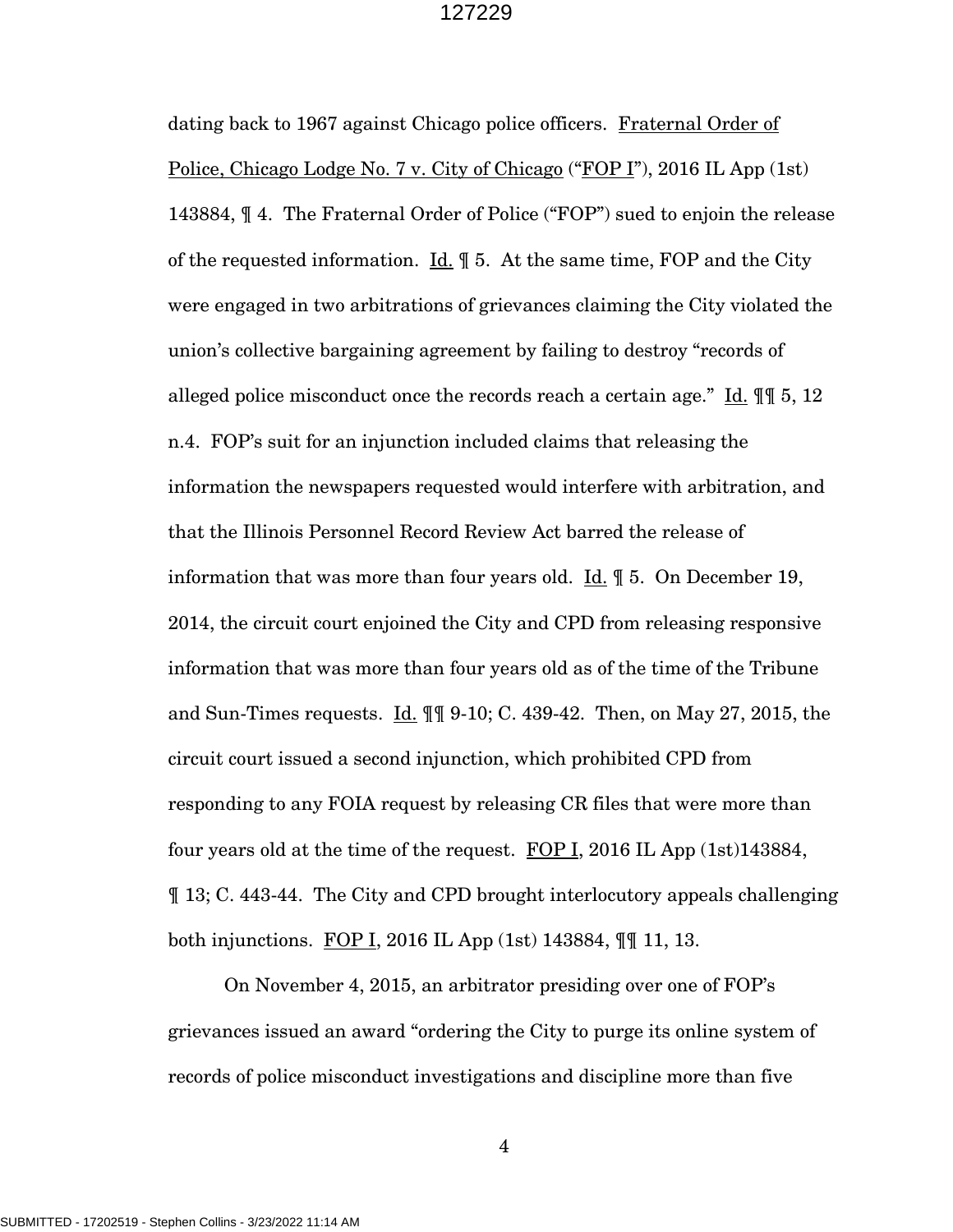dating back to 1967 against Chicago police officers. Fraternal Order of Police, Chicago Lodge No. 7 v. City of Chicago ("FOP I"), 2016 IL App (1st) 143884, ¶ 4. The Fraternal Order of Police ("FOP") sued to enjoin the release of the requested information. Id. ¶ 5. At the same time, FOP and the City were engaged in two arbitrations of grievances claiming the City violated the union's collective bargaining agreement by failing to destroy "records of alleged police misconduct once the records reach a certain age." Id. ¶¶ 5, 12 n.4. FOP's suit for an injunction included claims that releasing the information the newspapers requested would interfere with arbitration, and that the Illinois Personnel Record Review Act barred the release of information that was more than four years old. Id. ¶ 5. On December 19, 2014, the circuit court enjoined the City and CPD from releasing responsive information that was more than four years old as of the time of the Tribune and Sun-Times requests. Id. ¶¶ 9-10; C. 439-42. Then, on May 27, 2015, the circuit court issued a second injunction, which prohibited CPD from responding to any FOIA request by releasing CR files that were more than four years old at the time of the request. FOP I, 2016 IL App (1st)143884, ¶ 13; C. 443-44. The City and CPD brought interlocutory appeals challenging both injunctions. FOP I, 2016 IL App (1st) 143884, ¶¶ 11, 13.

On November 4, 2015, an arbitrator presiding over one of FOP's grievances issued an award "ordering the City to purge its online system of records of police misconduct investigations and discipline more than five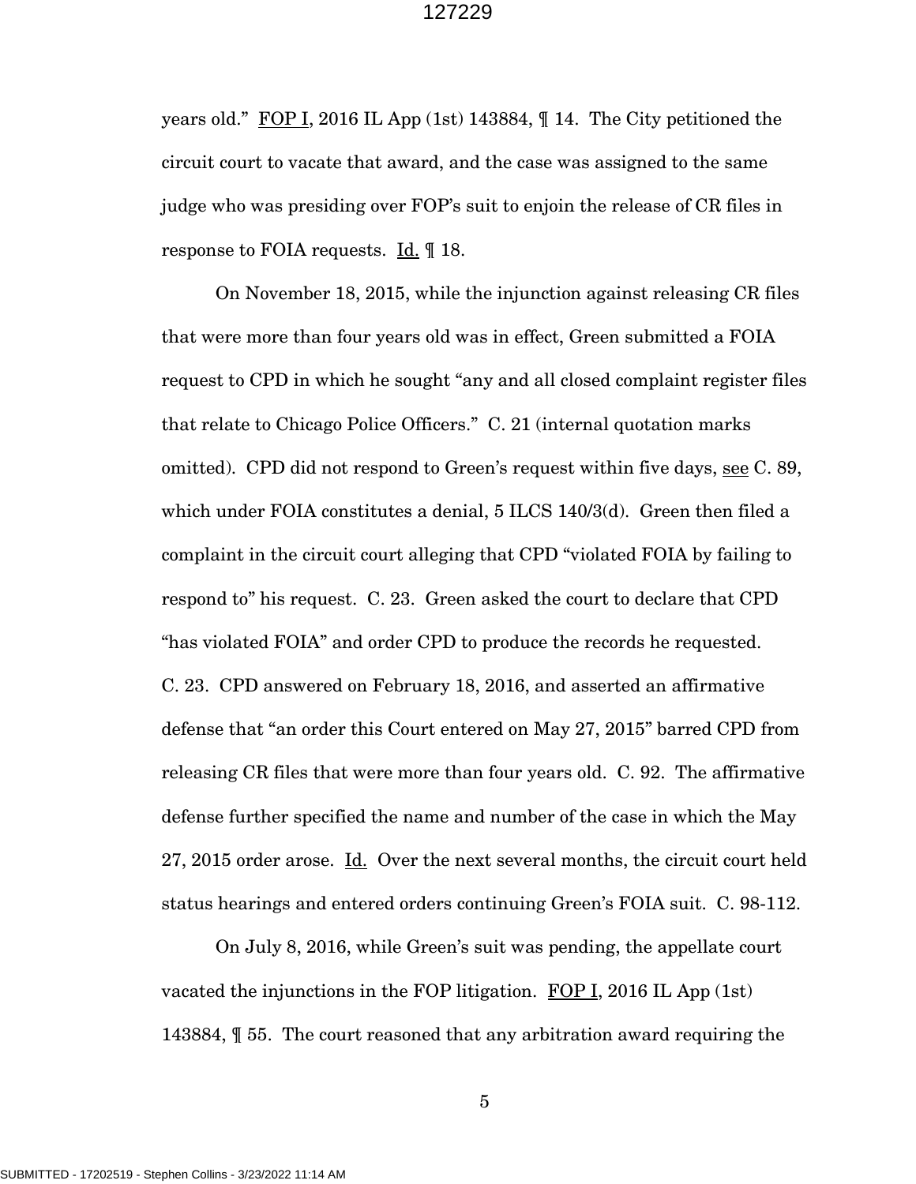years old." FOP I, 2016 IL App (1st) 143884, ¶ 14. The City petitioned the circuit court to vacate that award, and the case was assigned to the same judge who was presiding over FOP's suit to enjoin the release of CR files in response to FOIA requests. Id. ¶ 18.

On November 18, 2015, while the injunction against releasing CR files that were more than four years old was in effect, Green submitted a FOIA request to CPD in which he sought "any and all closed complaint register files that relate to Chicago Police Officers." C. 21 (internal quotation marks omitted). CPD did not respond to Green's request within five days, see C. 89, which under FOIA constitutes a denial, 5 ILCS 140/3(d). Green then filed a complaint in the circuit court alleging that CPD "violated FOIA by failing to respond to" his request. C. 23. Green asked the court to declare that CPD "has violated FOIA" and order CPD to produce the records he requested. C. 23. CPD answered on February 18, 2016, and asserted an affirmative defense that "an order this Court entered on May 27, 2015" barred CPD from releasing CR files that were more than four years old. C. 92. The affirmative defense further specified the name and number of the case in which the May 27, 2015 order arose. Id. Over the next several months, the circuit court held status hearings and entered orders continuing Green's FOIA suit. C. 98-112.

On July 8, 2016, while Green's suit was pending, the appellate court vacated the injunctions in the FOP litigation. FOP I, 2016 IL App (1st) 143884, ¶ 55. The court reasoned that any arbitration award requiring the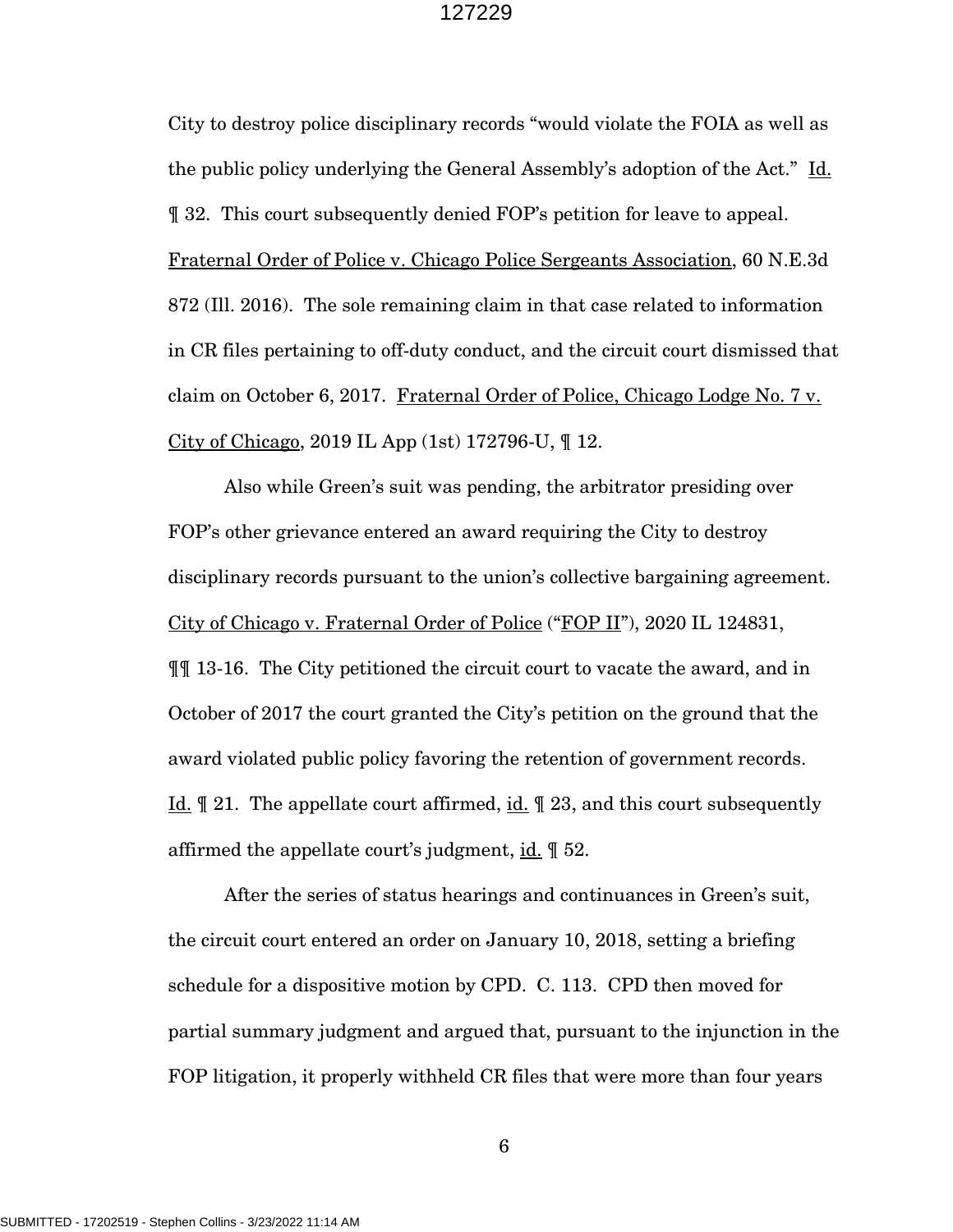City to destroy police disciplinary records "would violate the FOIA as well as the public policy underlying the General Assembly's adoption of the Act." Id. ¶ 32. This court subsequently denied FOP's petition for leave to appeal. Fraternal Order of Police v. Chicago Police Sergeants Association, 60 N.E.3d 872 (Ill. 2016). The sole remaining claim in that case related to information in CR files pertaining to off-duty conduct, and the circuit court dismissed that claim on October 6, 2017. Fraternal Order of Police, Chicago Lodge No. 7 v. City of Chicago, 2019 IL App (1st) 172796-U, ¶ 12.

Also while Green's suit was pending, the arbitrator presiding over FOP's other grievance entered an award requiring the City to destroy disciplinary records pursuant to the union's collective bargaining agreement. City of Chicago v. Fraternal Order of Police ("FOP II"), 2020 IL 124831, ¶¶ 13-16. The City petitioned the circuit court to vacate the award, and in October of 2017 the court granted the City's petition on the ground that the award violated public policy favoring the retention of government records. Id. ¶ 21. The appellate court affirmed, id. ¶ 23, and this court subsequently affirmed the appellate court's judgment, id. ¶ 52.

After the series of status hearings and continuances in Green's suit, the circuit court entered an order on January 10, 2018, setting a briefing schedule for a dispositive motion by CPD. C. 113. CPD then moved for partial summary judgment and argued that, pursuant to the injunction in the FOP litigation, it properly withheld CR files that were more than four years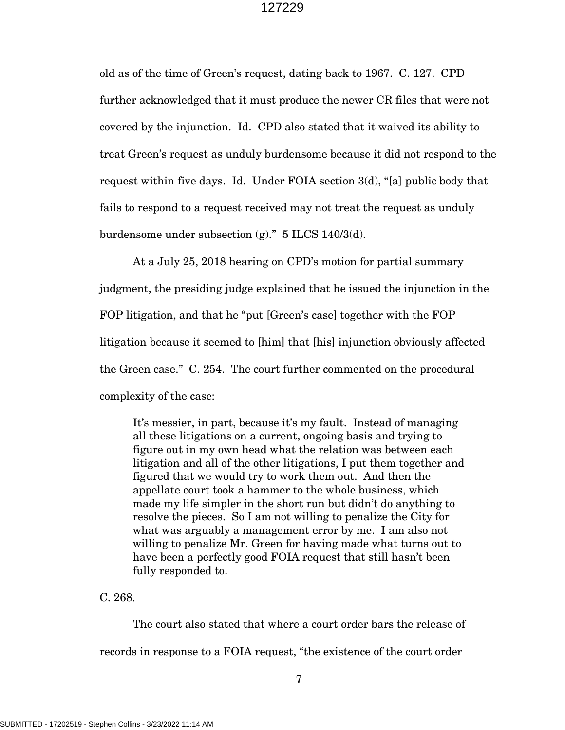old as of the time of Green's request, dating back to 1967. C. 127. CPD further acknowledged that it must produce the newer CR files that were not covered by the injunction. Id. CPD also stated that it waived its ability to treat Green's request as unduly burdensome because it did not respond to the request within five days. Id. Under FOIA section 3(d), "[a] public body that fails to respond to a request received may not treat the request as unduly burdensome under subsection (g)." 5 ILCS 140/3(d).

At a July 25, 2018 hearing on CPD's motion for partial summary judgment, the presiding judge explained that he issued the injunction in the FOP litigation, and that he "put [Green's case] together with the FOP litigation because it seemed to [him] that [his] injunction obviously affected the Green case." C. 254. The court further commented on the procedural complexity of the case:

> It's messier, in part, because it's my fault. Instead of managing all these litigations on a current, ongoing basis and trying to figure out in my own head what the relation was between each litigation and all of the other litigations, I put them together and figured that we would try to work them out. And then the appellate court took a hammer to the whole business, which made my life simpler in the short run but didn't do anything to resolve the pieces. So I am not willing to penalize the City for what was arguably a management error by me. I am also not willing to penalize Mr. Green for having made what turns out to have been a perfectly good FOIA request that still hasn't been fully responded to.

C. 268.

The court also stated that where a court order bars the release of records in response to a FOIA request, "the existence of the court order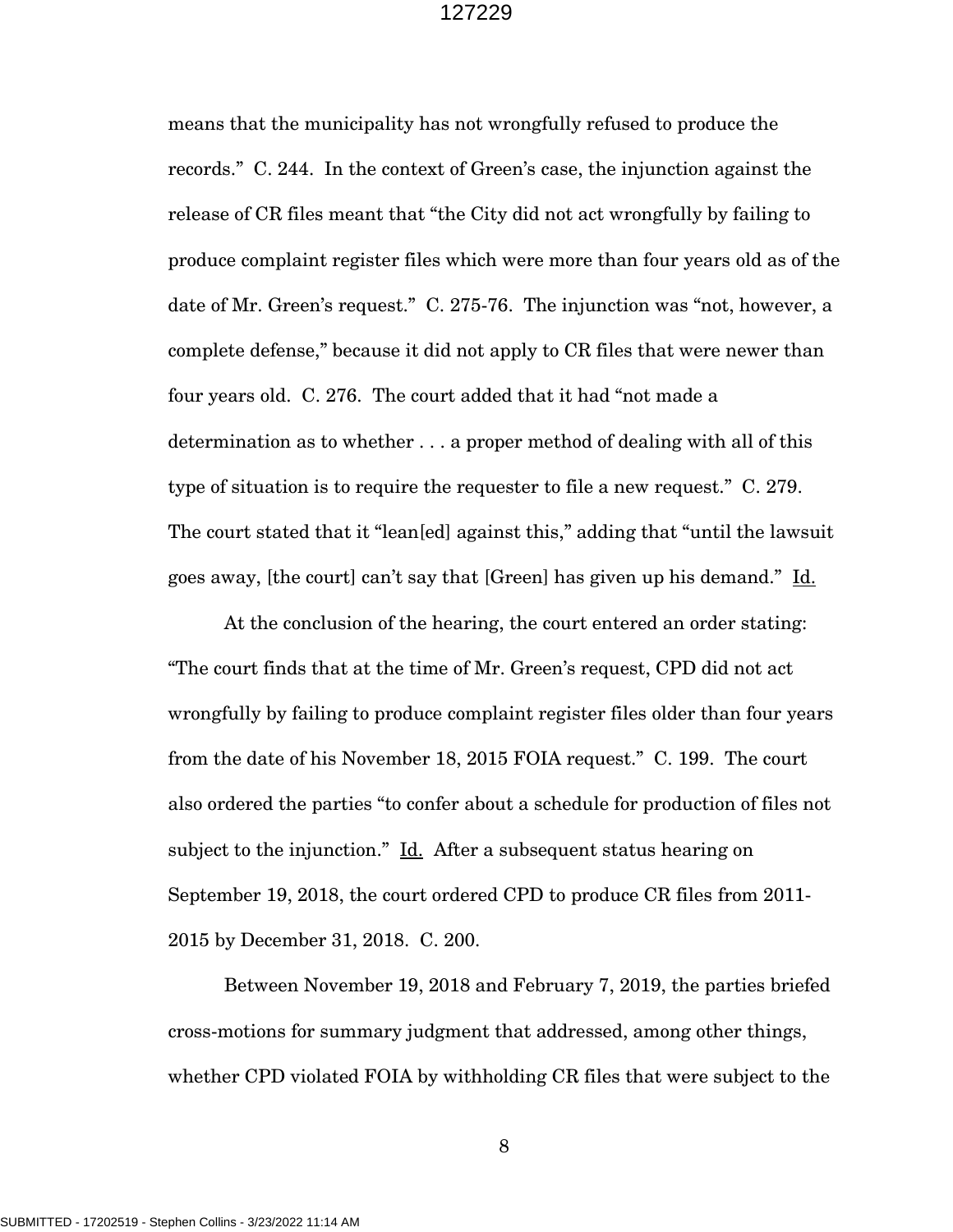means that the municipality has not wrongfully refused to produce the records." C. 244. In the context of Green's case, the injunction against the release of CR files meant that "the City did not act wrongfully by failing to produce complaint register files which were more than four years old as of the date of Mr. Green's request." C. 275-76. The injunction was "not, however, a complete defense," because it did not apply to CR files that were newer than four years old. C. 276. The court added that it had "not made a determination as to whether . . . a proper method of dealing with all of this type of situation is to require the requester to file a new request." C. 279. The court stated that it "lean[ed] against this," adding that "until the lawsuit goes away, [the court] can't say that [Green] has given up his demand." Id.

At the conclusion of the hearing, the court entered an order stating: "The court finds that at the time of Mr. Green's request, CPD did not act wrongfully by failing to produce complaint register files older than four years from the date of his November 18, 2015 FOIA request." C. 199. The court also ordered the parties "to confer about a schedule for production of files not subject to the injunction." Id. After a subsequent status hearing on September 19, 2018, the court ordered CPD to produce CR files from 2011-2015 by December 31, 2018. C. 200.

Between November 19, 2018 and February 7, 2019, the parties briefed cross-motions for summary judgment that addressed, among other things, whether CPD violated FOIA by withholding CR files that were subject to the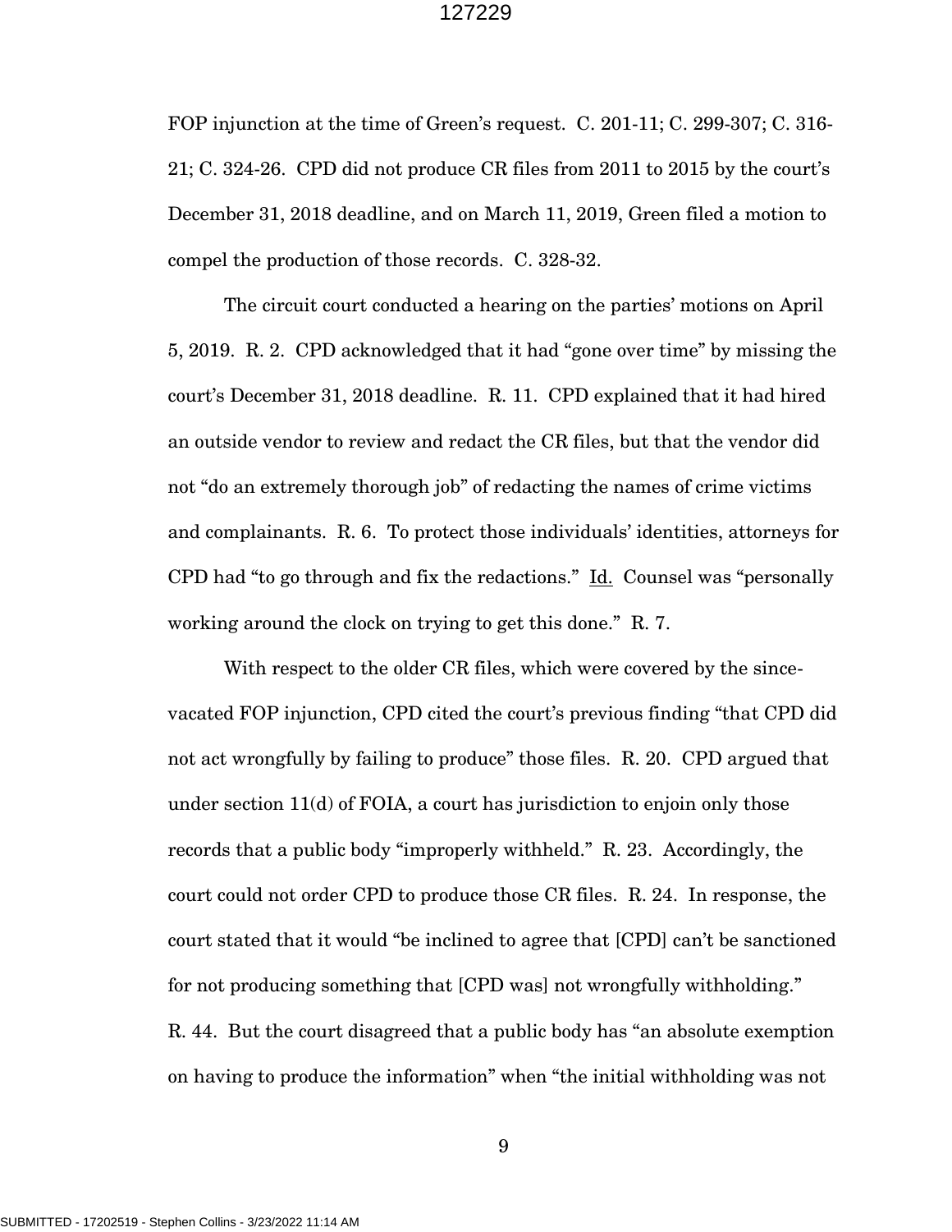FOP injunction at the time of Green's request. C. 201-11; C. 299-307; C. 316-21; C. 324-26. CPD did not produce CR files from 2011 to 2015 by the court's December 31, 2018 deadline, and on March 11, 2019, Green filed a motion to compel the production of those records. C. 328-32.

The circuit court conducted a hearing on the parties' motions on April 5, 2019. R. 2. CPD acknowledged that it had "gone over time" by missing the court's December 31, 2018 deadline. R. 11. CPD explained that it had hired an outside vendor to review and redact the CR files, but that the vendor did not "do an extremely thorough job" of redacting the names of crime victims and complainants. R. 6. To protect those individuals' identities, attorneys for CPD had "to go through and fix the redactions." Id. Counsel was "personally working around the clock on trying to get this done." R. 7.

With respect to the older CR files, which were covered by the since-vacated FOP injunction, CPD cited the court's previous finding "that CPD did not act wrongfully by failing to produce" those files. R. 20. CPD argued that under section 11(d) of FOIA, a court has jurisdiction to enjoin only those records that a public body "improperly withheld." R. 23. Accordingly, the court could not order CPD to produce those CR files. R. 24. In response, the court stated that it would "be inclined to agree that [CPD] can't be sanctioned for not producing something that [CPD was] not wrongfully withholding." R. 44. But the court disagreed that a public body has "an absolute exemption on having to produce the information" when "the initial withholding was not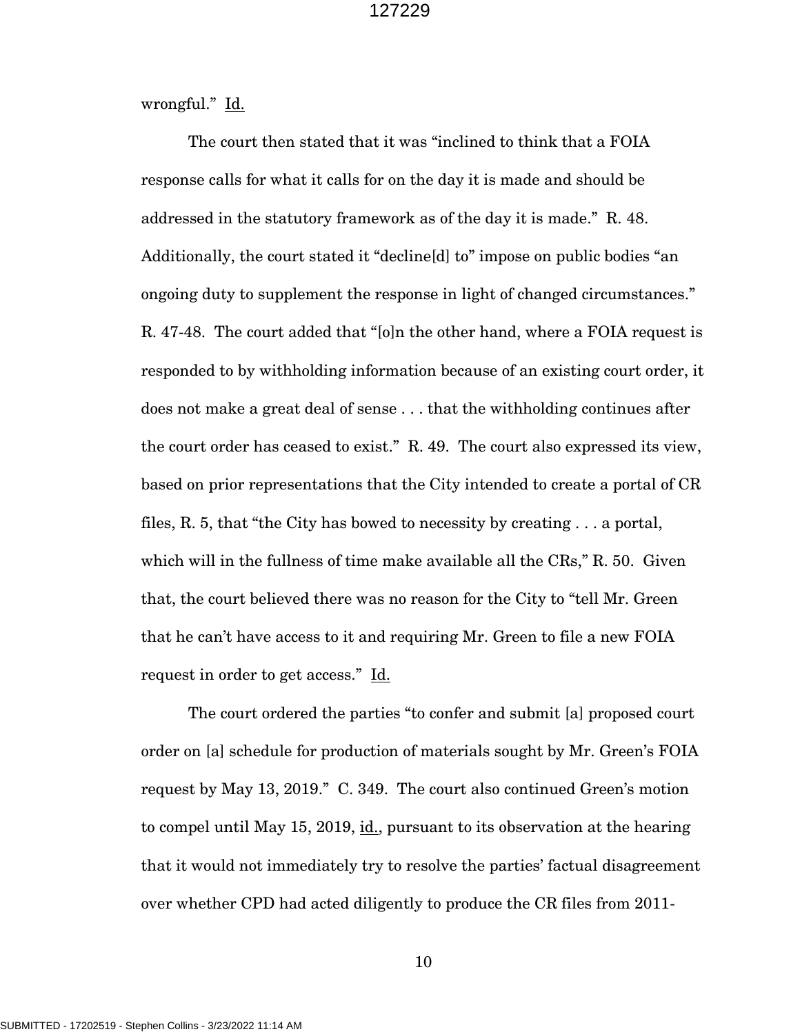wrongful." Id.

The court then stated that it was "inclined to think that a FOIA response calls for what it calls for on the day it is made and should be addressed in the statutory framework as of the day it is made." R. 48. Additionally, the court stated it "decline[d] to" impose on public bodies "an ongoing duty to supplement the response in light of changed circumstances." R. 47-48. The court added that "[o]n the other hand, where a FOIA request is responded to by withholding information because of an existing court order, it does not make a great deal of sense . . . that the withholding continues after the court order has ceased to exist." R. 49. The court also expressed its view, based on prior representations that the City intended to create a portal of CR files, R. 5, that "the City has bowed to necessity by creating . . . a portal, which will in the fullness of time make available all the CRs," R. 50. Given that, the court believed there was no reason for the City to "tell Mr. Green that he can't have access to it and requiring Mr. Green to file a new FOIA request in order to get access." Id.

The court ordered the parties "to confer and submit [a] proposed court order on [a] schedule for production of materials sought by Mr. Green's FOIA request by May 13, 2019." C. 349. The court also continued Green's motion to compel until May 15, 2019, id., pursuant to its observation at the hearing that it would not immediately try to resolve the parties' factual disagreement over whether CPD had acted diligently to produce the CR files from 2011-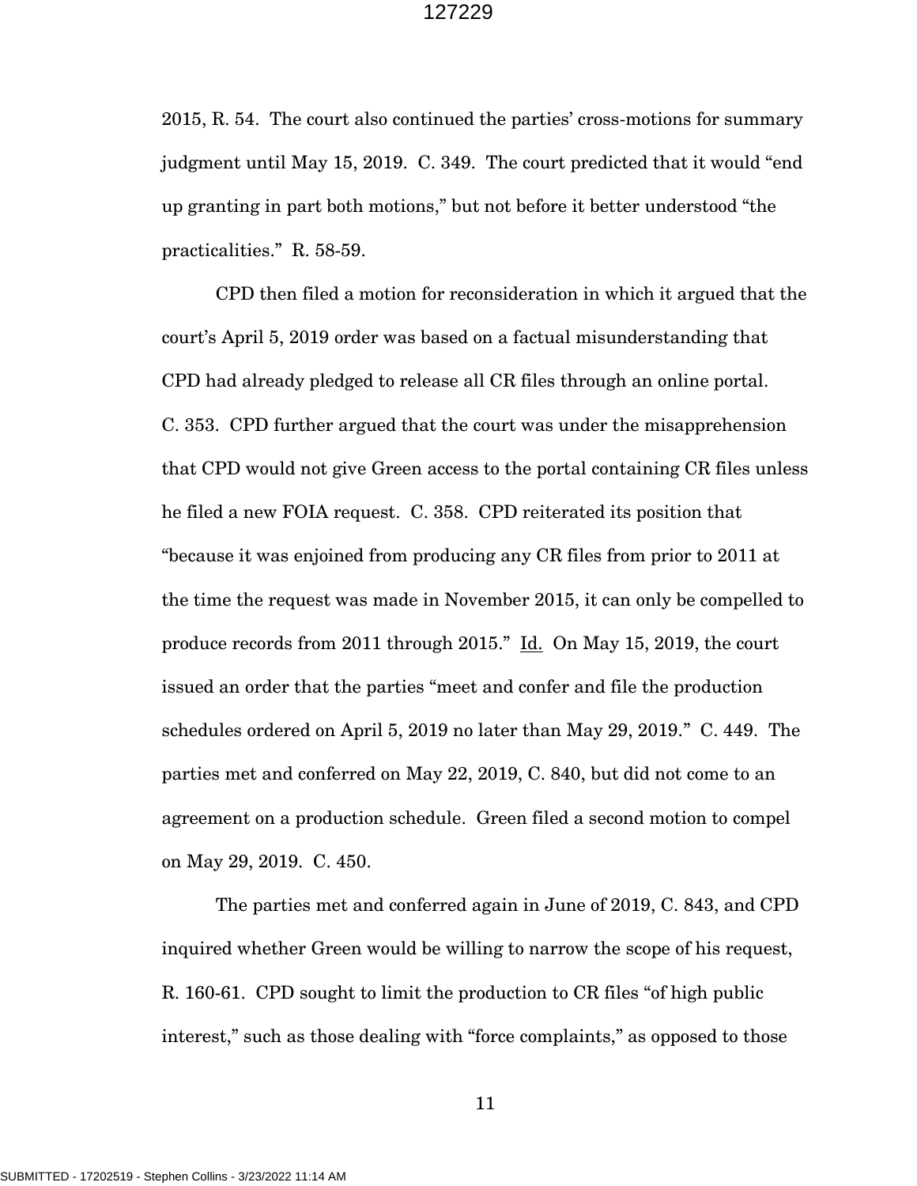2015, R. 54. The court also continued the parties' cross-motions for summary judgment until May 15, 2019. C. 349. The court predicted that it would "end up granting in part both motions," but not before it better understood "the practicalities." R. 58-59.

CPD then filed a motion for reconsideration in which it argued that the court's April 5, 2019 order was based on a factual misunderstanding that CPD had already pledged to release all CR files through an online portal. C. 353. CPD further argued that the court was under the misapprehension that CPD would not give Green access to the portal containing CR files unless he filed a new FOIA request. C. 358. CPD reiterated its position that "because it was enjoined from producing any CR files from prior to 2011 at the time the request was made in November 2015, it can only be compelled to produce records from 2011 through 2015." Id. On May 15, 2019, the court issued an order that the parties "meet and confer and file the production schedules ordered on April 5, 2019 no later than May 29, 2019." C. 449. The parties met and conferred on May 22, 2019, C. 840, but did not come to an agreement on a production schedule. Green filed a second motion to compel on May 29, 2019. C. 450.

The parties met and conferred again in June of 2019, C. 843, and CPD inquired whether Green would be willing to narrow the scope of his request, R. 160-61. CPD sought to limit the production to CR files "of high public interest," such as those dealing with "force complaints," as opposed to those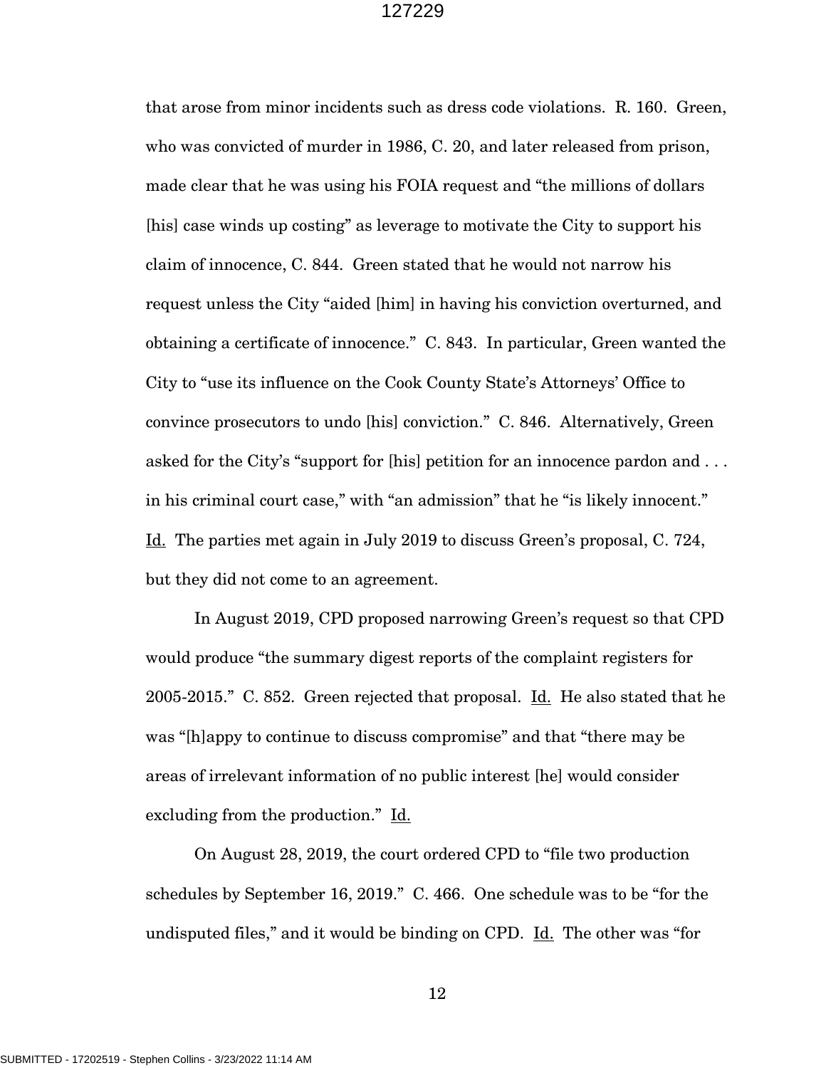that arose from minor incidents such as dress code violations. R. 160. Green, who was convicted of murder in 1986, C. 20, and later released from prison, made clear that he was using his FOIA request and "the millions of dollars [his] case winds up costing" as leverage to motivate the City to support his claim of innocence, C. 844. Green stated that he would not narrow his request unless the City "aided [him] in having his conviction overturned, and obtaining a certificate of innocence." C. 843. In particular, Green wanted the City to "use its influence on the Cook County State's Attorneys' Office to convince prosecutors to undo [his] conviction." C. 846. Alternatively, Green asked for the City's "support for [his] petition for an innocence pardon and . . . in his criminal court case," with "an admission" that he "is likely innocent." Id. The parties met again in July 2019 to discuss Green's proposal, C. 724, but they did not come to an agreement.

In August 2019, CPD proposed narrowing Green's request so that CPD would produce "the summary digest reports of the complaint registers for 2005-2015." C. 852. Green rejected that proposal. Id. He also stated that he was "[h]appy to continue to discuss compromise" and that "there may be areas of irrelevant information of no public interest [he] would consider excluding from the production." Id.

On August 28, 2019, the court ordered CPD to "file two production schedules by September 16, 2019." C. 466. One schedule was to be "for the undisputed files," and it would be binding on CPD. Id. The other was "for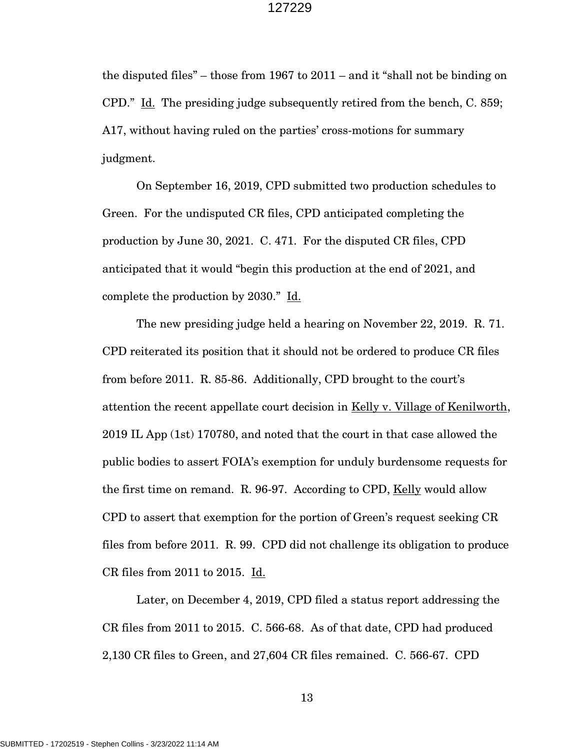the disputed files" – those from 1967 to 2011 – and it "shall not be binding on CPD." Id. The presiding judge subsequently retired from the bench, C. 859; A17, without having ruled on the parties' cross-motions for summary judgment.

On September 16, 2019, CPD submitted two production schedules to Green. For the undisputed CR files, CPD anticipated completing the production by June 30, 2021. C. 471. For the disputed CR files, CPD anticipated that it would "begin this production at the end of 2021, and complete the production by 2030." Id.

The new presiding judge held a hearing on November 22, 2019. R. 71. CPD reiterated its position that it should not be ordered to produce CR files from before 2011. R. 85-86. Additionally, CPD brought to the court's attention the recent appellate court decision in Kelly v. Village of Kenilworth, 2019 IL App (1st) 170780, and noted that the court in that case allowed the public bodies to assert FOIA's exemption for unduly burdensome requests for the first time on remand. R. 96-97. According to CPD, Kelly would allow CPD to assert that exemption for the portion of Green's request seeking CR files from before 2011. R. 99. CPD did not challenge its obligation to produce CR files from 2011 to 2015. Id.

Later, on December 4, 2019, CPD filed a status report addressing the CR files from 2011 to 2015. C. 566-68. As of that date, CPD had produced 2,130 CR files to Green, and 27,604 CR files remained. C. 566-67. CPD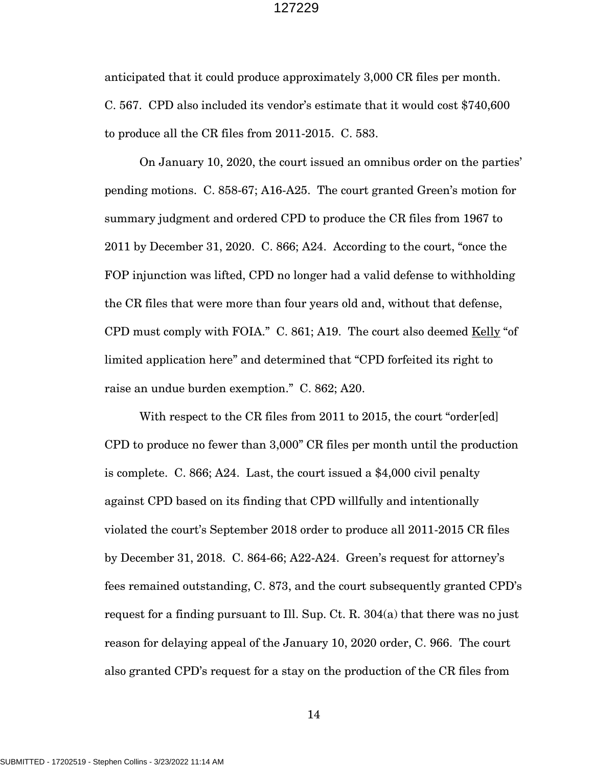anticipated that it could produce approximately 3,000 CR files per month. C. 567. CPD also included its vendor's estimate that it would cost $740,600 to produce all the CR files from 2011-2015. C. 583.

On January 10, 2020, the court issued an omnibus order on the parties' pending motions. C. 858-67; A16-A25. The court granted Green's motion for summary judgment and ordered CPD to produce the CR files from 1967 to 2011 by December 31, 2020. C. 866; A24. According to the court, "once the FOP injunction was lifted, CPD no longer had a valid defense to withholding the CR files that were more than four years old and, without that defense, CPD must comply with FOIA." C. 861; A19. The court also deemed Kelly "of limited application here" and determined that "CPD forfeited its right to raise an undue burden exemption." C. 862; A20.

With respect to the CR files from 2011 to 2015, the court "order[ed] CPD to produce no fewer than 3,000" CR files per month until the production is complete. C. 866; A24. Last, the court issued a $4,000 civil penalty against CPD based on its finding that CPD willfully and intentionally violated the court's September 2018 order to produce all 2011-2015 CR files by December 31, 2018. C. 864-66; A22-A24. Green's request for attorney's fees remained outstanding, C. 873, and the court subsequently granted CPD's request for a finding pursuant to Ill. Sup. Ct. R. 304(a) that there was no just reason for delaying appeal of the January 10, 2020 order, C. 966. The court also granted CPD's request for a stay on the production of the CR files from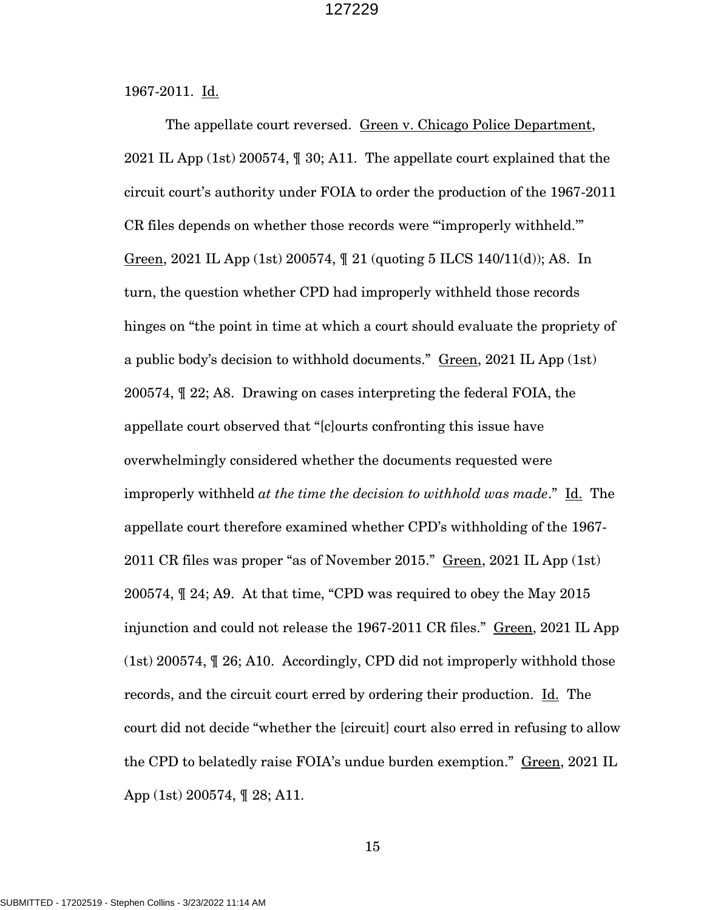1967-2011. Id.

The appellate court reversed. Green v. Chicago Police Department, 2021 IL App (1st) 200574, ¶ 30; A11. The appellate court explained that the circuit court's authority under FOIA to order the production of the 1967-2011 CR files depends on whether those records were "'improperly withheld.'" Green, 2021 IL App (1st) 200574, ¶ 21 (quoting 5 ILCS 140/11(d)); A8. In turn, the question whether CPD had improperly withheld those records hinges on "the point in time at which a court should evaluate the propriety of a public body's decision to withhold documents." Green, 2021 IL App (1st) 200574, ¶ 22; A8. Drawing on cases interpreting the federal FOIA, the appellate court observed that "[c]ourts confronting this issue have overwhelmingly considered whether the documents requested were improperly withheld *at the time the decision to withhold was made*." Id. The appellate court therefore examined whether CPD's withholding of the 1967-2011 CR files was proper "as of November 2015." Green, 2021 IL App (1st) 200574, ¶ 24; A9. At that time, "CPD was required to obey the May 2015 injunction and could not release the 1967-2011 CR files." Green, 2021 IL App (1st) 200574, ¶ 26; A10. Accordingly, CPD did not improperly withhold those records, and the circuit court erred by ordering their production. Id. The court did not decide "whether the [circuit] court also erred in refusing to allow the CPD to belatedly raise FOIA's undue burden exemption." Green, 2021 IL App (1st) 200574, ¶ 28; A11.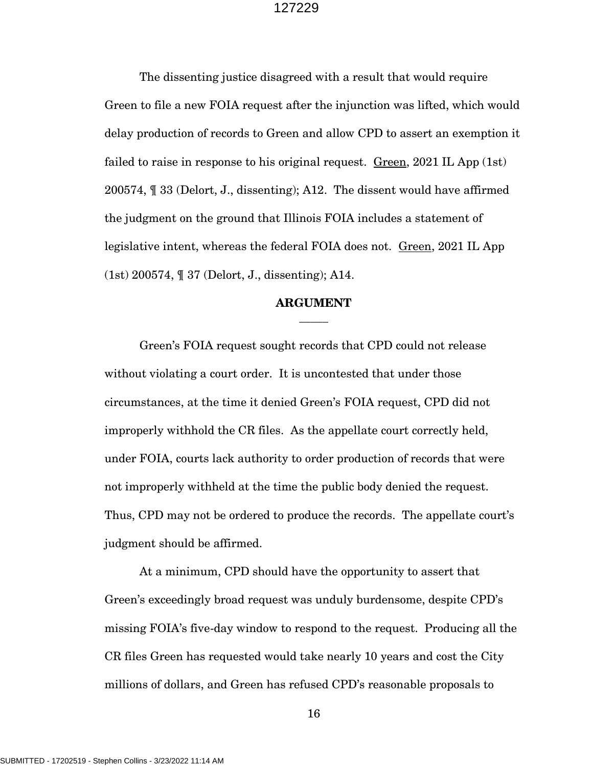The dissenting justice disagreed with a result that would require Green to file a new FOIA request after the injunction was lifted, which would delay production of records to Green and allow CPD to assert an exemption it failed to raise in response to his original request. Green, 2021 IL App (1st) 200574, ¶ 33 (Delort, J., dissenting); A12. The dissent would have affirmed the judgment on the ground that Illinois FOIA includes a statement of legislative intent, whereas the federal FOIA does not. Green, 2021 IL App (1st) 200574, ¶ 37 (Delort, J., dissenting); A14.

## ARGUMENT

Green's FOIA request sought records that CPD could not release without violating a court order. It is uncontested that under those circumstances, at the time it denied Green's FOIA request, CPD did not improperly withhold the CR files. As the appellate court correctly held, under FOIA, courts lack authority to order production of records that were not improperly withheld at the time the public body denied the request. Thus, CPD may not be ordered to produce the records. The appellate court's judgment should be affirmed.

At a minimum, CPD should have the opportunity to assert that Green's exceedingly broad request was unduly burdensome, despite CPD's missing FOIA's five-day window to respond to the request. Producing all the CR files Green has requested would take nearly 10 years and cost the City millions of dollars, and Green has refused CPD's reasonable proposals to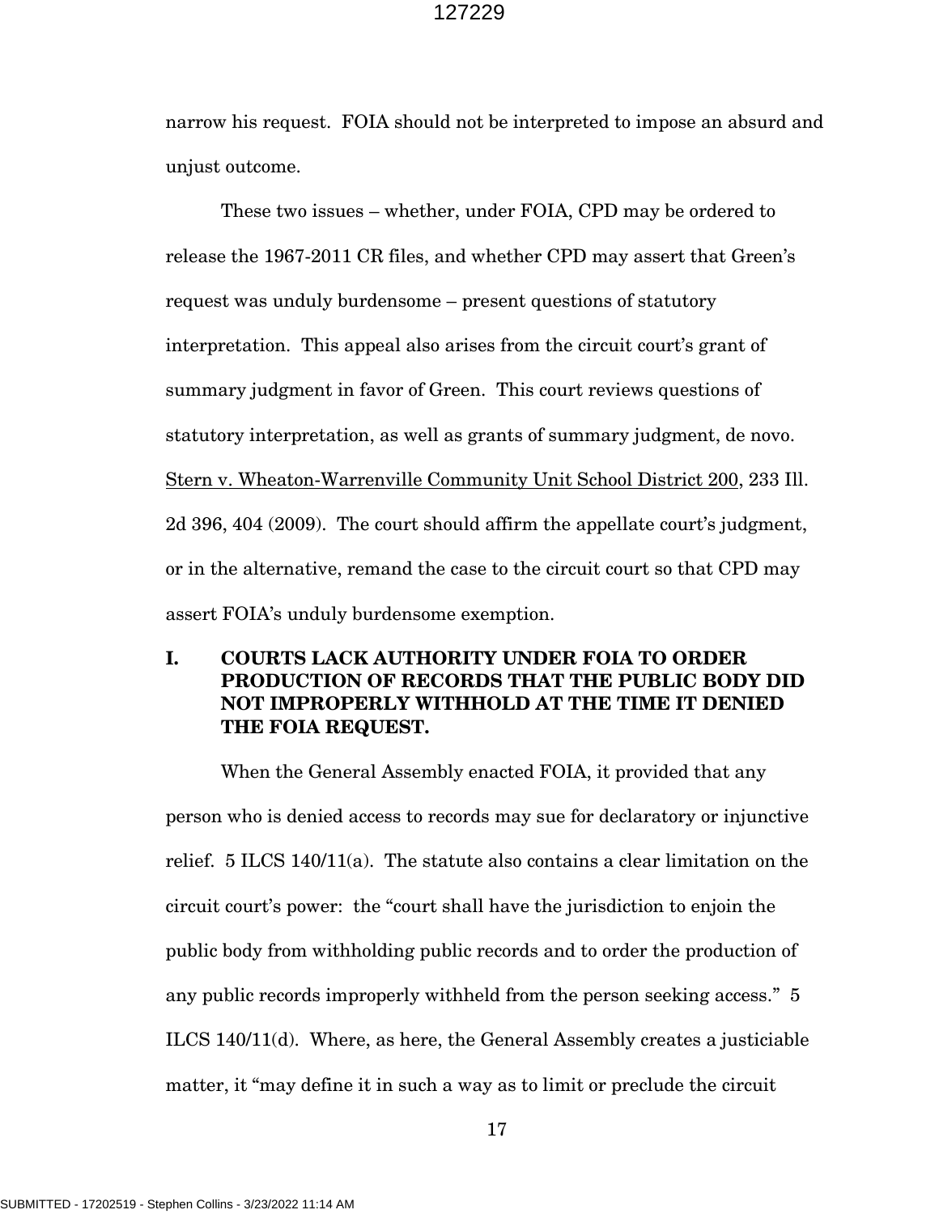narrow his request. FOIA should not be interpreted to impose an absurd and unjust outcome.

These two issues – whether, under FOIA, CPD may be ordered to release the 1967-2011 CR files, and whether CPD may assert that Green's request was unduly burdensome – present questions of statutory interpretation. This appeal also arises from the circuit court's grant of summary judgment in favor of Green. This court reviews questions of statutory interpretation, as well as grants of summary judgment, de novo. Stern v. Wheaton-Warrenville Community Unit School District 200, 233 Ill. 2d 396, 404 (2009). The court should affirm the appellate court's judgment, or in the alternative, remand the case to the circuit court so that CPD may assert FOIA's unduly burdensome exemption.

## I. COURTS LACK AUTHORITY UNDER FOIA TO ORDER PRODUCTION OF RECORDS THAT THE PUBLIC BODY DID NOT IMPROPERLY WITHHOLD AT THE TIME IT DENIED THE FOIA REQUEST.

When the General Assembly enacted FOIA, it provided that any person who is denied access to records may sue for declaratory or injunctive relief. 5 ILCS 140/11(a). The statute also contains a clear limitation on the circuit court's power: the "court shall have the jurisdiction to enjoin the public body from withholding public records and to order the production of any public records improperly withheld from the person seeking access." 5 ILCS 140/11(d). Where, as here, the General Assembly creates a justiciable matter, it "may define it in such a way as to limit or preclude the circuit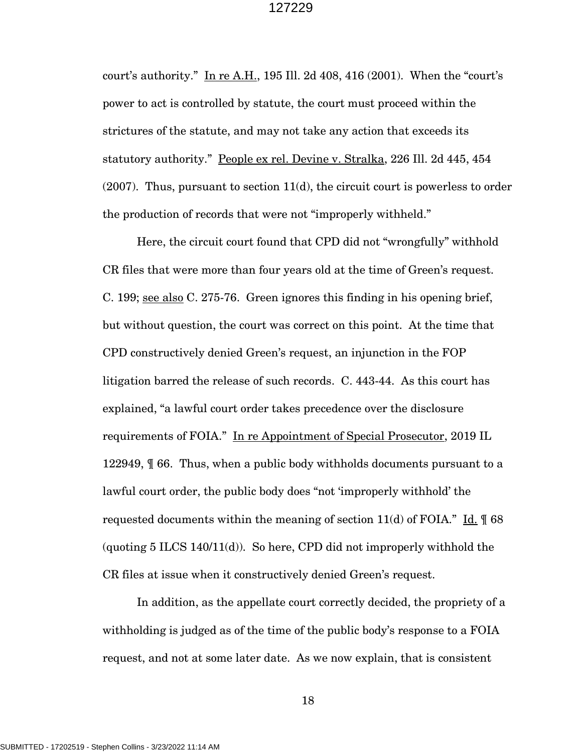court's authority." In re A.H., 195 Ill. 2d 408, 416 (2001). When the "court's power to act is controlled by statute, the court must proceed within the strictures of the statute, and may not take any action that exceeds its statutory authority." People ex rel. Devine v. Stralka, 226 Ill. 2d 445, 454 (2007). Thus, pursuant to section 11(d), the circuit court is powerless to order the production of records that were not "improperly withheld."

Here, the circuit court found that CPD did not "wrongfully" withhold CR files that were more than four years old at the time of Green's request. C. 199; see also C. 275-76. Green ignores this finding in his opening brief, but without question, the court was correct on this point. At the time that CPD constructively denied Green's request, an injunction in the FOP litigation barred the release of such records. C. 443-44. As this court has explained, "a lawful court order takes precedence over the disclosure requirements of FOIA." In re Appointment of Special Prosecutor, 2019 IL 122949, ¶ 66. Thus, when a public body withholds documents pursuant to a lawful court order, the public body does "not 'improperly withhold' the requested documents within the meaning of section 11(d) of FOIA." Id. ¶ 68 (quoting 5 ILCS 140/11(d)). So here, CPD did not improperly withhold the CR files at issue when it constructively denied Green's request.

In addition, as the appellate court correctly decided, the propriety of a withholding is judged as of the time of the public body's response to a FOIA request, and not at some later date. As we now explain, that is consistent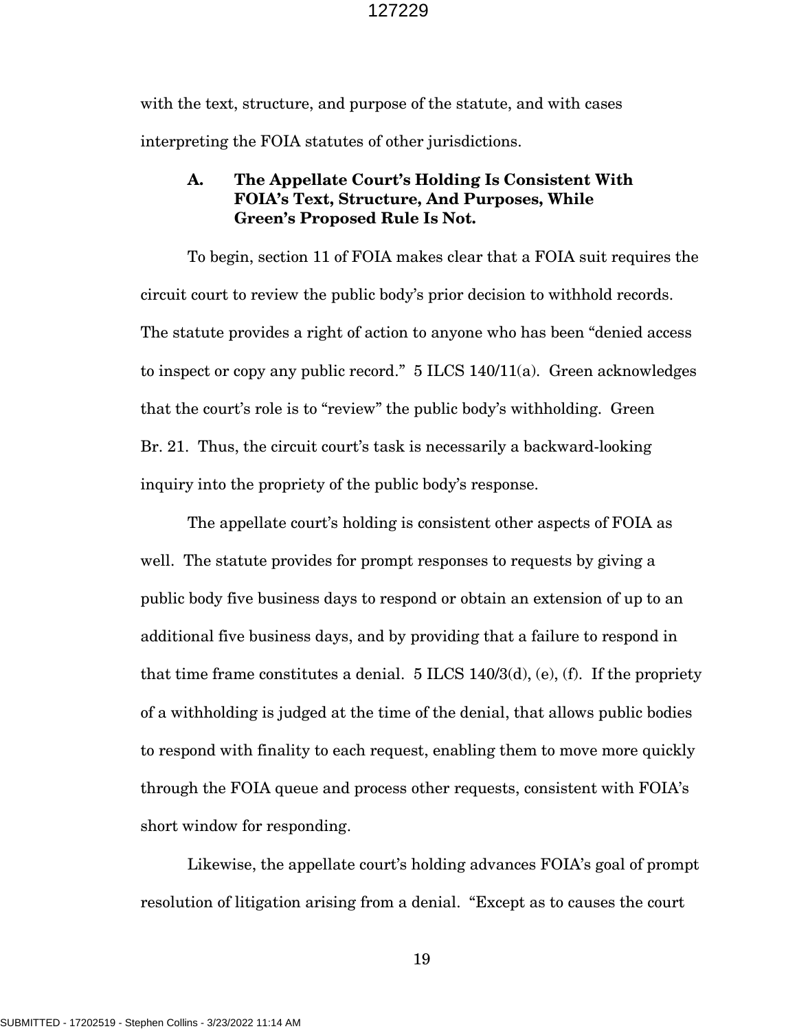with the text, structure, and purpose of the statute, and with cases interpreting the FOIA statutes of other jurisdictions.

### A. The Appellate Court's Holding Is Consistent With FOIA's Text, Structure, And Purposes, While Green's Proposed Rule Is Not.

To begin, section 11 of FOIA makes clear that a FOIA suit requires the circuit court to review the public body's prior decision to withhold records. The statute provides a right of action to anyone who has been "denied access to inspect or copy any public record." 5 ILCS 140/11(a). Green acknowledges that the court's role is to "review" the public body's withholding. Green Br. 21. Thus, the circuit court's task is necessarily a backward-looking inquiry into the propriety of the public body's response.

The appellate court's holding is consistent other aspects of FOIA as well. The statute provides for prompt responses to requests by giving a public body five business days to respond or obtain an extension of up to an additional five business days, and by providing that a failure to respond in that time frame constitutes a denial. 5 ILCS 140/3(d), (e), (f). If the propriety of a withholding is judged at the time of the denial, that allows public bodies to respond with finality to each request, enabling them to move more quickly through the FOIA queue and process other requests, consistent with FOIA's short window for responding.

Likewise, the appellate court's holding advances FOIA's goal of prompt resolution of litigation arising from a denial. "Except as to causes the court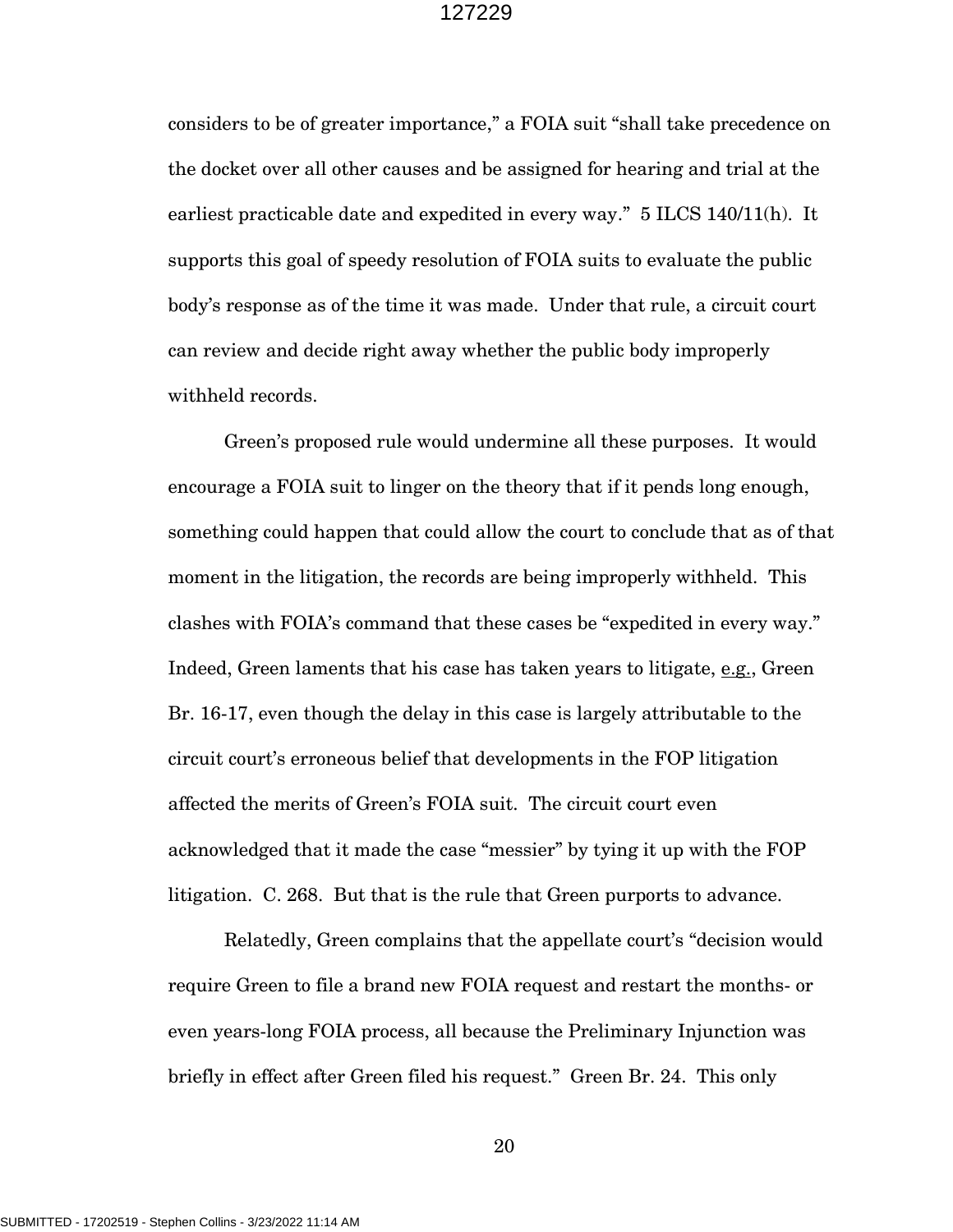considers to be of greater importance," a FOIA suit "shall take precedence on the docket over all other causes and be assigned for hearing and trial at the earliest practicable date and expedited in every way." 5 ILCS 140/11(h). It supports this goal of speedy resolution of FOIA suits to evaluate the public body's response as of the time it was made. Under that rule, a circuit court can review and decide right away whether the public body improperly withheld records.

Green's proposed rule would undermine all these purposes. It would encourage a FOIA suit to linger on the theory that if it pends long enough, something could happen that could allow the court to conclude that as of that moment in the litigation, the records are being improperly withheld. This clashes with FOIA's command that these cases be "expedited in every way." Indeed, Green laments that his case has taken years to litigate, e.g., Green Br. 16-17, even though the delay in this case is largely attributable to the circuit court's erroneous belief that developments in the FOP litigation affected the merits of Green's FOIA suit. The circuit court even acknowledged that it made the case "messier" by tying it up with the FOP litigation. C. 268. But that is the rule that Green purports to advance.

Relatedly, Green complains that the appellate court's "decision would require Green to file a brand new FOIA request and restart the months- or even years-long FOIA process, all because the Preliminary Injunction was briefly in effect after Green filed his request." Green Br. 24. This only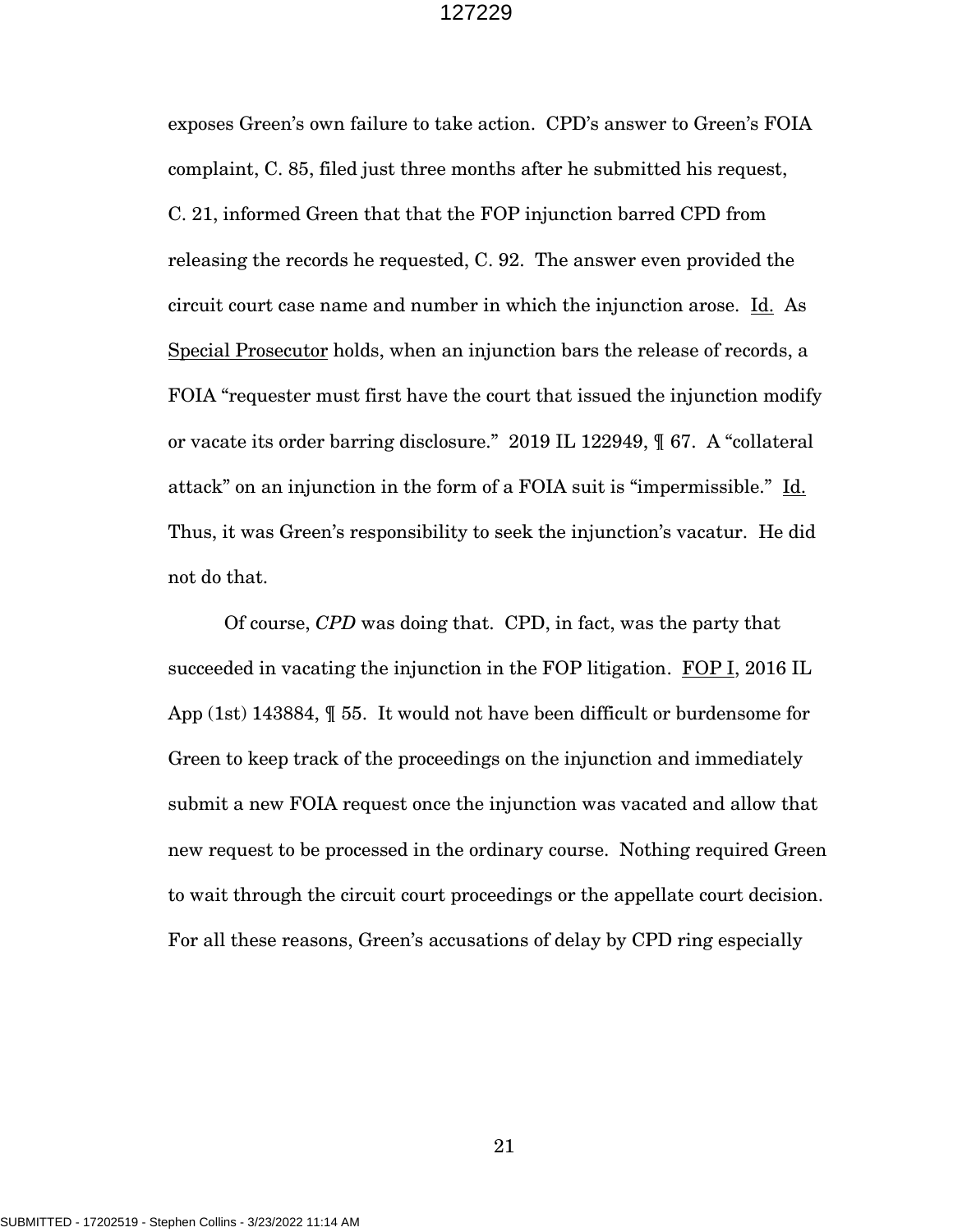exposes Green's own failure to take action. CPD's answer to Green's FOIA complaint, C. 85, filed just three months after he submitted his request, C. 21, informed Green that that the FOP injunction barred CPD from releasing the records he requested, C. 92. The answer even provided the circuit court case name and number in which the injunction arose. Id. As Special Prosecutor holds, when an injunction bars the release of records, a FOIA "requester must first have the court that issued the injunction modify or vacate its order barring disclosure." 2019 IL 122949, ¶ 67. A "collateral attack" on an injunction in the form of a FOIA suit is "impermissible." Id. Thus, it was Green's responsibility to seek the injunction's vacatur. He did not do that.

Of course, *CPD* was doing that. CPD, in fact, was the party that succeeded in vacating the injunction in the FOP litigation. FOP I, 2016 IL App (1st) 143884, ¶ 55. It would not have been difficult or burdensome for Green to keep track of the proceedings on the injunction and immediately submit a new FOIA request once the injunction was vacated and allow that new request to be processed in the ordinary course. Nothing required Green to wait through the circuit court proceedings or the appellate court decision. For all these reasons, Green's accusations of delay by CPD ring especially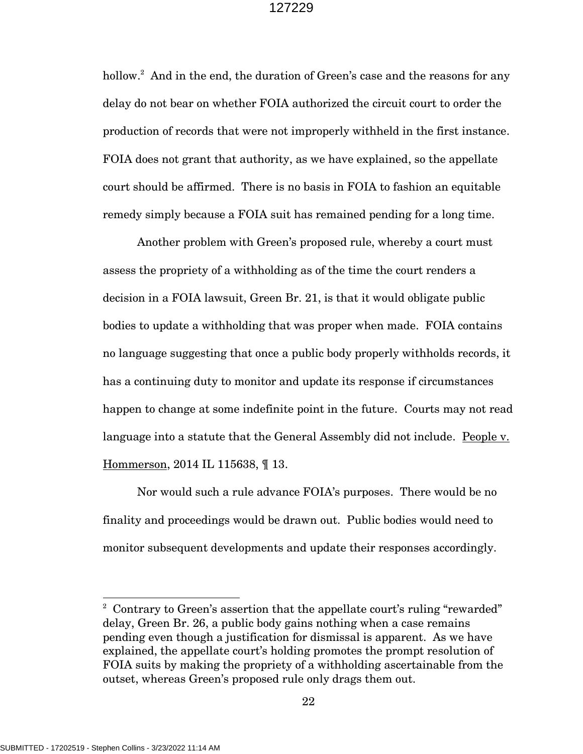hollow.[2] And in the end, the duration of Green's case and the reasons for any delay do not bear on whether FOIA authorized the circuit court to order the production of records that were not improperly withheld in the first instance. FOIA does not grant that authority, as we have explained, so the appellate court should be affirmed. There is no basis in FOIA to fashion an equitable remedy simply because a FOIA suit has remained pending for a long time.

Another problem with Green's proposed rule, whereby a court must assess the propriety of a withholding as of the time the court renders a decision in a FOIA lawsuit, Green Br. 21, is that it would obligate public bodies to update a withholding that was proper when made. FOIA contains no language suggesting that once a public body properly withholds records, it has a continuing duty to monitor and update its response if circumstances happen to change at some indefinite point in the future. Courts may not read language into a statute that the General Assembly did not include. People v. Hommerson, 2014 IL 115638, ¶ 13.

Nor would such a rule advance FOIA's purposes. There would be no finality and proceedings would be drawn out. Public bodies would need to monitor subsequent developments and update their responses accordingly.

---

[2] Contrary to Green's assertion that the appellate court's ruling "rewarded" delay, Green Br. 26, a public body gains nothing when a case remains pending even though a justification for dismissal is apparent. As we have explained, the appellate court's holding promotes the prompt resolution of FOIA suits by making the propriety of a withholding ascertainable from the outset, whereas Green's proposed rule only drags them out.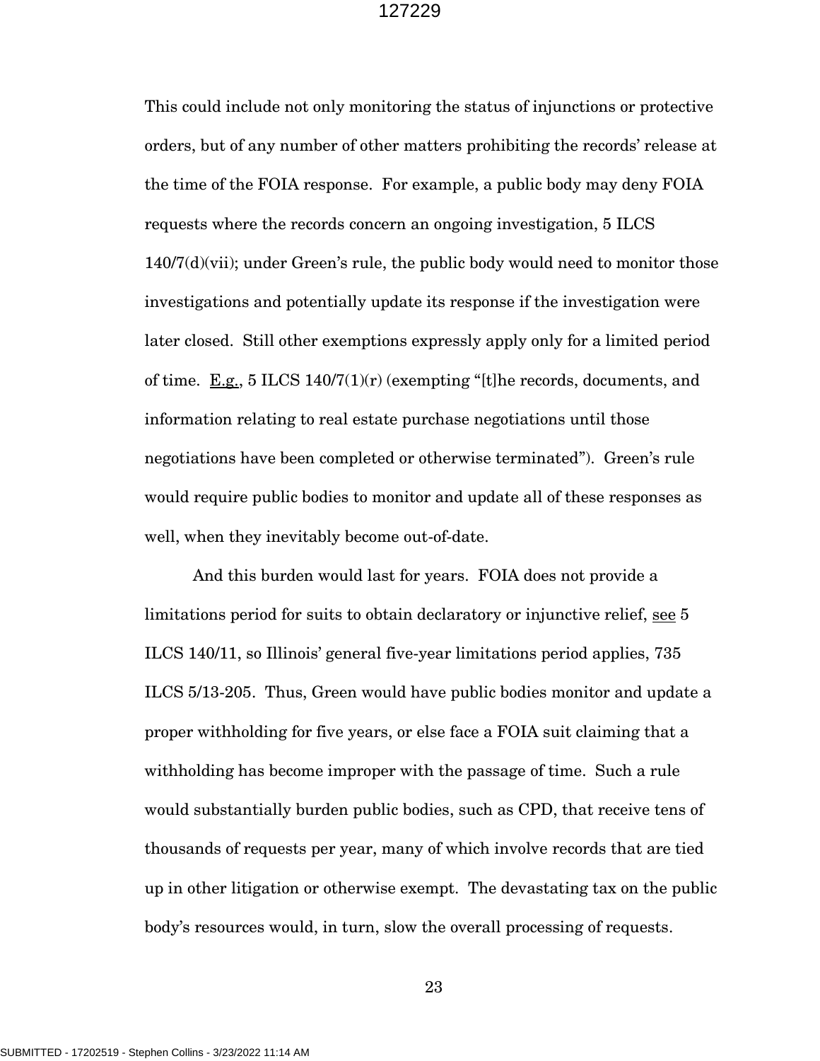This could include not only monitoring the status of injunctions or protective orders, but of any number of other matters prohibiting the records' release at the time of the FOIA response. For example, a public body may deny FOIA requests where the records concern an ongoing investigation, 5 ILCS 140/7(d)(vii); under Green's rule, the public body would need to monitor those investigations and potentially update its response if the investigation were later closed. Still other exemptions expressly apply only for a limited period of time. E.g., 5 ILCS 140/7(1)(r) (exempting "[t]he records, documents, and information relating to real estate purchase negotiations until those negotiations have been completed or otherwise terminated"). Green's rule would require public bodies to monitor and update all of these responses as well, when they inevitably become out-of-date.

And this burden would last for years. FOIA does not provide a limitations period for suits to obtain declaratory or injunctive relief, see 5 ILCS 140/11, so Illinois' general five-year limitations period applies, 735 ILCS 5/13-205. Thus, Green would have public bodies monitor and update a proper withholding for five years, or else face a FOIA suit claiming that a withholding has become improper with the passage of time. Such a rule would substantially burden public bodies, such as CPD, that receive tens of thousands of requests per year, many of which involve records that are tied up in other litigation or otherwise exempt. The devastating tax on the public body's resources would, in turn, slow the overall processing of requests.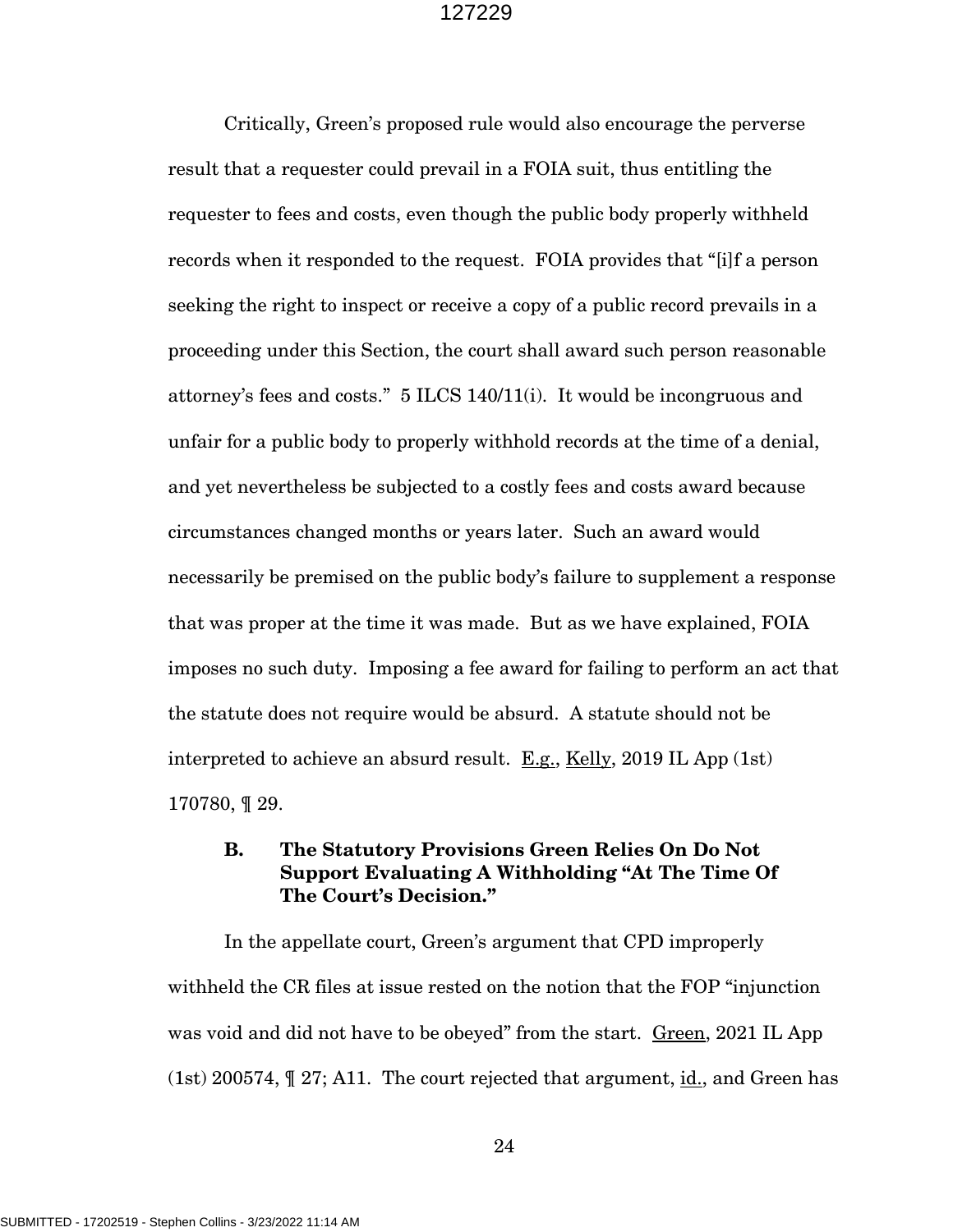Critically, Green's proposed rule would also encourage the perverse result that a requester could prevail in a FOIA suit, thus entitling the requester to fees and costs, even though the public body properly withheld records when it responded to the request. FOIA provides that "[i]f a person seeking the right to inspect or receive a copy of a public record prevails in a proceeding under this Section, the court shall award such person reasonable attorney's fees and costs." 5 ILCS 140/11(i). It would be incongruous and unfair for a public body to properly withhold records at the time of a denial, and yet nevertheless be subjected to a costly fees and costs award because circumstances changed months or years later. Such an award would necessarily be premised on the public body's failure to supplement a response that was proper at the time it was made. But as we have explained, FOIA imposes no such duty. Imposing a fee award for failing to perform an act that the statute does not require would be absurd. A statute should not be interpreted to achieve an absurd result. E.g., Kelly, 2019 IL App (1st) 170780, ¶ 29.

### B. The Statutory Provisions Green Relies On Do Not Support Evaluating A Withholding "At The Time Of The Court's Decision."

In the appellate court, Green's argument that CPD improperly withheld the CR files at issue rested on the notion that the FOP "injunction was void and did not have to be obeyed" from the start. Green, 2021 IL App (1st) 200574, ¶ 27; A11. The court rejected that argument, id., and Green has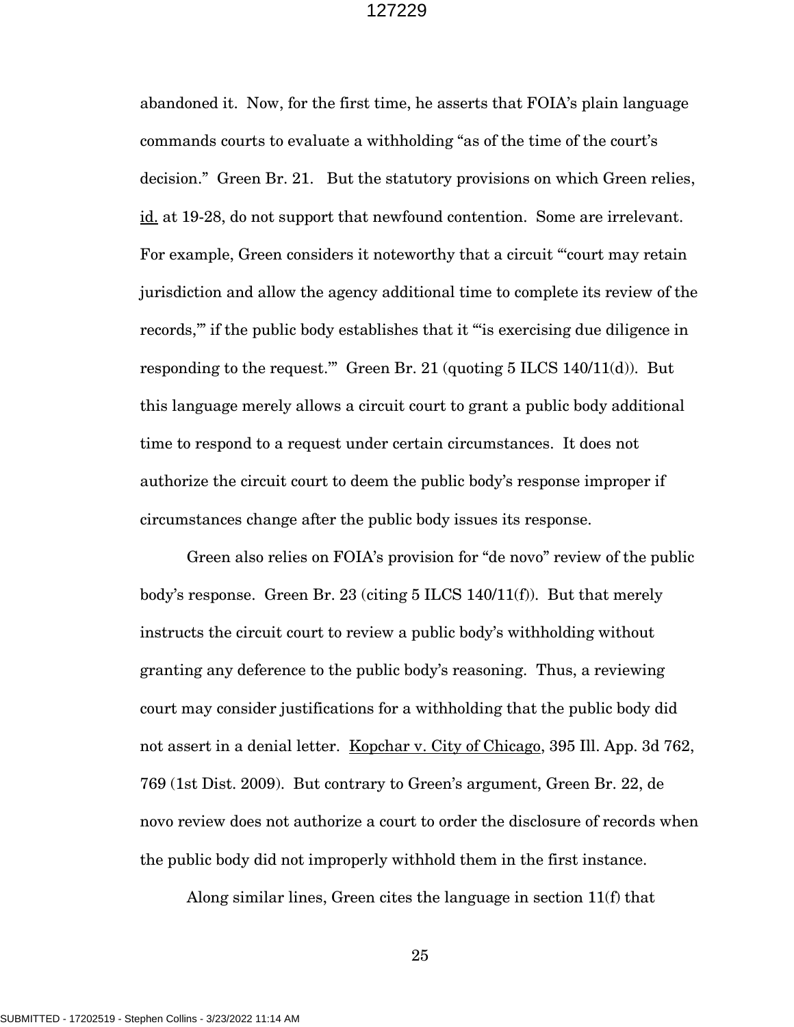abandoned it. Now, for the first time, he asserts that FOIA's plain language commands courts to evaluate a withholding "as of the time of the court's decision." Green Br. 21. But the statutory provisions on which Green relies, id. at 19-28, do not support that newfound contention. Some are irrelevant. For example, Green considers it noteworthy that a circuit "'court may retain jurisdiction and allow the agency additional time to complete its review of the records,'" if the public body establishes that it "'is exercising due diligence in responding to the request.'" Green Br. 21 (quoting 5 ILCS 140/11(d)). But this language merely allows a circuit court to grant a public body additional time to respond to a request under certain circumstances. It does not authorize the circuit court to deem the public body's response improper if circumstances change after the public body issues its response.

Green also relies on FOIA's provision for "de novo" review of the public body's response. Green Br. 23 (citing 5 ILCS 140/11(f)). But that merely instructs the circuit court to review a public body's withholding without granting any deference to the public body's reasoning. Thus, a reviewing court may consider justifications for a withholding that the public body did not assert in a denial letter. Kopchar v. City of Chicago, 395 Ill. App. 3d 762, 769 (1st Dist. 2009). But contrary to Green's argument, Green Br. 22, de novo review does not authorize a court to order the disclosure of records when the public body did not improperly withhold them in the first instance.

Along similar lines, Green cites the language in section 11(f) that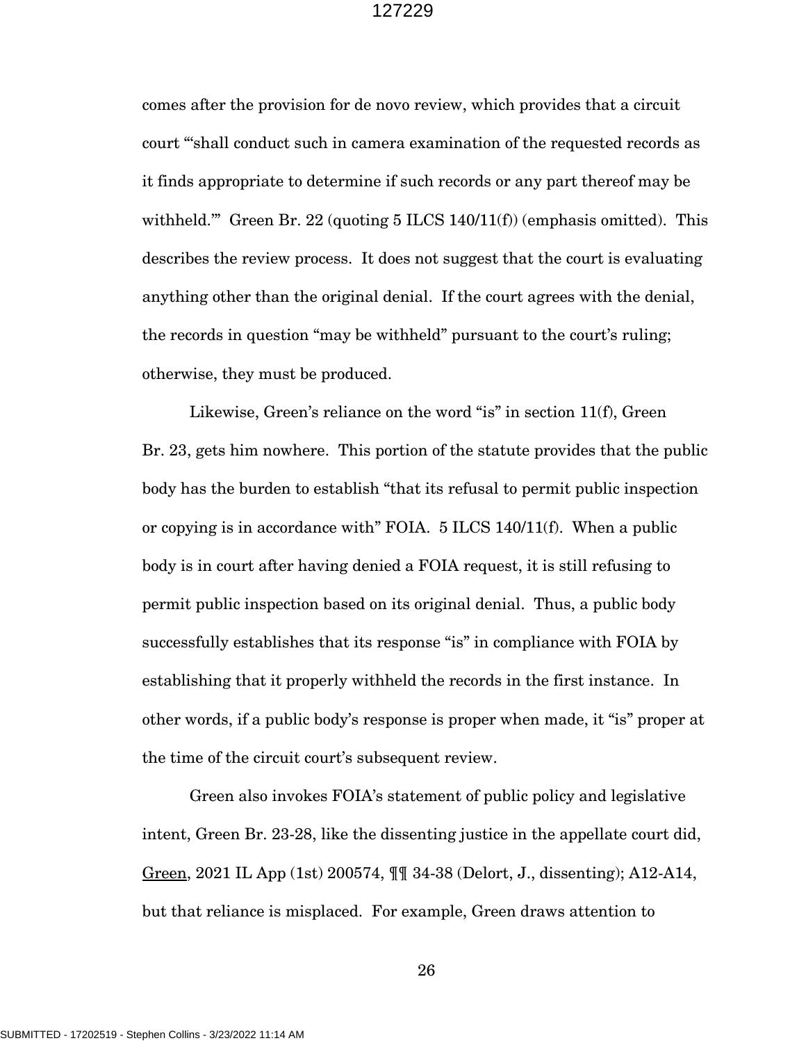comes after the provision for de novo review, which provides that a circuit court "'shall conduct such in camera examination of the requested records as it finds appropriate to determine if such records or any part thereof may be withheld.'" Green Br. 22 (quoting 5 ILCS 140/11(f)) (emphasis omitted). This describes the review process. It does not suggest that the court is evaluating anything other than the original denial. If the court agrees with the denial, the records in question "may be withheld" pursuant to the court's ruling; otherwise, they must be produced.

Likewise, Green's reliance on the word "is" in section 11(f), Green Br. 23, gets him nowhere. This portion of the statute provides that the public body has the burden to establish "that its refusal to permit public inspection or copying is in accordance with" FOIA. 5 ILCS 140/11(f). When a public body is in court after having denied a FOIA request, it is still refusing to permit public inspection based on its original denial. Thus, a public body successfully establishes that its response "is" in compliance with FOIA by establishing that it properly withheld the records in the first instance. In other words, if a public body's response is proper when made, it "is" proper at the time of the circuit court's subsequent review.

Green also invokes FOIA's statement of public policy and legislative intent, Green Br. 23-28, like the dissenting justice in the appellate court did, Green, 2021 IL App (1st) 200574, ¶¶ 34-38 (Delort, J., dissenting); A12-A14, but that reliance is misplaced. For example, Green draws attention to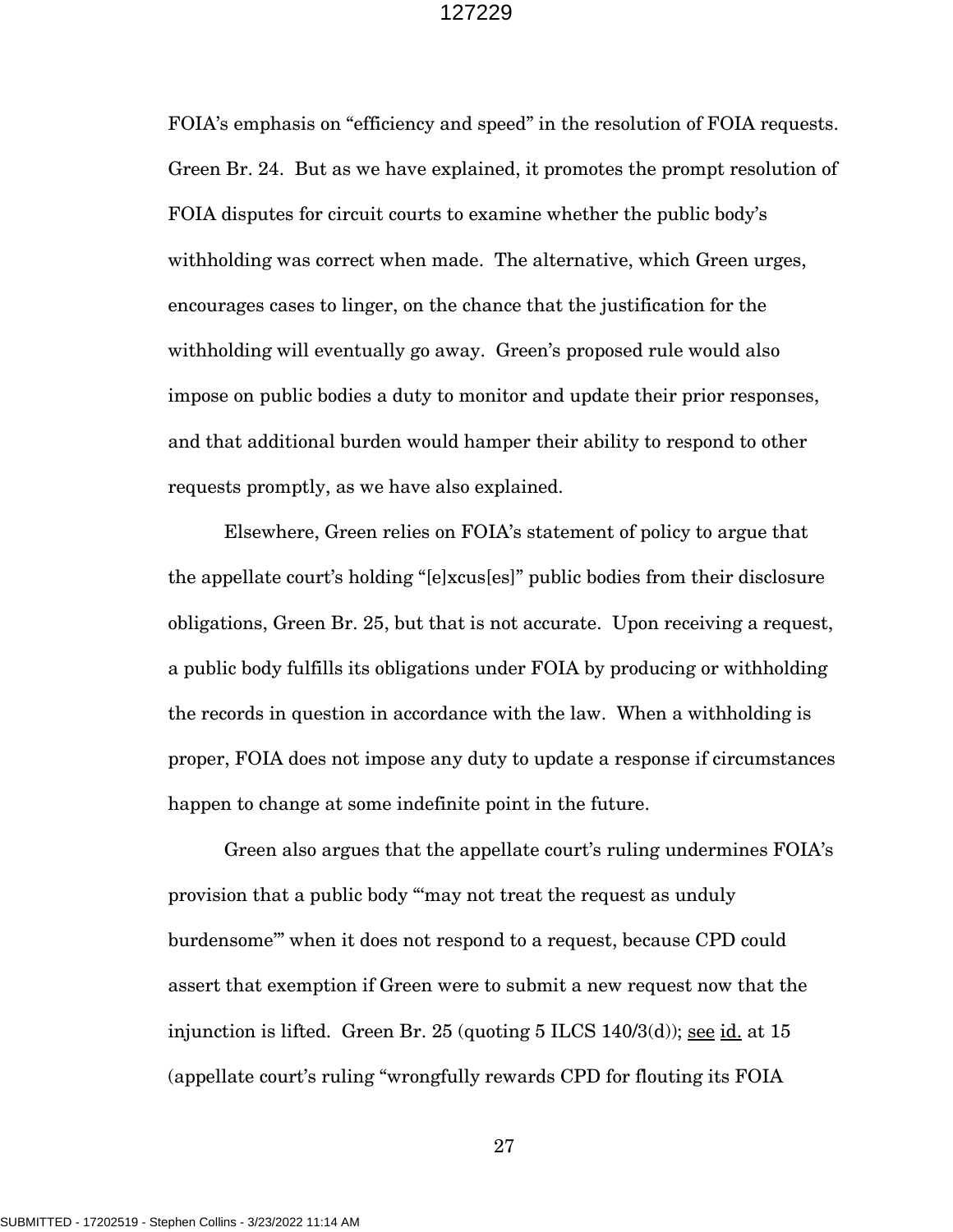FOIA's emphasis on "efficiency and speed" in the resolution of FOIA requests. Green Br. 24. But as we have explained, it promotes the prompt resolution of FOIA disputes for circuit courts to examine whether the public body's withholding was correct when made. The alternative, which Green urges, encourages cases to linger, on the chance that the justification for the withholding will eventually go away. Green's proposed rule would also impose on public bodies a duty to monitor and update their prior responses, and that additional burden would hamper their ability to respond to other requests promptly, as we have also explained.

Elsewhere, Green relies on FOIA's statement of policy to argue that the appellate court's holding "[e]xcus[es]" public bodies from their disclosure obligations, Green Br. 25, but that is not accurate. Upon receiving a request, a public body fulfills its obligations under FOIA by producing or withholding the records in question in accordance with the law. When a withholding is proper, FOIA does not impose any duty to update a response if circumstances happen to change at some indefinite point in the future.

Green also argues that the appellate court's ruling undermines FOIA's provision that a public body "'may not treat the request as unduly burdensome'" when it does not respond to a request, because CPD could assert that exemption if Green were to submit a new request now that the injunction is lifted. Green Br. 25 (quoting 5 ILCS 140/3(d)); see id. at 15 (appellate court's ruling "wrongfully rewards CPD for flouting its FOIA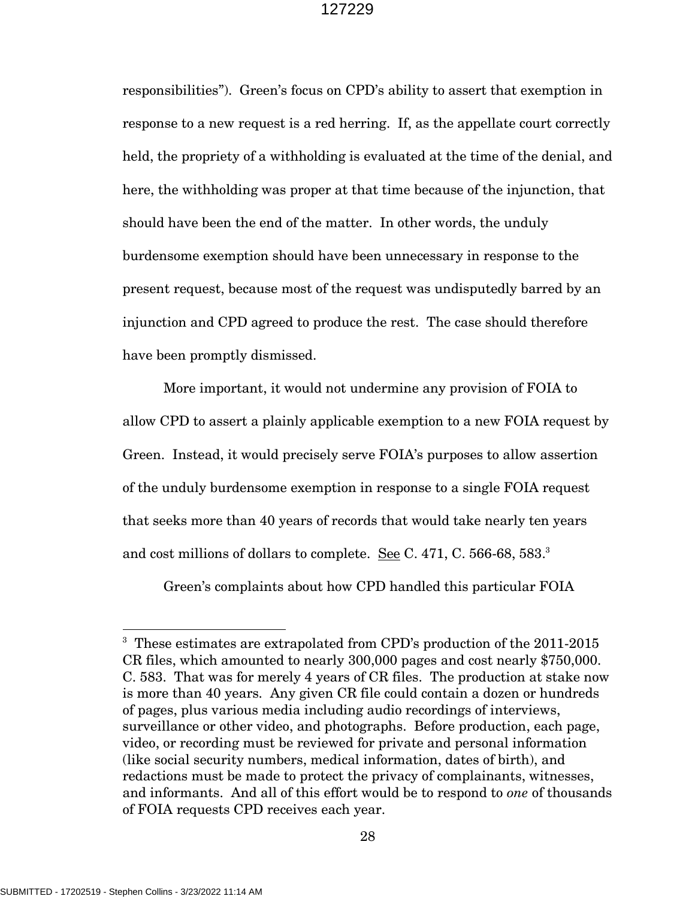responsibilities"). Green's focus on CPD's ability to assert that exemption in response to a new request is a red herring. If, as the appellate court correctly held, the propriety of a withholding is evaluated at the time of the denial, and here, the withholding was proper at that time because of the injunction, that should have been the end of the matter. In other words, the unduly burdensome exemption should have been unnecessary in response to the present request, because most of the request was undisputedly barred by an injunction and CPD agreed to produce the rest. The case should therefore have been promptly dismissed.

More important, it would not undermine any provision of FOIA to allow CPD to assert a plainly applicable exemption to a new FOIA request by Green. Instead, it would precisely serve FOIA's purposes to allow assertion of the unduly burdensome exemption in response to a single FOIA request that seeks more than 40 years of records that would take nearly ten years and cost millions of dollars to complete. See C. 471, C. 566-68, 583.[3]

Green's complaints about how CPD handled this particular FOIA

---

[3] These estimates are extrapolated from CPD's production of the 2011-2015 CR files, which amounted to nearly 300,000 pages and cost nearly $750,000. C. 583. That was for merely 4 years of CR files. The production at stake now is more than 40 years. Any given CR file could contain a dozen or hundreds of pages, plus various media including audio recordings of interviews, surveillance or other video, and photographs. Before production, each page, video, or recording must be reviewed for private and personal information (like social security numbers, medical information, dates of birth), and redactions must be made to protect the privacy of complainants, witnesses, and informants. And all of this effort would be to respond to *one* of thousands of FOIA requests CPD receives each year.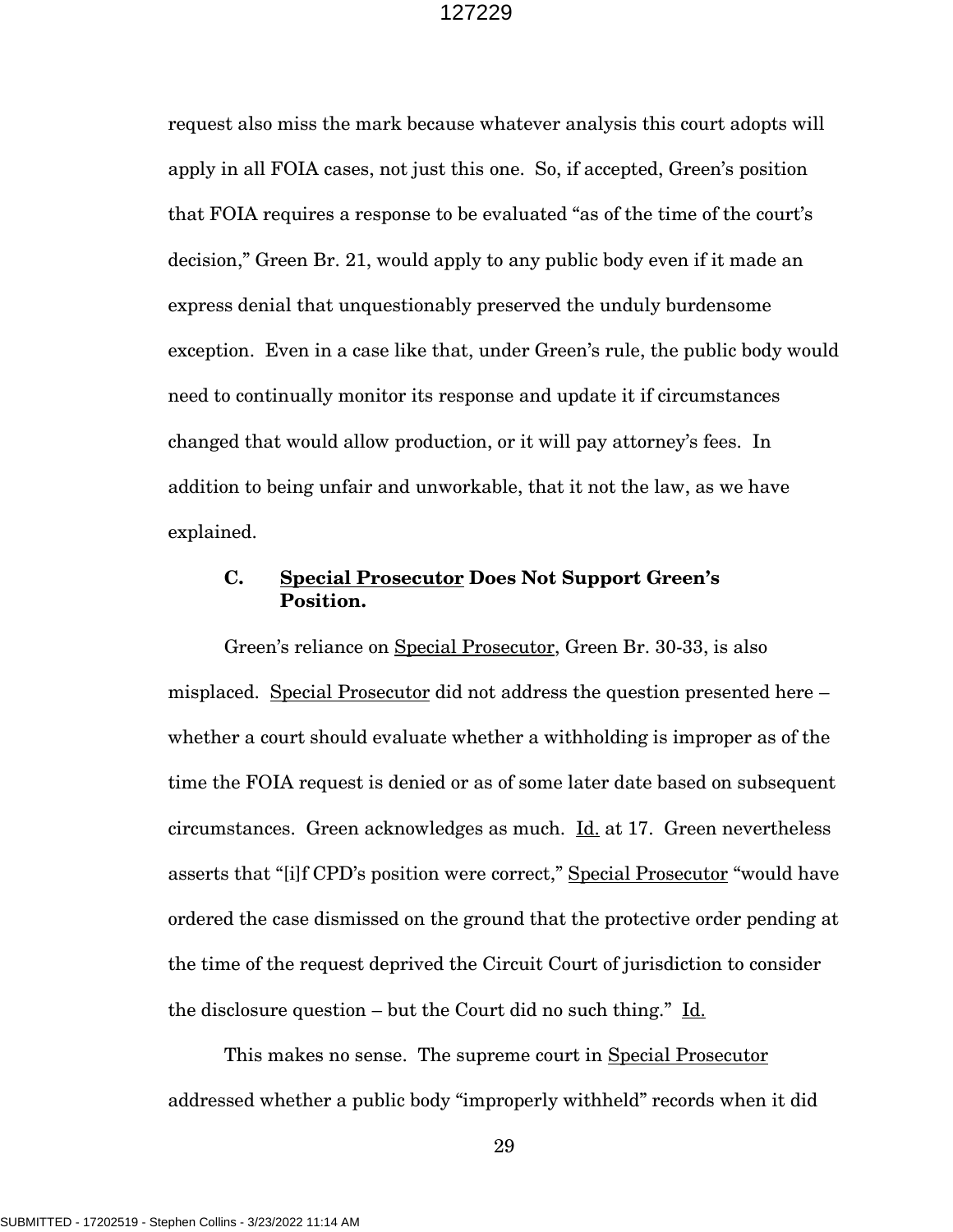request also miss the mark because whatever analysis this court adopts will apply in all FOIA cases, not just this one. So, if accepted, Green's position that FOIA requires a response to be evaluated "as of the time of the court's decision," Green Br. 21, would apply to any public body even if it made an express denial that unquestionably preserved the unduly burdensome exception. Even in a case like that, under Green's rule, the public body would need to continually monitor its response and update it if circumstances changed that would allow production, or it will pay attorney's fees. In addition to being unfair and unworkable, that it not the law, as we have explained.

### C. Special Prosecutor Does Not Support Green's Position.

Green's reliance on Special Prosecutor, Green Br. 30-33, is also misplaced. Special Prosecutor did not address the question presented here – whether a court should evaluate whether a withholding is improper as of the time the FOIA request is denied or as of some later date based on subsequent circumstances. Green acknowledges as much. Id. at 17. Green nevertheless asserts that "[i]f CPD's position were correct," Special Prosecutor "would have ordered the case dismissed on the ground that the protective order pending at the time of the request deprived the Circuit Court of jurisdiction to consider the disclosure question – but the Court did no such thing." Id.

This makes no sense. The supreme court in Special Prosecutor addressed whether a public body "improperly withheld" records when it did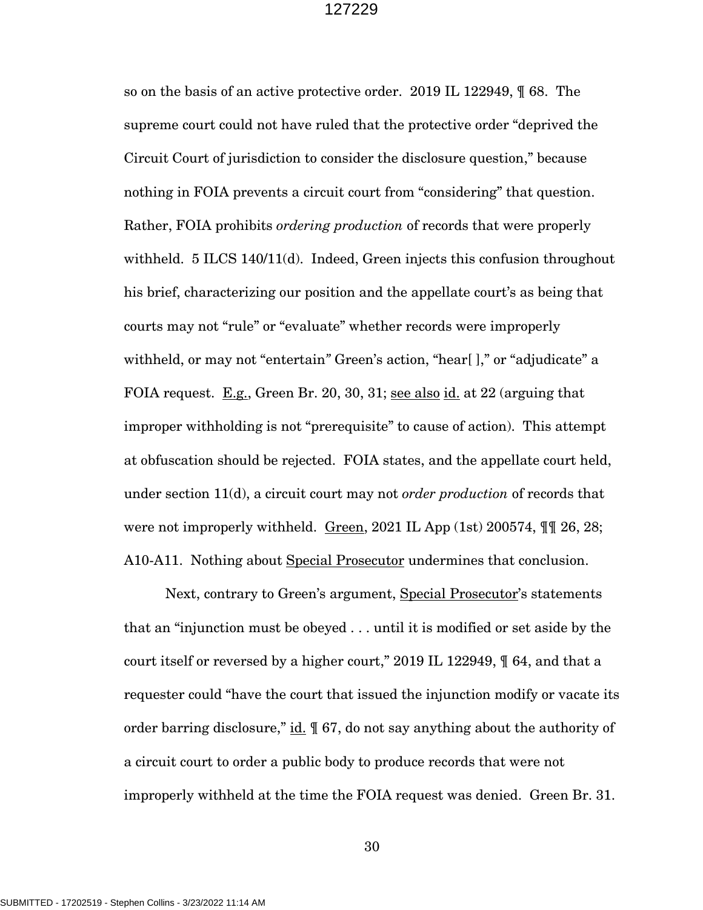so on the basis of an active protective order. 2019 IL 122949, ¶ 68. The supreme court could not have ruled that the protective order "deprived the Circuit Court of jurisdiction to consider the disclosure question," because nothing in FOIA prevents a circuit court from "considering" that question. Rather, FOIA prohibits *ordering production* of records that were properly withheld. 5 ILCS 140/11(d). Indeed, Green injects this confusion throughout his brief, characterizing our position and the appellate court's as being that courts may not "rule" or "evaluate" whether records were improperly withheld, or may not "entertain" Green's action, "hear[ ]," or "adjudicate" a FOIA request. E.g., Green Br. 20, 30, 31; see also id. at 22 (arguing that improper withholding is not "prerequisite" to cause of action). This attempt at obfuscation should be rejected. FOIA states, and the appellate court held, under section 11(d), a circuit court may not *order production* of records that were not improperly withheld. Green, 2021 IL App (1st) 200574, ¶¶ 26, 28; A10-A11. Nothing about Special Prosecutor undermines that conclusion.

Next, contrary to Green's argument, Special Prosecutor's statements that an "injunction must be obeyed . . . until it is modified or set aside by the court itself or reversed by a higher court," 2019 IL 122949, ¶ 64, and that a requester could "have the court that issued the injunction modify or vacate its order barring disclosure," id. ¶ 67, do not say anything about the authority of a circuit court to order a public body to produce records that were not improperly withheld at the time the FOIA request was denied. Green Br. 31.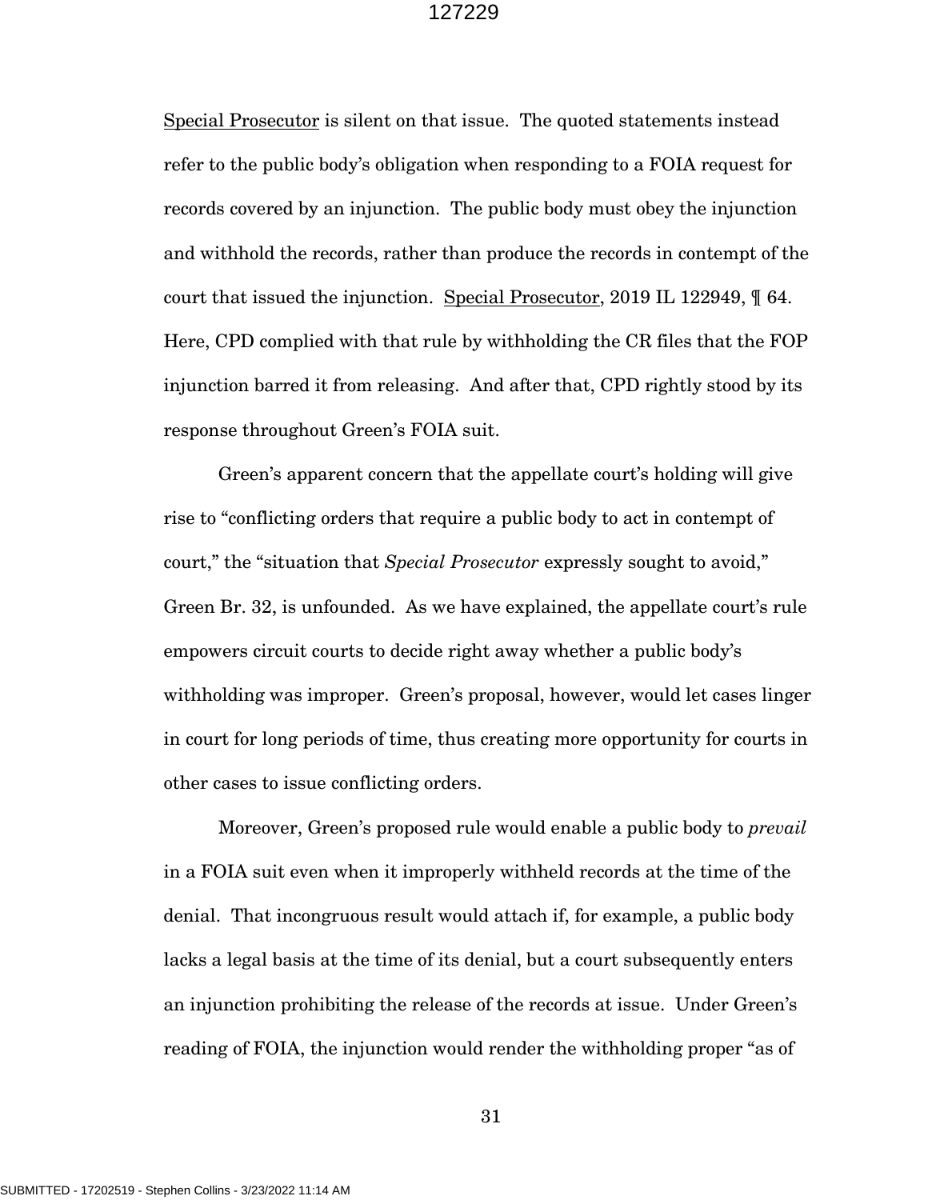Special Prosecutor is silent on that issue. The quoted statements instead refer to the public body's obligation when responding to a FOIA request for records covered by an injunction. The public body must obey the injunction and withhold the records, rather than produce the records in contempt of the court that issued the injunction. Special Prosecutor, 2019 IL 122949, ¶ 64. Here, CPD complied with that rule by withholding the CR files that the FOP injunction barred it from releasing. And after that, CPD rightly stood by its response throughout Green's FOIA suit.

Green's apparent concern that the appellate court's holding will give rise to "conflicting orders that require a public body to act in contempt of court," the "situation that *Special Prosecutor* expressly sought to avoid," Green Br. 32, is unfounded. As we have explained, the appellate court's rule empowers circuit courts to decide right away whether a public body's withholding was improper. Green's proposal, however, would let cases linger in court for long periods of time, thus creating more opportunity for courts in other cases to issue conflicting orders.

Moreover, Green's proposed rule would enable a public body to *prevail* in a FOIA suit even when it improperly withheld records at the time of the denial. That incongruous result would attach if, for example, a public body lacks a legal basis at the time of its denial, but a court subsequently enters an injunction prohibiting the release of the records at issue. Under Green's reading of FOIA, the injunction would render the withholding proper "as of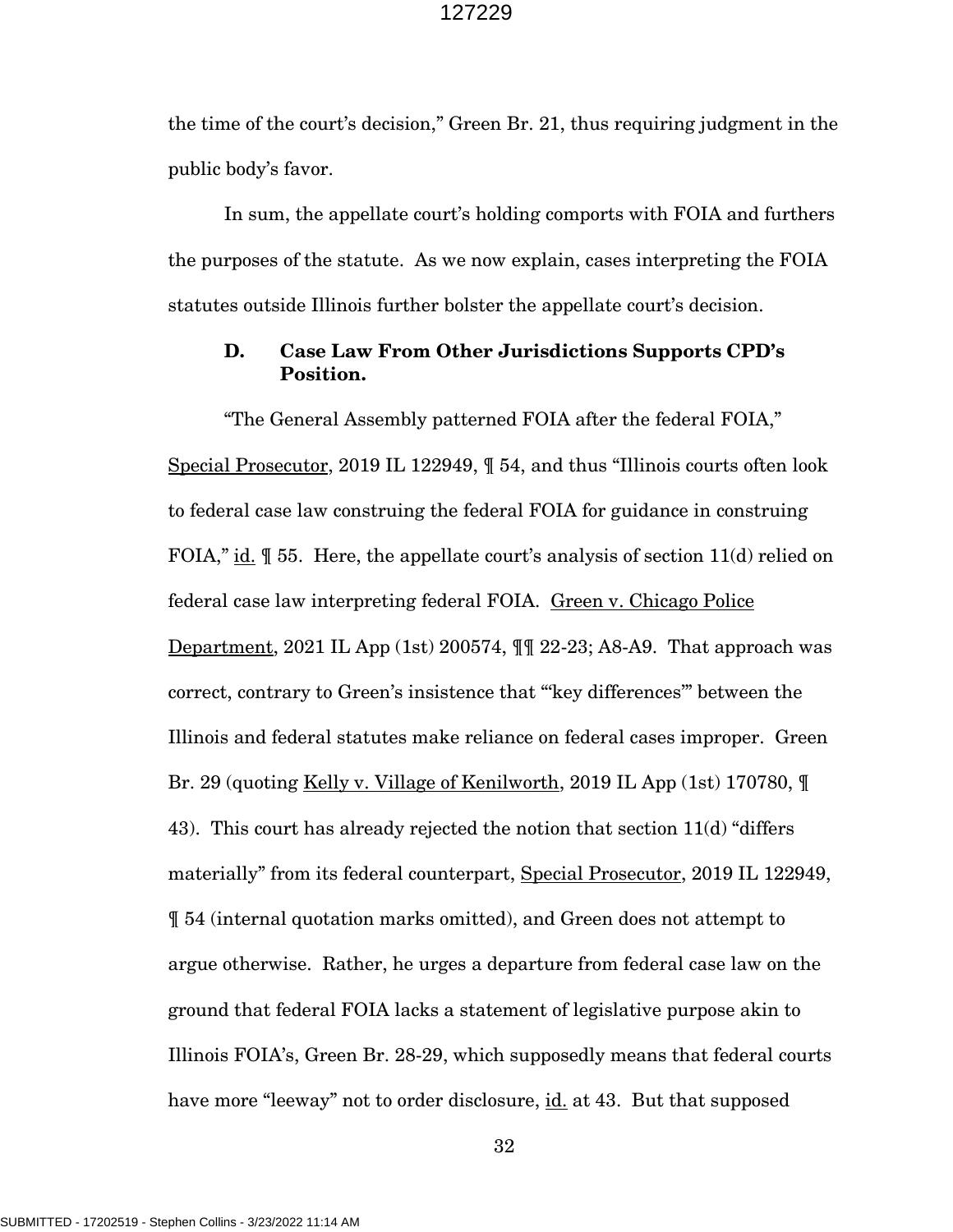the time of the court's decision," Green Br. 21, thus requiring judgment in the public body's favor.

In sum, the appellate court's holding comports with FOIA and furthers the purposes of the statute. As we now explain, cases interpreting the FOIA statutes outside Illinois further bolster the appellate court's decision.

### D. Case Law From Other Jurisdictions Supports CPD's Position.

"The General Assembly patterned FOIA after the federal FOIA," Special Prosecutor, 2019 IL 122949, ¶ 54, and thus "Illinois courts often look to federal case law construing the federal FOIA for guidance in construing FOIA," id. ¶ 55. Here, the appellate court's analysis of section 11(d) relied on federal case law interpreting federal FOIA. Green v. Chicago Police Department, 2021 IL App (1st) 200574, ¶¶ 22-23; A8-A9. That approach was correct, contrary to Green's insistence that "'key differences'" between the Illinois and federal statutes make reliance on federal cases improper. Green Br. 29 (quoting Kelly v. Village of Kenilworth, 2019 IL App (1st) 170780, ¶ 43). This court has already rejected the notion that section 11(d) "differs materially" from its federal counterpart, Special Prosecutor, 2019 IL 122949, ¶ 54 (internal quotation marks omitted), and Green does not attempt to argue otherwise. Rather, he urges a departure from federal case law on the ground that federal FOIA lacks a statement of legislative purpose akin to Illinois FOIA's, Green Br. 28-29, which supposedly means that federal courts have more "leeway" not to order disclosure, id. at 43. But that supposed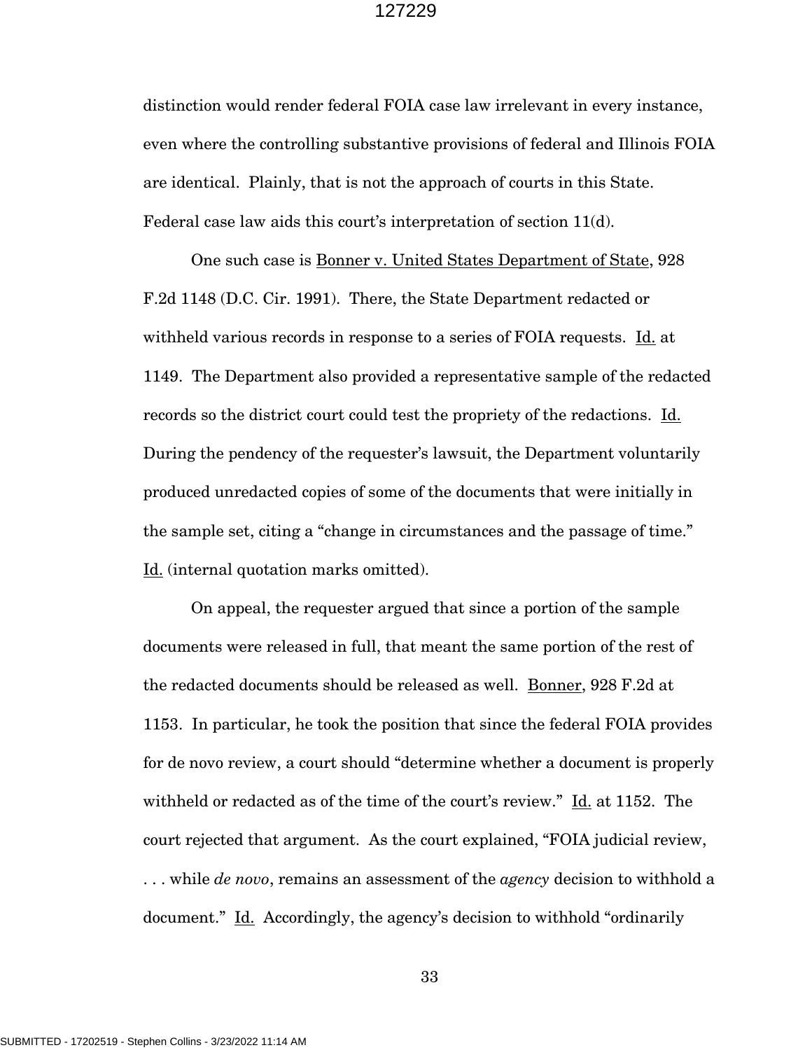distinction would render federal FOIA case law irrelevant in every instance, even where the controlling substantive provisions of federal and Illinois FOIA are identical. Plainly, that is not the approach of courts in this State. Federal case law aids this court's interpretation of section 11(d).

One such case is Bonner v. United States Department of State, 928 F.2d 1148 (D.C. Cir. 1991). There, the State Department redacted or withheld various records in response to a series of FOIA requests. Id. at 1149. The Department also provided a representative sample of the redacted records so the district court could test the propriety of the redactions. Id. During the pendency of the requester's lawsuit, the Department voluntarily produced unredacted copies of some of the documents that were initially in the sample set, citing a "change in circumstances and the passage of time." Id. (internal quotation marks omitted).

On appeal, the requester argued that since a portion of the sample documents were released in full, that meant the same portion of the rest of the redacted documents should be released as well. Bonner, 928 F.2d at 1153. In particular, he took the position that since the federal FOIA provides for de novo review, a court should "determine whether a document is properly withheld or redacted as of the time of the court's review." Id. at 1152. The court rejected that argument. As the court explained, "FOIA judicial review, . . . while *de novo*, remains an assessment of the *agency* decision to withhold a document." Id. Accordingly, the agency's decision to withhold "ordinarily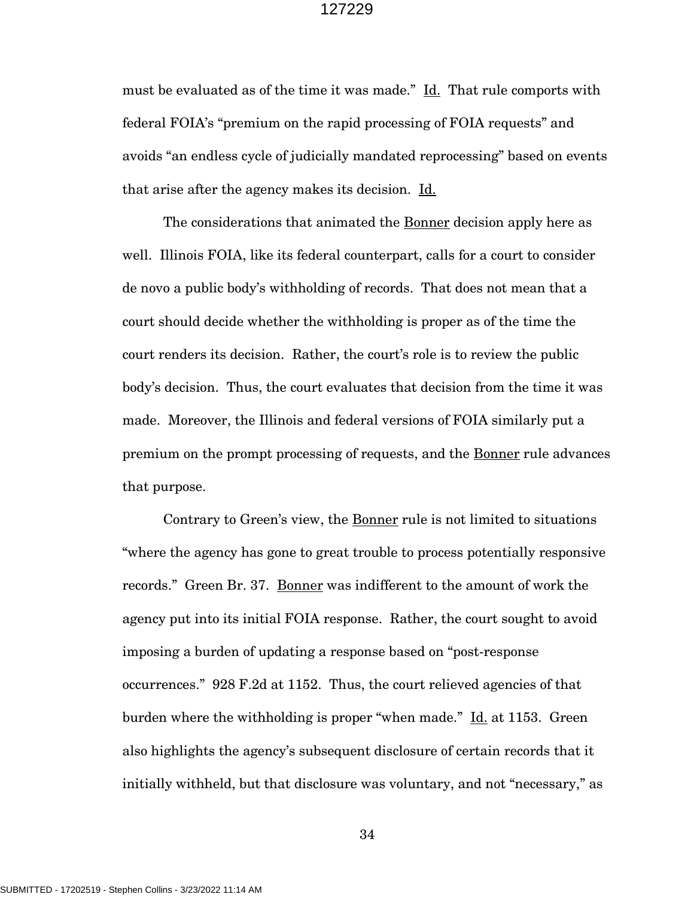must be evaluated as of the time it was made." Id. That rule comports with federal FOIA's "premium on the rapid processing of FOIA requests" and avoids "an endless cycle of judicially mandated reprocessing" based on events that arise after the agency makes its decision. Id.

The considerations that animated the Bonner decision apply here as well. Illinois FOIA, like its federal counterpart, calls for a court to consider de novo a public body's withholding of records. That does not mean that a court should decide whether the withholding is proper as of the time the court renders its decision. Rather, the court's role is to review the public body's decision. Thus, the court evaluates that decision from the time it was made. Moreover, the Illinois and federal versions of FOIA similarly put a premium on the prompt processing of requests, and the Bonner rule advances that purpose.

Contrary to Green's view, the Bonner rule is not limited to situations "where the agency has gone to great trouble to process potentially responsive records." Green Br. 37. Bonner was indifferent to the amount of work the agency put into its initial FOIA response. Rather, the court sought to avoid imposing a burden of updating a response based on "post-response occurrences." 928 F.2d at 1152. Thus, the court relieved agencies of that burden where the withholding is proper "when made." Id. at 1153. Green also highlights the agency's subsequent disclosure of certain records that it initially withheld, but that disclosure was voluntary, and not "necessary," as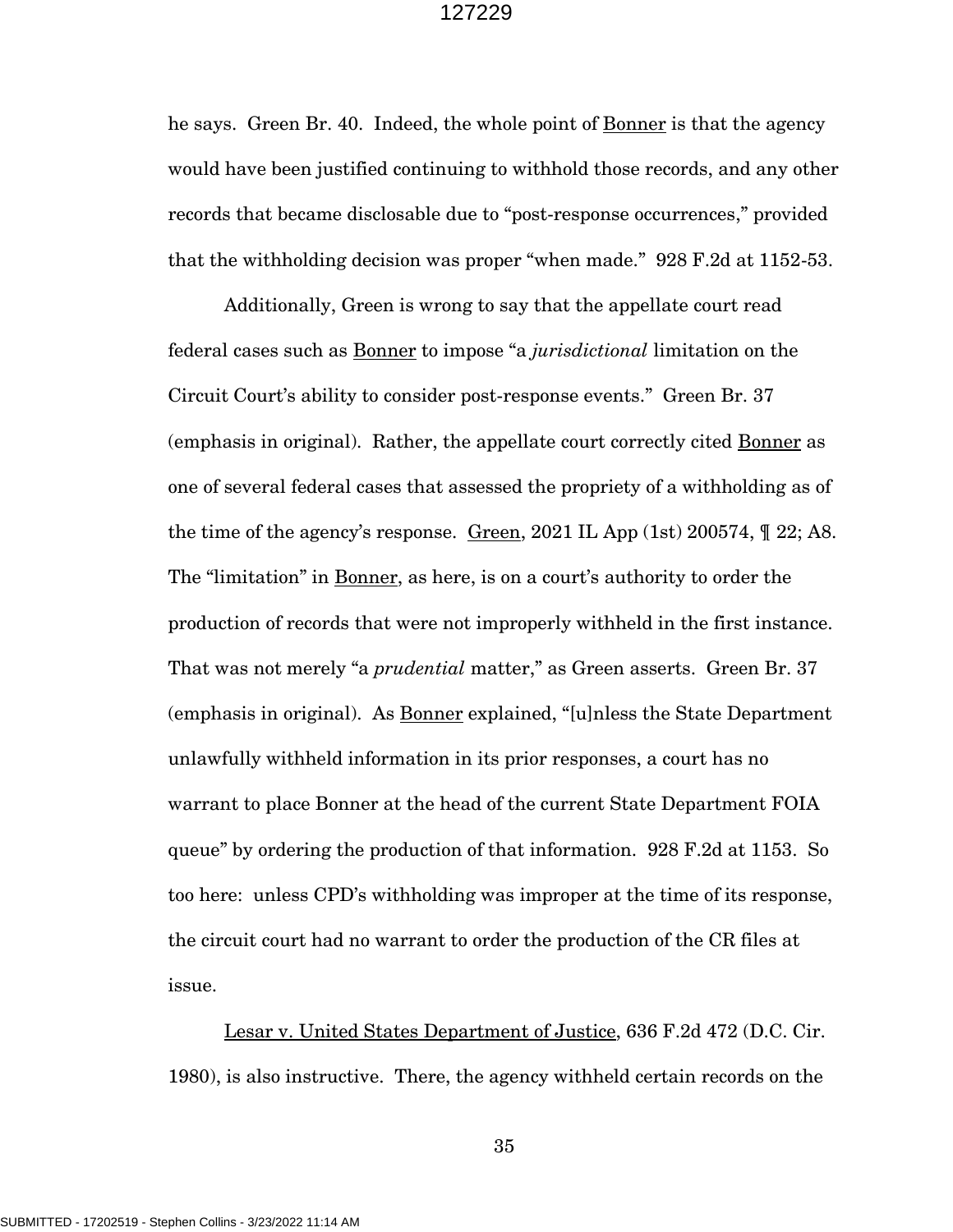he says. Green Br. 40. Indeed, the whole point of Bonner is that the agency would have been justified continuing to withhold those records, and any other records that became disclosable due to "post-response occurrences," provided that the withholding decision was proper "when made." 928 F.2d at 1152-53.

Additionally, Green is wrong to say that the appellate court read federal cases such as Bonner to impose "a *jurisdictional* limitation on the Circuit Court's ability to consider post-response events." Green Br. 37 (emphasis in original). Rather, the appellate court correctly cited Bonner as one of several federal cases that assessed the propriety of a withholding as of the time of the agency's response. Green, 2021 IL App (1st) 200574, ¶ 22; A8. The "limitation" in Bonner, as here, is on a court's authority to order the production of records that were not improperly withheld in the first instance. That was not merely "a *prudential* matter," as Green asserts. Green Br. 37 (emphasis in original). As Bonner explained, "[u]nless the State Department unlawfully withheld information in its prior responses, a court has no warrant to place Bonner at the head of the current State Department FOIA queue" by ordering the production of that information. 928 F.2d at 1153. So too here: unless CPD's withholding was improper at the time of its response, the circuit court had no warrant to order the production of the CR files at issue.

Lesar v. United States Department of Justice, 636 F.2d 472 (D.C. Cir. 1980), is also instructive. There, the agency withheld certain records on the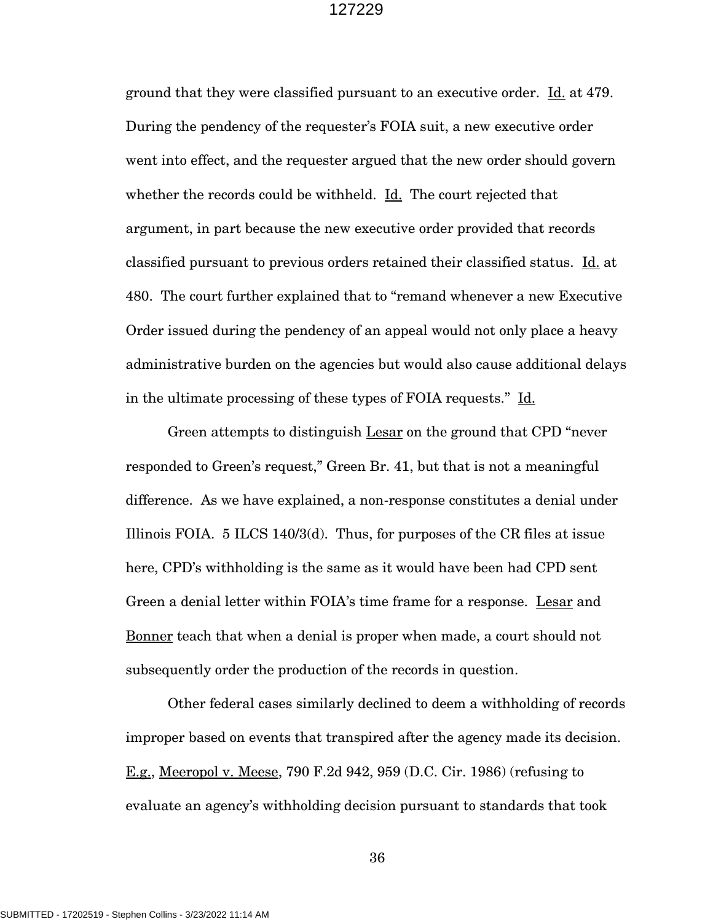ground that they were classified pursuant to an executive order. Id. at 479. During the pendency of the requester's FOIA suit, a new executive order went into effect, and the requester argued that the new order should govern whether the records could be withheld. Id. The court rejected that argument, in part because the new executive order provided that records classified pursuant to previous orders retained their classified status. Id. at 480. The court further explained that to "remand whenever a new Executive Order issued during the pendency of an appeal would not only place a heavy administrative burden on the agencies but would also cause additional delays in the ultimate processing of these types of FOIA requests." Id.

Green attempts to distinguish Lesar on the ground that CPD "never responded to Green's request," Green Br. 41, but that is not a meaningful difference. As we have explained, a non-response constitutes a denial under Illinois FOIA. 5 ILCS 140/3(d). Thus, for purposes of the CR files at issue here, CPD's withholding is the same as it would have been had CPD sent Green a denial letter within FOIA's time frame for a response. Lesar and Bonner teach that when a denial is proper when made, a court should not subsequently order the production of the records in question.

Other federal cases similarly declined to deem a withholding of records improper based on events that transpired after the agency made its decision. E.g., Meeropol v. Meese, 790 F.2d 942, 959 (D.C. Cir. 1986) (refusing to evaluate an agency's withholding decision pursuant to standards that took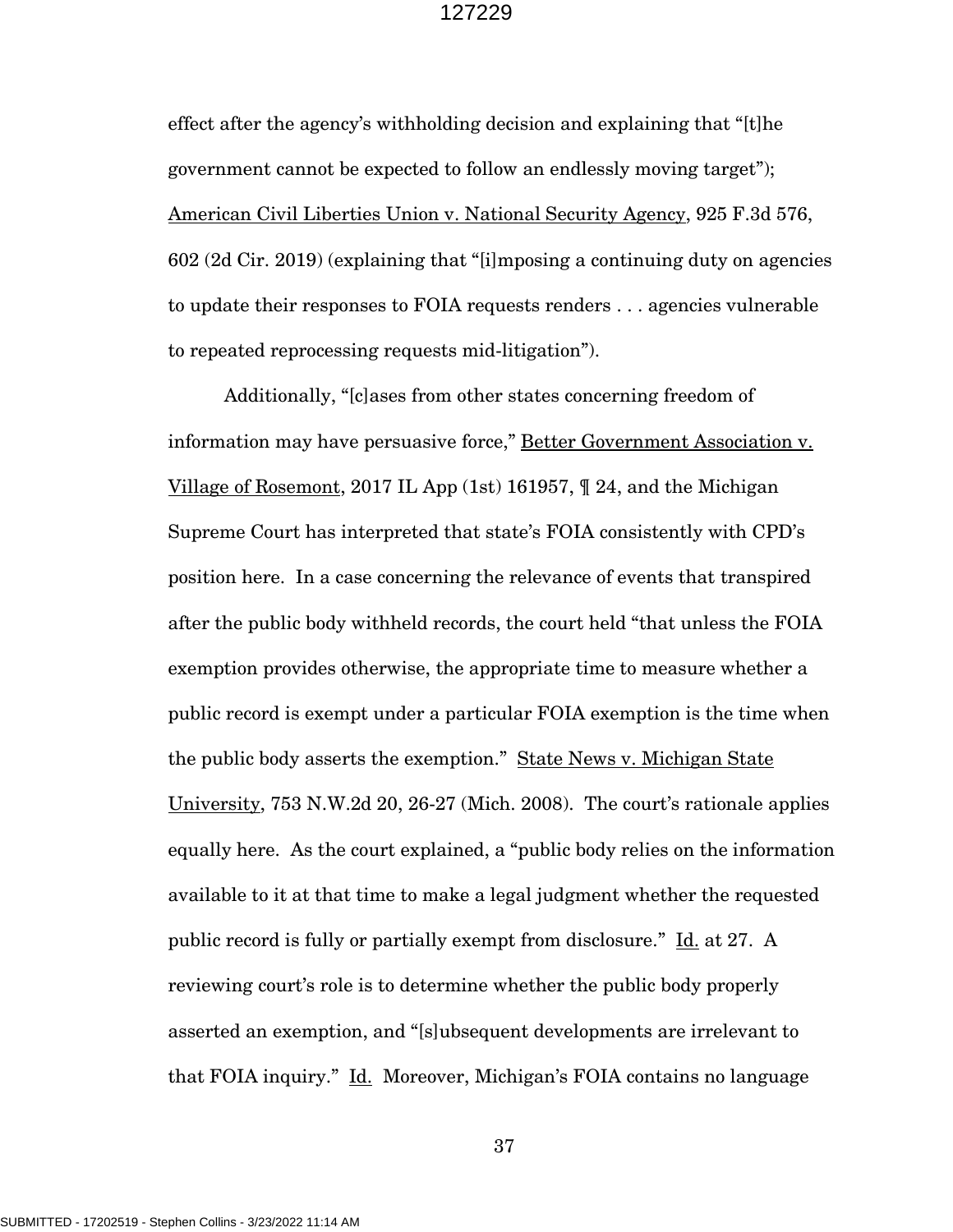effect after the agency's withholding decision and explaining that "[t]he government cannot be expected to follow an endlessly moving target"); American Civil Liberties Union v. National Security Agency, 925 F.3d 576, 602 (2d Cir. 2019) (explaining that "[i]mposing a continuing duty on agencies to update their responses to FOIA requests renders . . . agencies vulnerable to repeated reprocessing requests mid-litigation").

Additionally, "[c]ases from other states concerning freedom of information may have persuasive force," Better Government Association v. Village of Rosemont, 2017 IL App (1st) 161957, ¶ 24, and the Michigan Supreme Court has interpreted that state's FOIA consistently with CPD's position here. In a case concerning the relevance of events that transpired after the public body withheld records, the court held "that unless the FOIA exemption provides otherwise, the appropriate time to measure whether a public record is exempt under a particular FOIA exemption is the time when the public body asserts the exemption." State News v. Michigan State University, 753 N.W.2d 20, 26-27 (Mich. 2008). The court's rationale applies equally here. As the court explained, a "public body relies on the information available to it at that time to make a legal judgment whether the requested public record is fully or partially exempt from disclosure." Id. at 27. A reviewing court's role is to determine whether the public body properly asserted an exemption, and "[s]ubsequent developments are irrelevant to that FOIA inquiry." Id. Moreover, Michigan's FOIA contains no language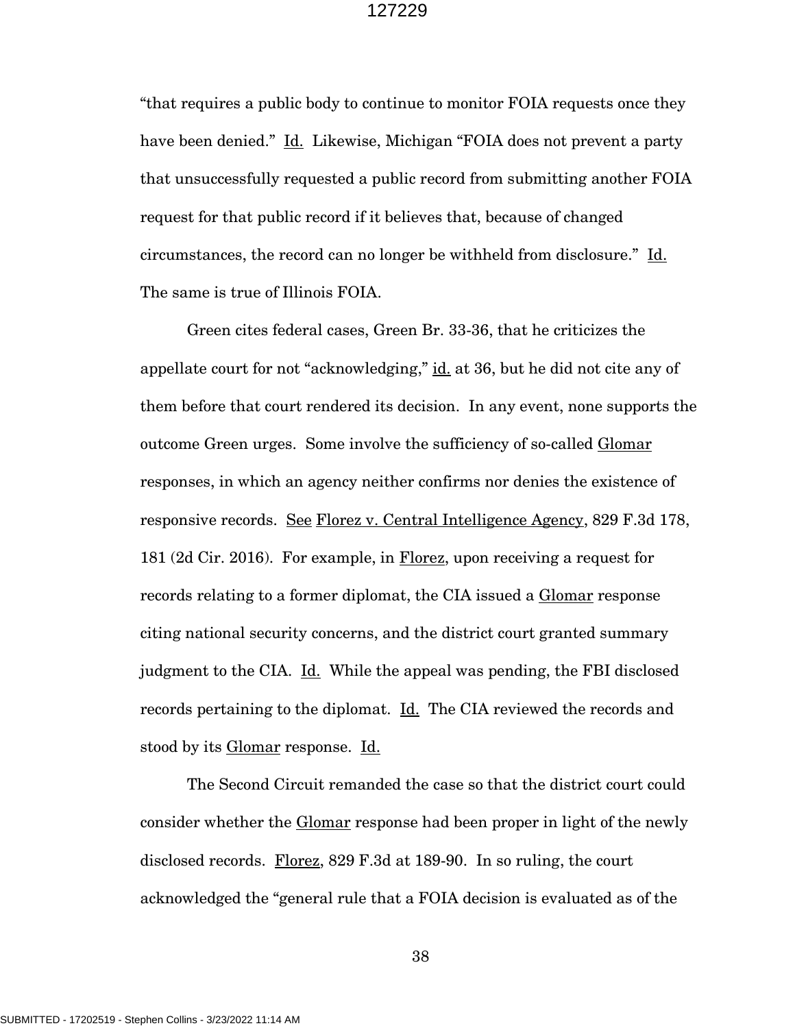"that requires a public body to continue to monitor FOIA requests once they have been denied." Id. Likewise, Michigan "FOIA does not prevent a party that unsuccessfully requested a public record from submitting another FOIA request for that public record if it believes that, because of changed circumstances, the record can no longer be withheld from disclosure." Id. The same is true of Illinois FOIA.

Green cites federal cases, Green Br. 33-36, that he criticizes the appellate court for not "acknowledging," id. at 36, but he did not cite any of them before that court rendered its decision. In any event, none supports the outcome Green urges. Some involve the sufficiency of so-called Glomar responses, in which an agency neither confirms nor denies the existence of responsive records. See Florez v. Central Intelligence Agency, 829 F.3d 178, 181 (2d Cir. 2016). For example, in Florez, upon receiving a request for records relating to a former diplomat, the CIA issued a Glomar response citing national security concerns, and the district court granted summary judgment to the CIA. Id. While the appeal was pending, the FBI disclosed records pertaining to the diplomat. Id. The CIA reviewed the records and stood by its Glomar response. Id.

The Second Circuit remanded the case so that the district court could consider whether the Glomar response had been proper in light of the newly disclosed records. Florez, 829 F.3d at 189-90. In so ruling, the court acknowledged the "general rule that a FOIA decision is evaluated as of the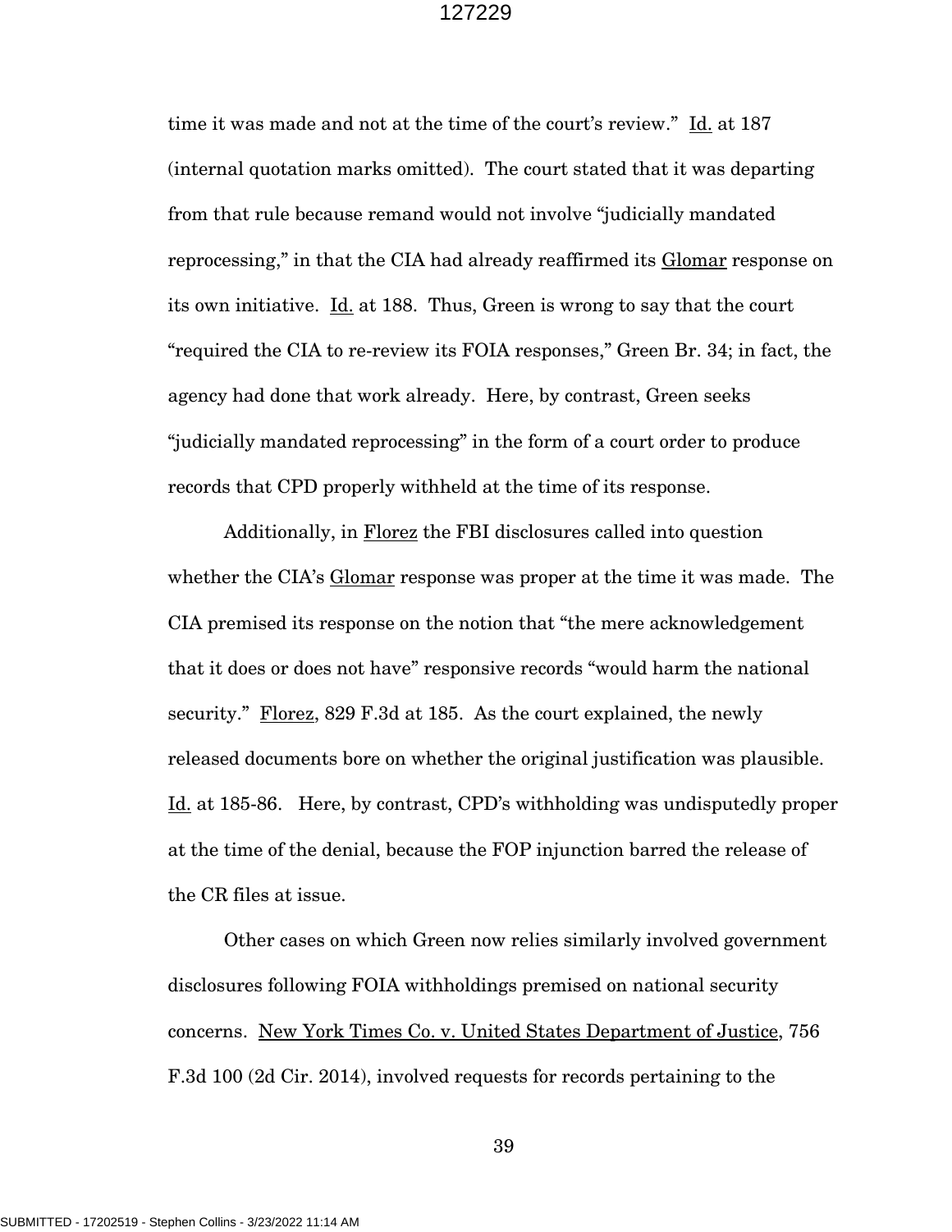time it was made and not at the time of the court's review." Id. at 187 (internal quotation marks omitted). The court stated that it was departing from that rule because remand would not involve "judicially mandated reprocessing," in that the CIA had already reaffirmed its Glomar response on its own initiative. Id. at 188. Thus, Green is wrong to say that the court "required the CIA to re-review its FOIA responses," Green Br. 34; in fact, the agency had done that work already. Here, by contrast, Green seeks "judicially mandated reprocessing" in the form of a court order to produce records that CPD properly withheld at the time of its response.

Additionally, in Florez the FBI disclosures called into question whether the CIA's Glomar response was proper at the time it was made. The CIA premised its response on the notion that "the mere acknowledgement that it does or does not have" responsive records "would harm the national security." Florez, 829 F.3d at 185. As the court explained, the newly released documents bore on whether the original justification was plausible. Id. at 185-86. Here, by contrast, CPD's withholding was undisputedly proper at the time of the denial, because the FOP injunction barred the release of the CR files at issue.

Other cases on which Green now relies similarly involved government disclosures following FOIA withholdings premised on national security concerns. New York Times Co. v. United States Department of Justice, 756 F.3d 100 (2d Cir. 2014), involved requests for records pertaining to the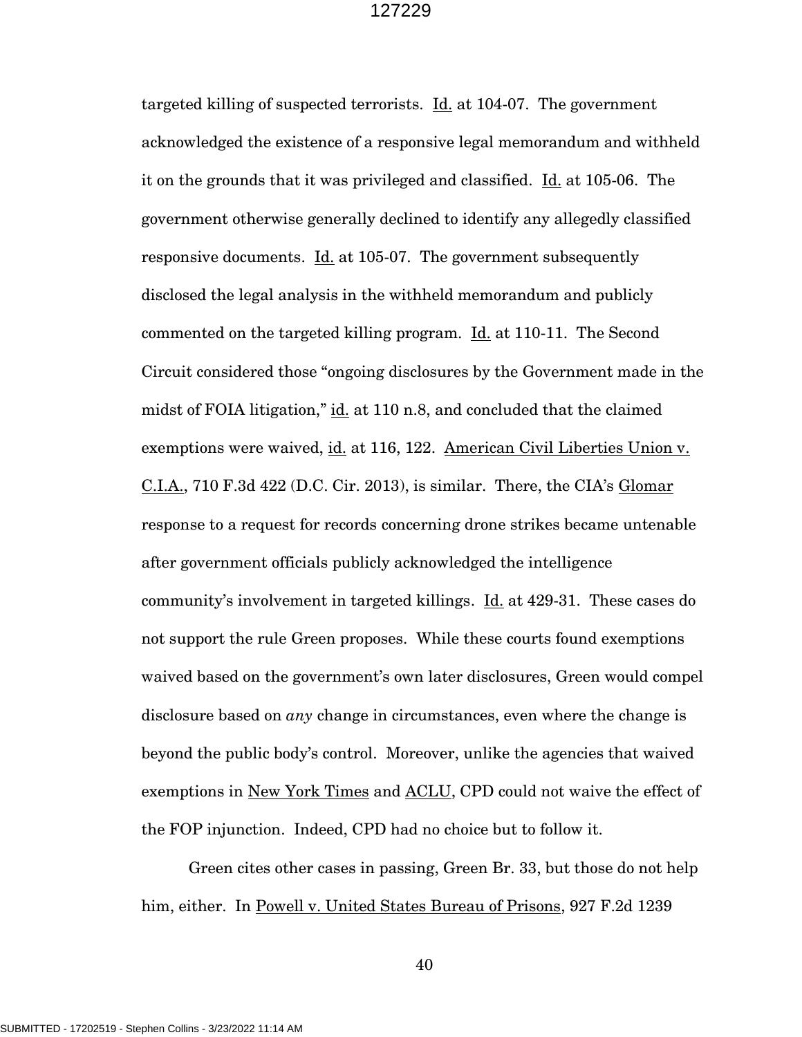targeted killing of suspected terrorists. Id. at 104-07. The government acknowledged the existence of a responsive legal memorandum and withheld it on the grounds that it was privileged and classified. Id. at 105-06. The government otherwise generally declined to identify any allegedly classified responsive documents. Id. at 105-07. The government subsequently disclosed the legal analysis in the withheld memorandum and publicly commented on the targeted killing program. Id. at 110-11. The Second Circuit considered those "ongoing disclosures by the Government made in the midst of FOIA litigation," id. at 110 n.8, and concluded that the claimed exemptions were waived, id. at 116, 122. American Civil Liberties Union v. C.I.A., 710 F.3d 422 (D.C. Cir. 2013), is similar. There, the CIA's Glomar response to a request for records concerning drone strikes became untenable after government officials publicly acknowledged the intelligence community's involvement in targeted killings. Id. at 429-31. These cases do not support the rule Green proposes. While these courts found exemptions waived based on the government's own later disclosures, Green would compel disclosure based on *any* change in circumstances, even where the change is beyond the public body's control. Moreover, unlike the agencies that waived exemptions in New York Times and ACLU, CPD could not waive the effect of the FOP injunction. Indeed, CPD had no choice but to follow it.

Green cites other cases in passing, Green Br. 33, but those do not help him, either. In Powell v. United States Bureau of Prisons, 927 F.2d 1239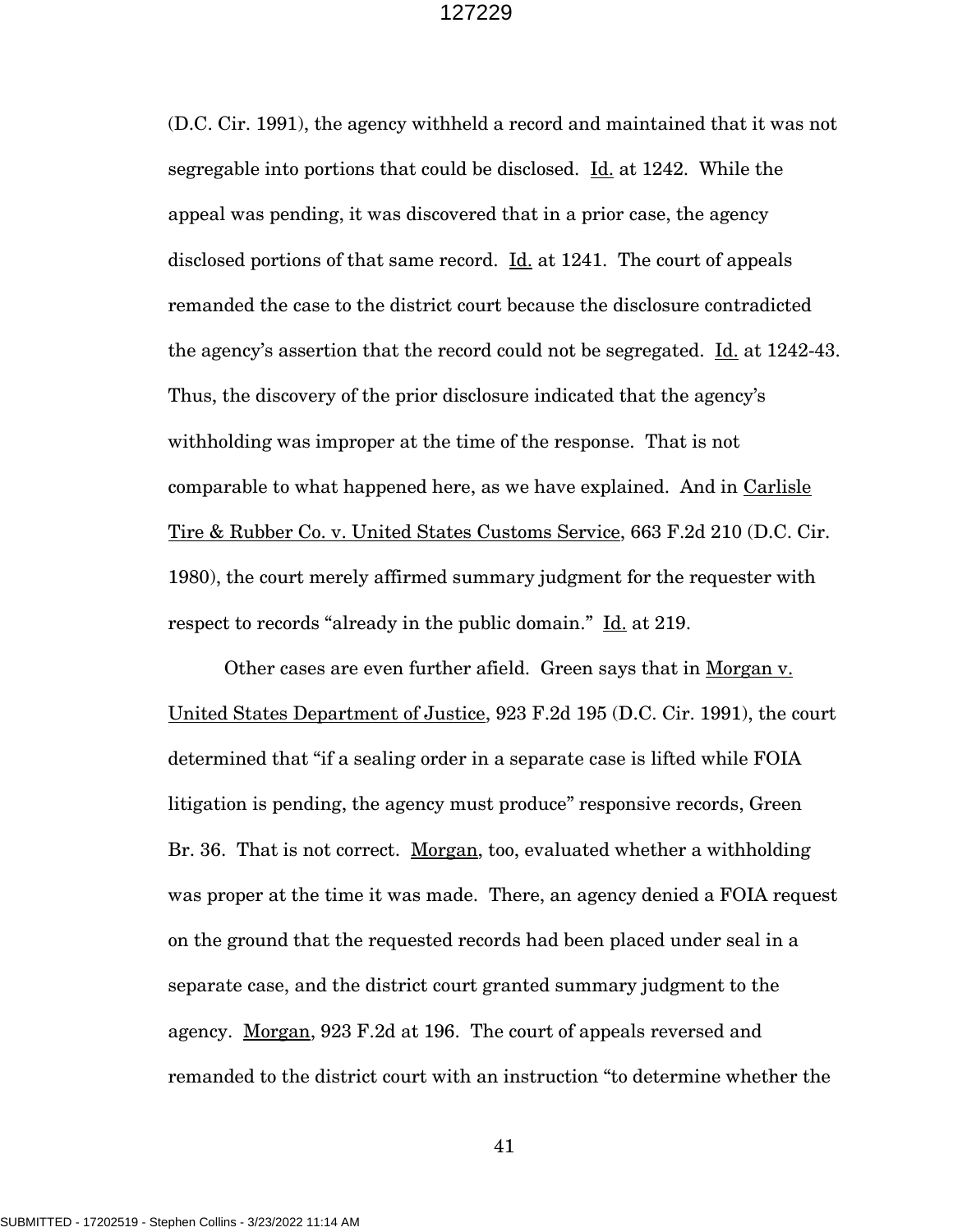(D.C. Cir. 1991), the agency withheld a record and maintained that it was not segregable into portions that could be disclosed. Id. at 1242. While the appeal was pending, it was discovered that in a prior case, the agency disclosed portions of that same record. Id. at 1241. The court of appeals remanded the case to the district court because the disclosure contradicted the agency's assertion that the record could not be segregated. Id. at 1242-43. Thus, the discovery of the prior disclosure indicated that the agency's withholding was improper at the time of the response. That is not comparable to what happened here, as we have explained. And in Carlisle Tire & Rubber Co. v. United States Customs Service, 663 F.2d 210 (D.C. Cir. 1980), the court merely affirmed summary judgment for the requester with respect to records "already in the public domain." Id. at 219.

Other cases are even further afield. Green says that in Morgan v. United States Department of Justice, 923 F.2d 195 (D.C. Cir. 1991), the court determined that "if a sealing order in a separate case is lifted while FOIA litigation is pending, the agency must produce" responsive records, Green Br. 36. That is not correct. Morgan, too, evaluated whether a withholding was proper at the time it was made. There, an agency denied a FOIA request on the ground that the requested records had been placed under seal in a separate case, and the district court granted summary judgment to the agency. Morgan, 923 F.2d at 196. The court of appeals reversed and remanded to the district court with an instruction "to determine whether the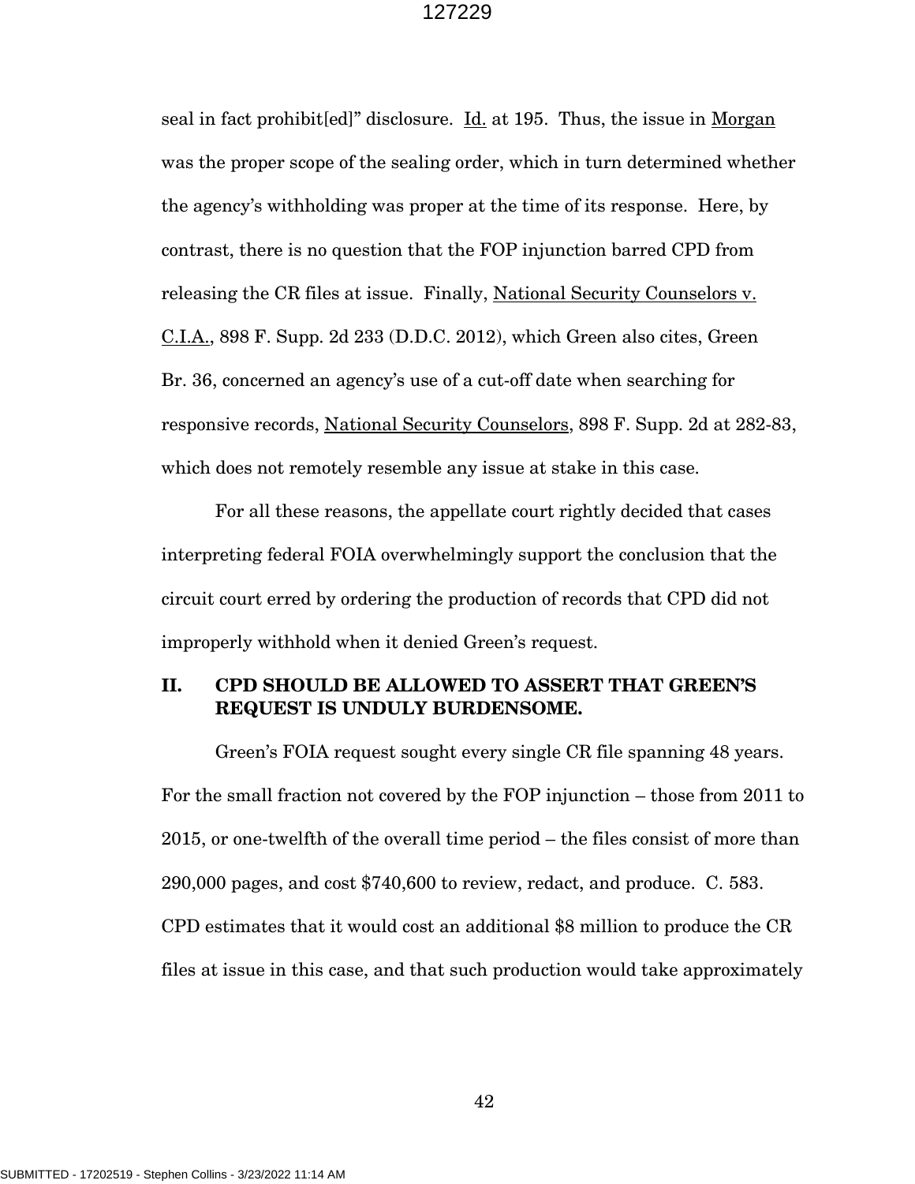seal in fact prohibit[ed]" disclosure. Id. at 195. Thus, the issue in Morgan was the proper scope of the sealing order, which in turn determined whether the agency's withholding was proper at the time of its response. Here, by contrast, there is no question that the FOP injunction barred CPD from releasing the CR files at issue. Finally, National Security Counselors v. C.I.A., 898 F. Supp. 2d 233 (D.D.C. 2012), which Green also cites, Green Br. 36, concerned an agency's use of a cut-off date when searching for responsive records, National Security Counselors, 898 F. Supp. 2d at 282-83, which does not remotely resemble any issue at stake in this case.

For all these reasons, the appellate court rightly decided that cases interpreting federal FOIA overwhelmingly support the conclusion that the circuit court erred by ordering the production of records that CPD did not improperly withhold when it denied Green's request.

## II. CPD SHOULD BE ALLOWED TO ASSERT THAT GREEN'S REQUEST IS UNDULY BURDENSOME.

Green's FOIA request sought every single CR file spanning 48 years. For the small fraction not covered by the FOP injunction – those from 2011 to 2015, or one-twelfth of the overall time period – the files consist of more than 290,000 pages, and cost $740,600 to review, redact, and produce. C. 583. CPD estimates that it would cost an additional $8 million to produce the CR files at issue in this case, and that such production would take approximately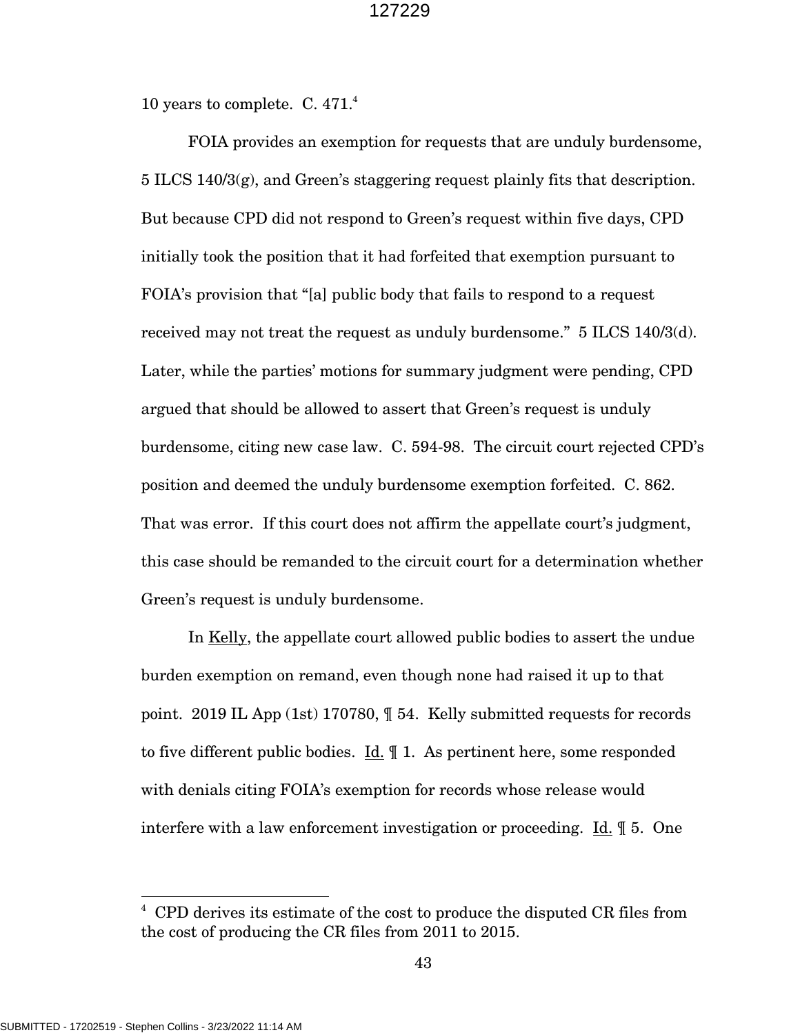10 years to complete. C. 471.[4]

FOIA provides an exemption for requests that are unduly burdensome, 5 ILCS 140/3(g), and Green's staggering request plainly fits that description. But because CPD did not respond to Green's request within five days, CPD initially took the position that it had forfeited that exemption pursuant to FOIA's provision that "[a] public body that fails to respond to a request received may not treat the request as unduly burdensome." 5 ILCS 140/3(d). Later, while the parties' motions for summary judgment were pending, CPD argued that should be allowed to assert that Green's request is unduly burdensome, citing new case law. C. 594-98. The circuit court rejected CPD's position and deemed the unduly burdensome exemption forfeited. C. 862. That was error. If this court does not affirm the appellate court's judgment, this case should be remanded to the circuit court for a determination whether Green's request is unduly burdensome.

In Kelly, the appellate court allowed public bodies to assert the undue burden exemption on remand, even though none had raised it up to that point. 2019 IL App (1st) 170780, ¶ 54. Kelly submitted requests for records to five different public bodies. Id. ¶ 1. As pertinent here, some responded with denials citing FOIA's exemption for records whose release would interfere with a law enforcement investigation or proceeding. Id. ¶ 5. One

---

[4] CPD derives its estimate of the cost to produce the disputed CR files from the cost of producing the CR files from 2011 to 2015.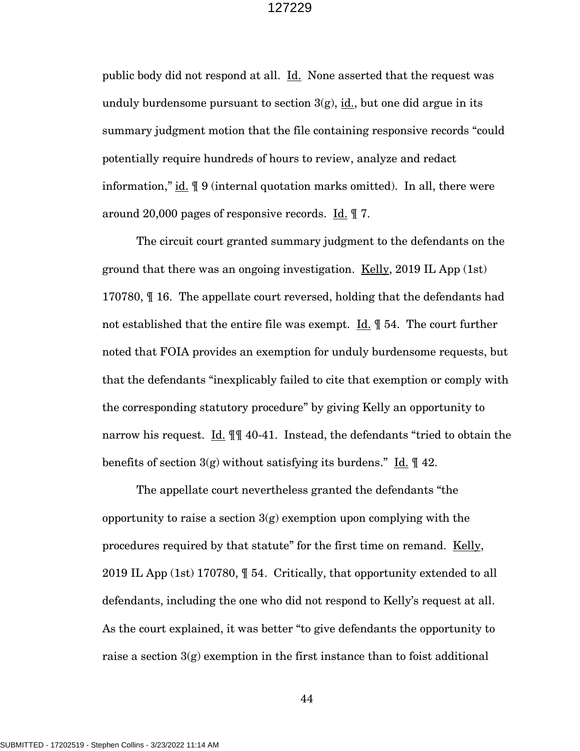public body did not respond at all. Id. None asserted that the request was unduly burdensome pursuant to section 3(g), id., but one did argue in its summary judgment motion that the file containing responsive records "could potentially require hundreds of hours to review, analyze and redact information," id. ¶ 9 (internal quotation marks omitted). In all, there were around 20,000 pages of responsive records. Id. ¶ 7.

The circuit court granted summary judgment to the defendants on the ground that there was an ongoing investigation. Kelly, 2019 IL App (1st) 170780, ¶ 16. The appellate court reversed, holding that the defendants had not established that the entire file was exempt. Id. ¶ 54. The court further noted that FOIA provides an exemption for unduly burdensome requests, but that the defendants "inexplicably failed to cite that exemption or comply with the corresponding statutory procedure" by giving Kelly an opportunity to narrow his request. Id. ¶¶ 40-41. Instead, the defendants "tried to obtain the benefits of section 3(g) without satisfying its burdens." Id. ¶ 42.

The appellate court nevertheless granted the defendants "the opportunity to raise a section 3(g) exemption upon complying with the procedures required by that statute" for the first time on remand. Kelly, 2019 IL App (1st) 170780, ¶ 54. Critically, that opportunity extended to all defendants, including the one who did not respond to Kelly's request at all. As the court explained, it was better "to give defendants the opportunity to raise a section 3(g) exemption in the first instance than to foist additional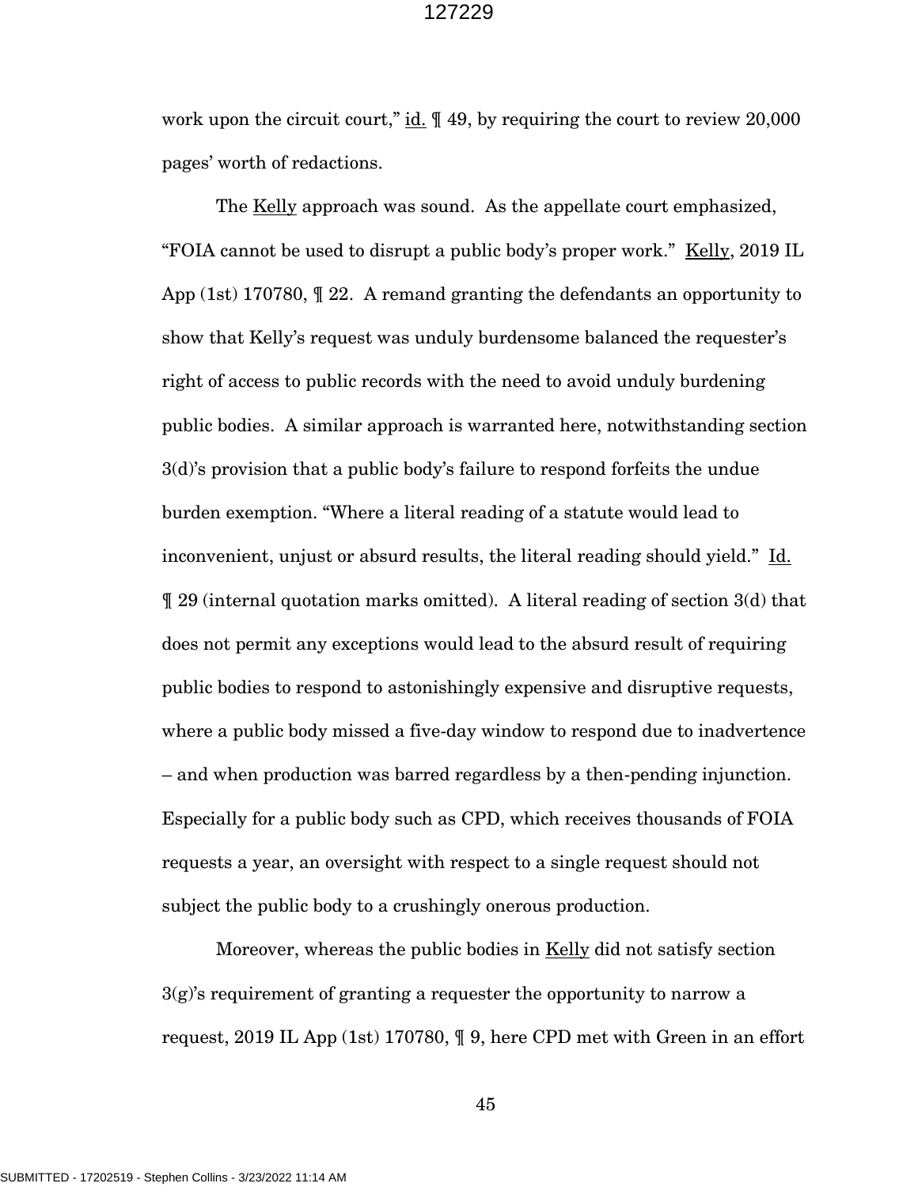work upon the circuit court," id. ¶ 49, by requiring the court to review 20,000 pages' worth of redactions.

The Kelly approach was sound. As the appellate court emphasized, "FOIA cannot be used to disrupt a public body's proper work." Kelly, 2019 IL App (1st) 170780, ¶ 22. A remand granting the defendants an opportunity to show that Kelly's request was unduly burdensome balanced the requester's right of access to public records with the need to avoid unduly burdening public bodies. A similar approach is warranted here, notwithstanding section 3(d)'s provision that a public body's failure to respond forfeits the undue burden exemption. "Where a literal reading of a statute would lead to inconvenient, unjust or absurd results, the literal reading should yield." Id. ¶ 29 (internal quotation marks omitted). A literal reading of section 3(d) that does not permit any exceptions would lead to the absurd result of requiring public bodies to respond to astonishingly expensive and disruptive requests, where a public body missed a five-day window to respond due to inadvertence – and when production was barred regardless by a then-pending injunction. Especially for a public body such as CPD, which receives thousands of FOIA requests a year, an oversight with respect to a single request should not subject the public body to a crushingly onerous production.

Moreover, whereas the public bodies in Kelly did not satisfy section 3(g)'s requirement of granting a requester the opportunity to narrow a request, 2019 IL App (1st) 170780, ¶ 9, here CPD met with Green in an effort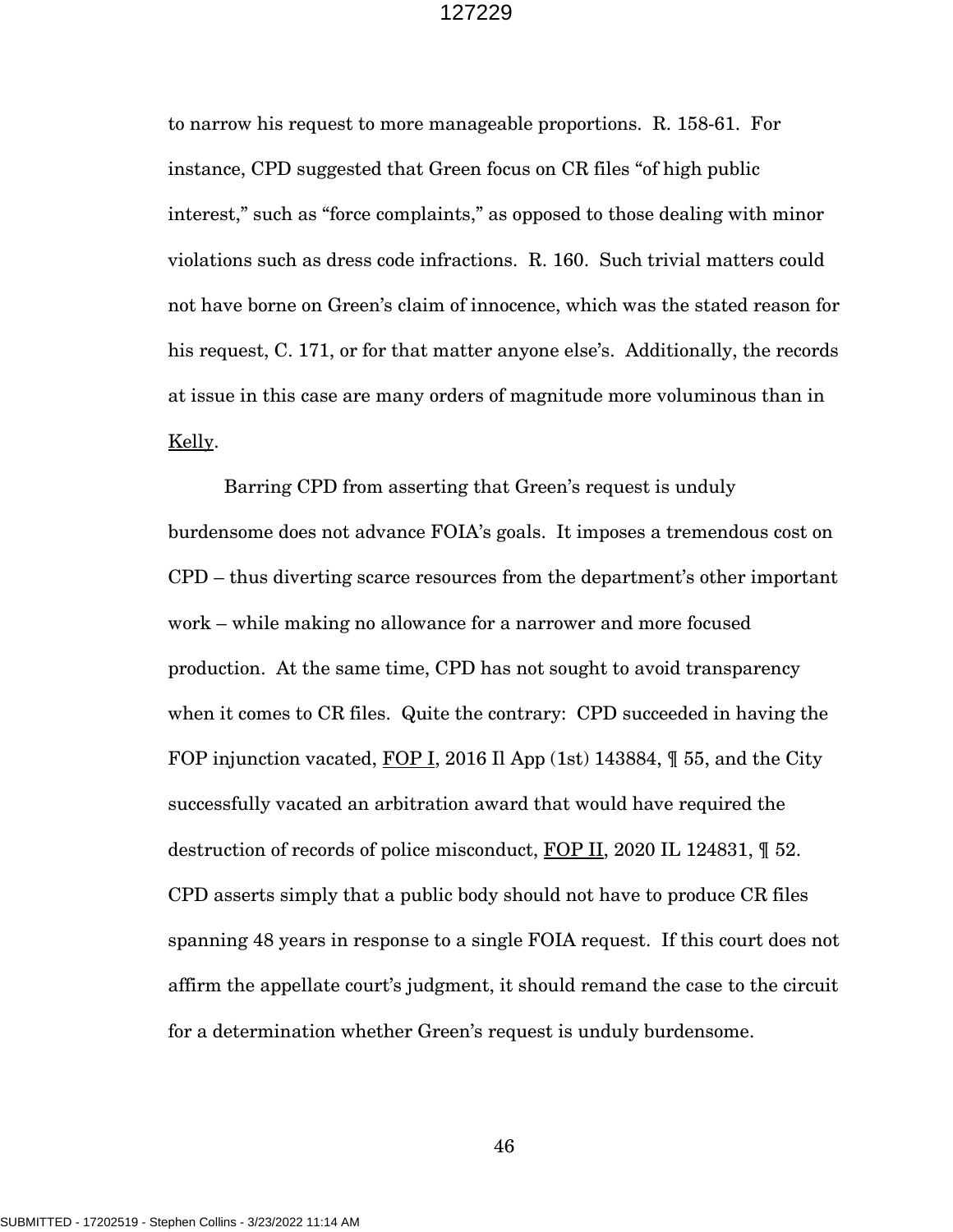to narrow his request to more manageable proportions. R. 158-61. For instance, CPD suggested that Green focus on CR files "of high public interest," such as "force complaints," as opposed to those dealing with minor violations such as dress code infractions. R. 160. Such trivial matters could not have borne on Green's claim of innocence, which was the stated reason for his request, C. 171, or for that matter anyone else's. Additionally, the records at issue in this case are many orders of magnitude more voluminous than in Kelly.

Barring CPD from asserting that Green's request is unduly burdensome does not advance FOIA's goals. It imposes a tremendous cost on CPD – thus diverting scarce resources from the department's other important work – while making no allowance for a narrower and more focused production. At the same time, CPD has not sought to avoid transparency when it comes to CR files. Quite the contrary: CPD succeeded in having the FOP injunction vacated, FOP I, 2016 Il App (1st) 143884, ¶ 55, and the City successfully vacated an arbitration award that would have required the destruction of records of police misconduct, FOP II, 2020 IL 124831, ¶ 52. CPD asserts simply that a public body should not have to produce CR files spanning 48 years in response to a single FOIA request. If this court does not affirm the appellate court's judgment, it should remand the case to the circuit for a determination whether Green's request is unduly burdensome.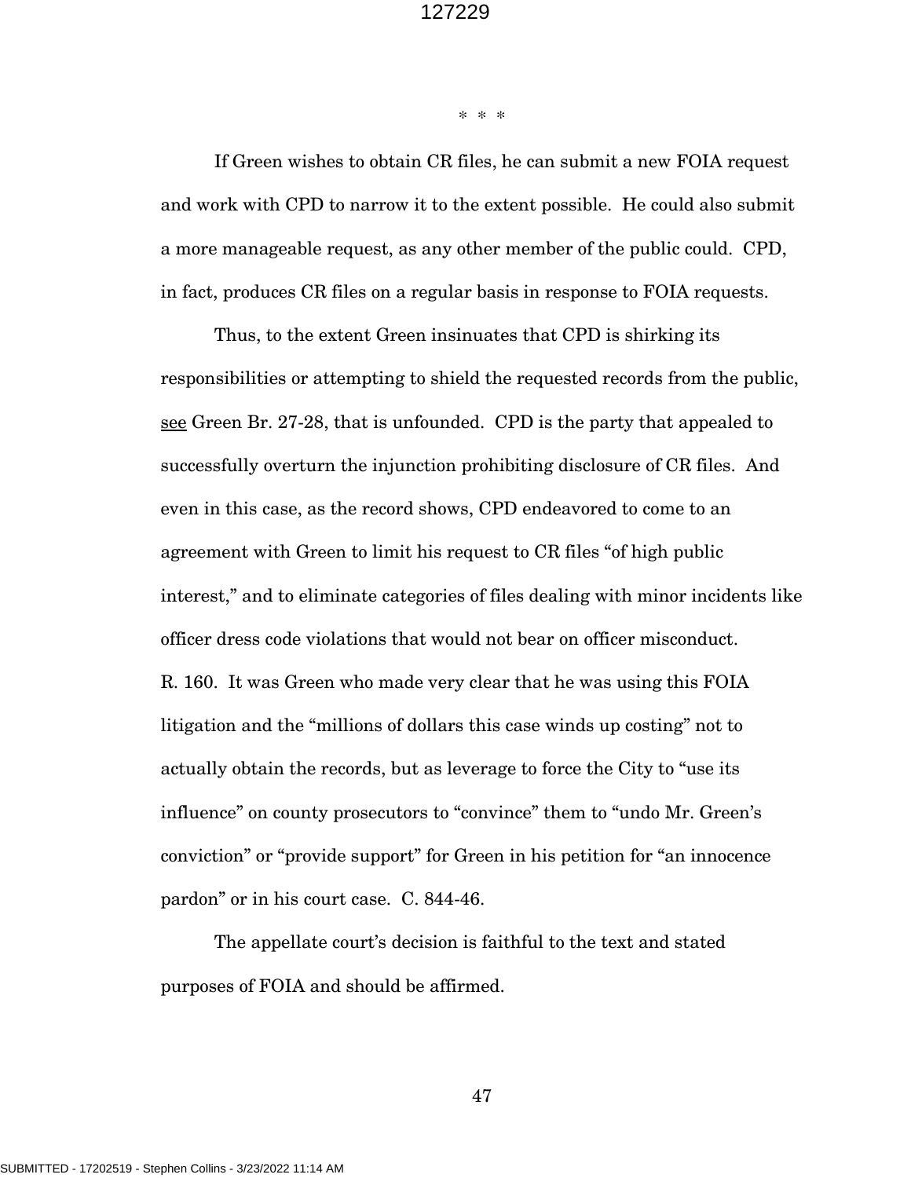\* \* \*

If Green wishes to obtain CR files, he can submit a new FOIA request and work with CPD to narrow it to the extent possible. He could also submit a more manageable request, as any other member of the public could. CPD, in fact, produces CR files on a regular basis in response to FOIA requests.

Thus, to the extent Green insinuates that CPD is shirking its responsibilities or attempting to shield the requested records from the public, see Green Br. 27-28, that is unfounded. CPD is the party that appealed to successfully overturn the injunction prohibiting disclosure of CR files. And even in this case, as the record shows, CPD endeavored to come to an agreement with Green to limit his request to CR files "of high public interest," and to eliminate categories of files dealing with minor incidents like officer dress code violations that would not bear on officer misconduct. R. 160. It was Green who made very clear that he was using this FOIA litigation and the "millions of dollars this case winds up costing" not to actually obtain the records, but as leverage to force the City to "use its influence" on county prosecutors to "convince" them to "undo Mr. Green's conviction" or "provide support" for Green in his petition for "an innocence pardon" or in his court case. C. 844-46.

The appellate court's decision is faithful to the text and stated purposes of FOIA and should be affirmed.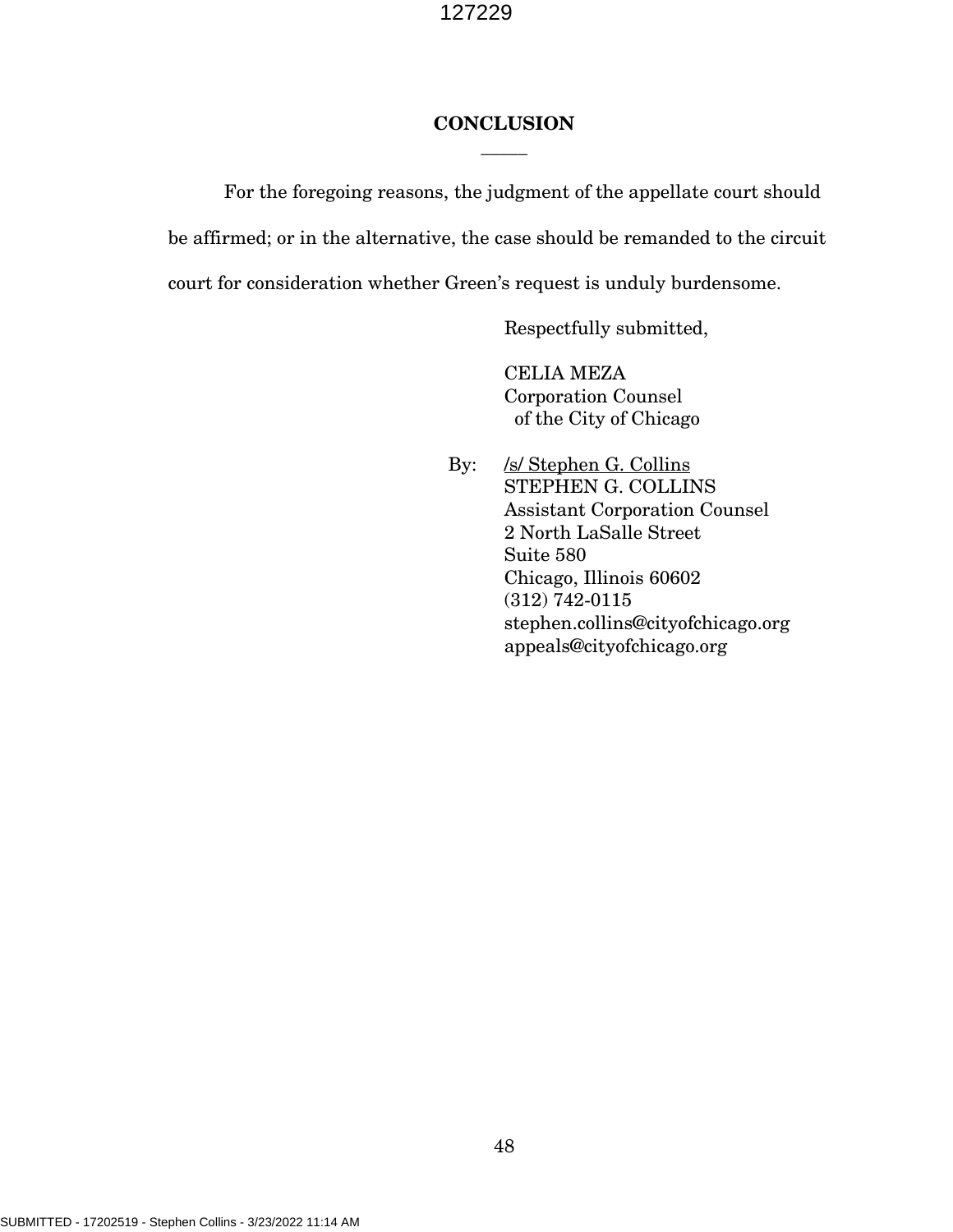## CONCLUSION

For the foregoing reasons, the judgment of the appellate court should be affirmed; or in the alternative, the case should be remanded to the circuit court for consideration whether Green's request is unduly burdensome.

Respectfully submitted,

CELIA MEZA
Corporation Counsel
of the City of Chicago

By: /s/ Stephen G. Collins
STEPHEN G. COLLINS
Assistant Corporation Counsel
2 North LaSalle Street
Suite 580
Chicago, Illinois 60602
(312) 742-0115
stephen.collins@cityofchicago.org
appeals@cityofchicago.org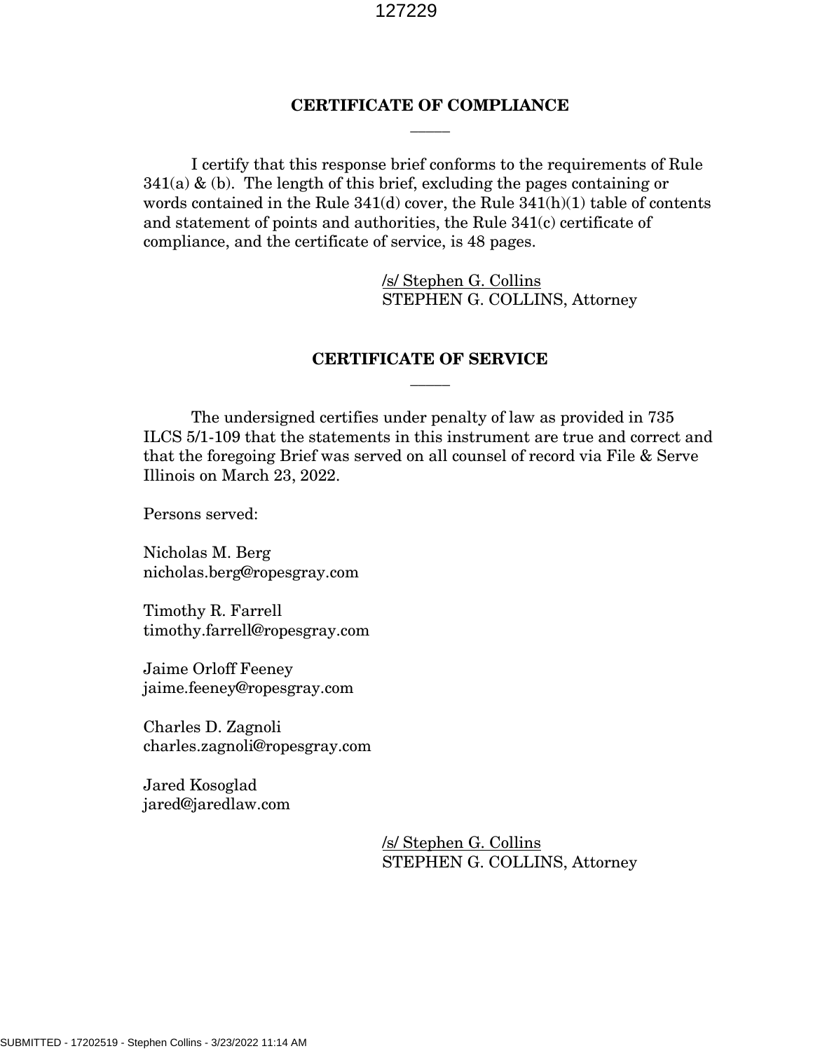## CERTIFICATE OF COMPLIANCE

I certify that this response brief conforms to the requirements of Rule 341(a) & (b). The length of this brief, excluding the pages containing or words contained in the Rule 341(d) cover, the Rule 341(h)(1) table of contents and statement of points and authorities, the Rule 341(c) certificate of compliance, and the certificate of service, is 48 pages.

/s/ Stephen G. Collins
STEPHEN G. COLLINS, Attorney

## CERTIFICATE OF SERVICE

The undersigned certifies under penalty of law as provided in 735 ILCS 5/1-109 that the statements in this instrument are true and correct and that the foregoing Brief was served on all counsel of record via File & Serve Illinois on March 23, 2022.

Persons served:

Nicholas M. Berg
nicholas.berg@ropesgray.com

Timothy R. Farrell
timothy.farrell@ropesgray.com

Jaime Orloff Feeney
jaime.feeney@ropesgray.com

Charles D. Zagnoli
charles.zagnoli@ropesgray.com

Jared Kosoglad
jared@jaredlaw.com

/s/ Stephen G. Collins
STEPHEN G. COLLINS, Attorney